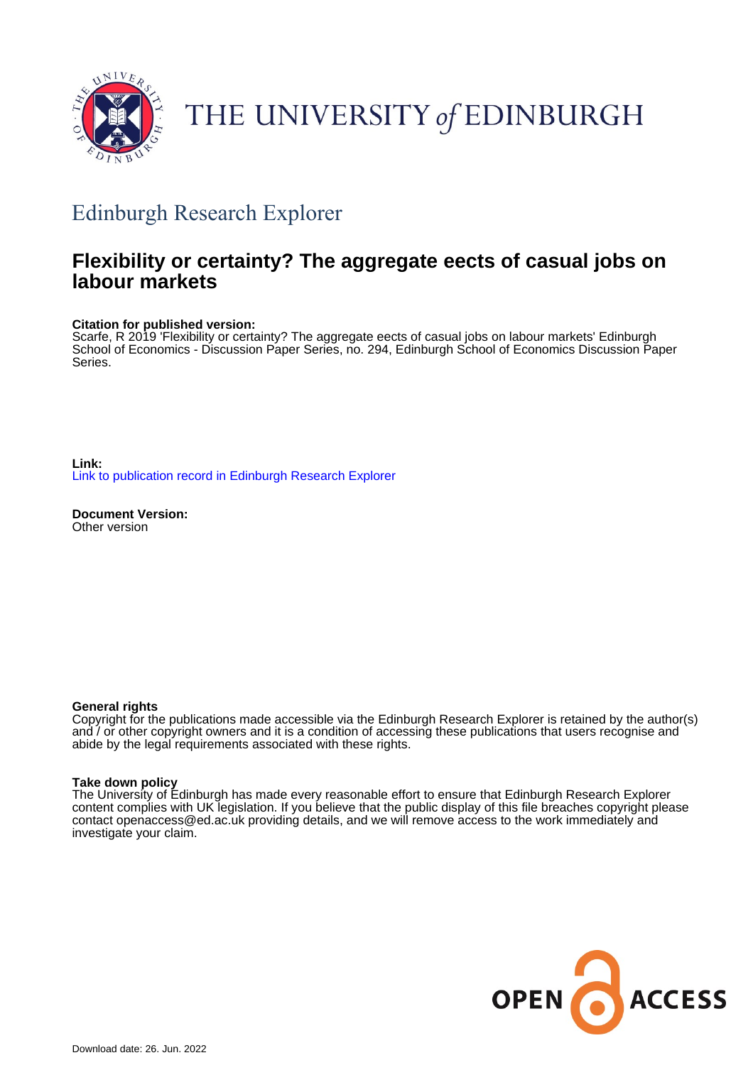THE UNIVERSITY *of* EDINBURGH

## Edinburgh Research Explorer

# Flexibility or certainty? The aggregate eects of casual jobs on labour markets

**Citation for published version:**
Scarfe, R 2019 'Flexibility or certainty? The aggregate eects of casual jobs on labour markets' Edinburgh School of Economics - Discussion Paper Series, no. 294, Edinburgh School of Economics Discussion Paper Series.

**Link:**
Link to publication record in Edinburgh Research Explorer

**Document Version:**
Other version

**General rights**
Copyright for the publications made accessible via the Edinburgh Research Explorer is retained by the author(s) and / or other copyright owners and it is a condition of accessing these publications that users recognise and abide by the legal requirements associated with these rights.

**Take down policy**
The University of Edinburgh has made every reasonable effort to ensure that Edinburgh Research Explorer content complies with UK legislation. If you believe that the public display of this file breaches copyright please contact openaccess@ed.ac.uk providing details, and we will remove access to the work immediately and investigate your claim.

OPEN ACCESS

Download date: 26. Jun. 2022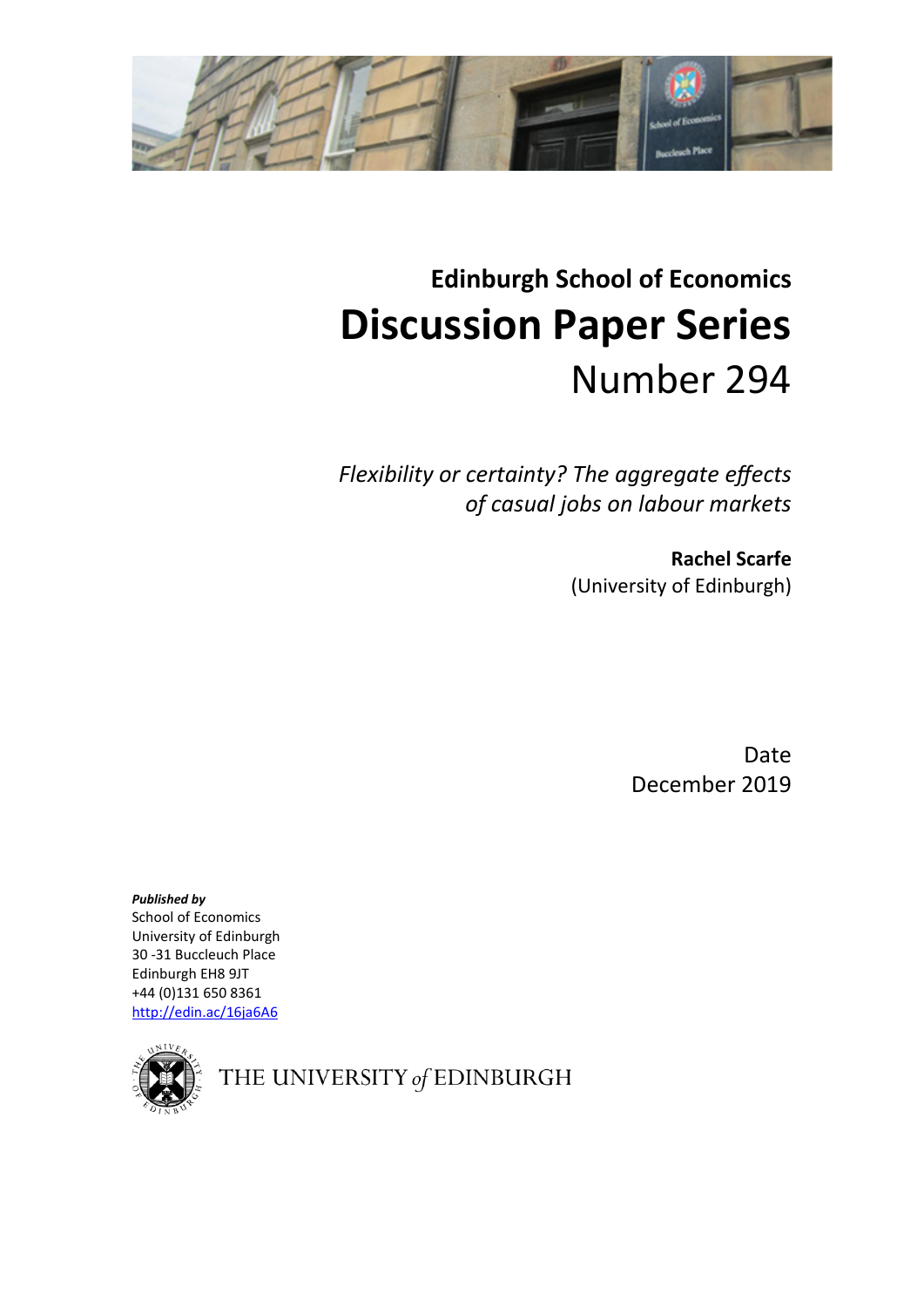# Edinburgh School of Economics

# Discussion Paper Series

Number 294

*Flexibility or certainty? The aggregate effects of casual jobs on labour markets*

**Rachel Scarfe**
(University of Edinburgh)

Date
December 2019

***Published by***
School of Economics
University of Edinburgh
30 -31 Buccleuch Place
Edinburgh EH8 9JT
+44 (0)131 650 8361
http://edin.ac/16ja6A6

THE UNIVERSITY *of* EDINBURGH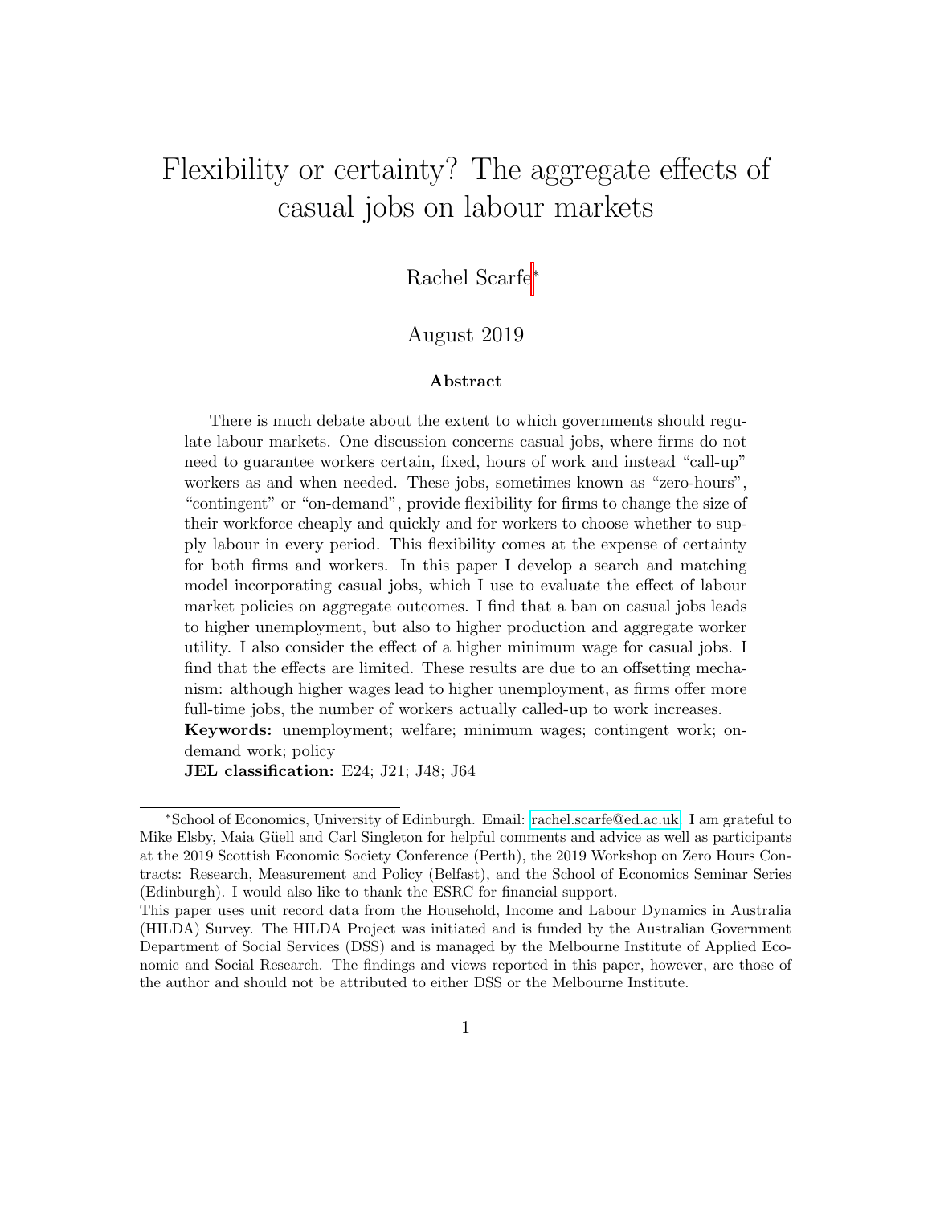# Flexibility or certainty? The aggregate effects of casual jobs on labour markets

Rachel Scarfe*

August 2019

### Abstract

There is much debate about the extent to which governments should regulate labour markets. One discussion concerns casual jobs, where firms do not need to guarantee workers certain, fixed, hours of work and instead "call-up" workers as and when needed. These jobs, sometimes known as "zero-hours", "contingent" or "on-demand", provide flexibility for firms to change the size of their workforce cheaply and quickly and for workers to choose whether to supply labour in every period. This flexibility comes at the expense of certainty for both firms and workers. In this paper I develop a search and matching model incorporating casual jobs, which I use to evaluate the effect of labour market policies on aggregate outcomes. I find that a ban on casual jobs leads to higher unemployment, but also to higher production and aggregate worker utility. I also consider the effect of a higher minimum wage for casual jobs. I find that the effects are limited. These results are due to an offsetting mechanism: although higher wages lead to higher unemployment, as firms offer more full-time jobs, the number of workers actually called-up to work increases.

**Keywords:** unemployment; welfare; minimum wages; contingent work; on-demand work; policy

**JEL classification:** E24; J21; J48; J64

---

*School of Economics, University of Edinburgh. Email: rachel.scarfe@ed.ac.uk. I am grateful to Mike Elsby, Maia Güell and Carl Singleton for helpful comments and advice as well as participants at the 2019 Scottish Economic Society Conference (Perth), the 2019 Workshop on Zero Hours Contracts: Research, Measurement and Policy (Belfast), and the School of Economics Seminar Series (Edinburgh). I would also like to thank the ESRC for financial support.

This paper uses unit record data from the Household, Income and Labour Dynamics in Australia (HILDA) Survey. The HILDA Project was initiated and is funded by the Australian Government Department of Social Services (DSS) and is managed by the Melbourne Institute of Applied Economic and Social Research. The findings and views reported in this paper, however, are those of the author and should not be attributed to either DSS or the Melbourne Institute.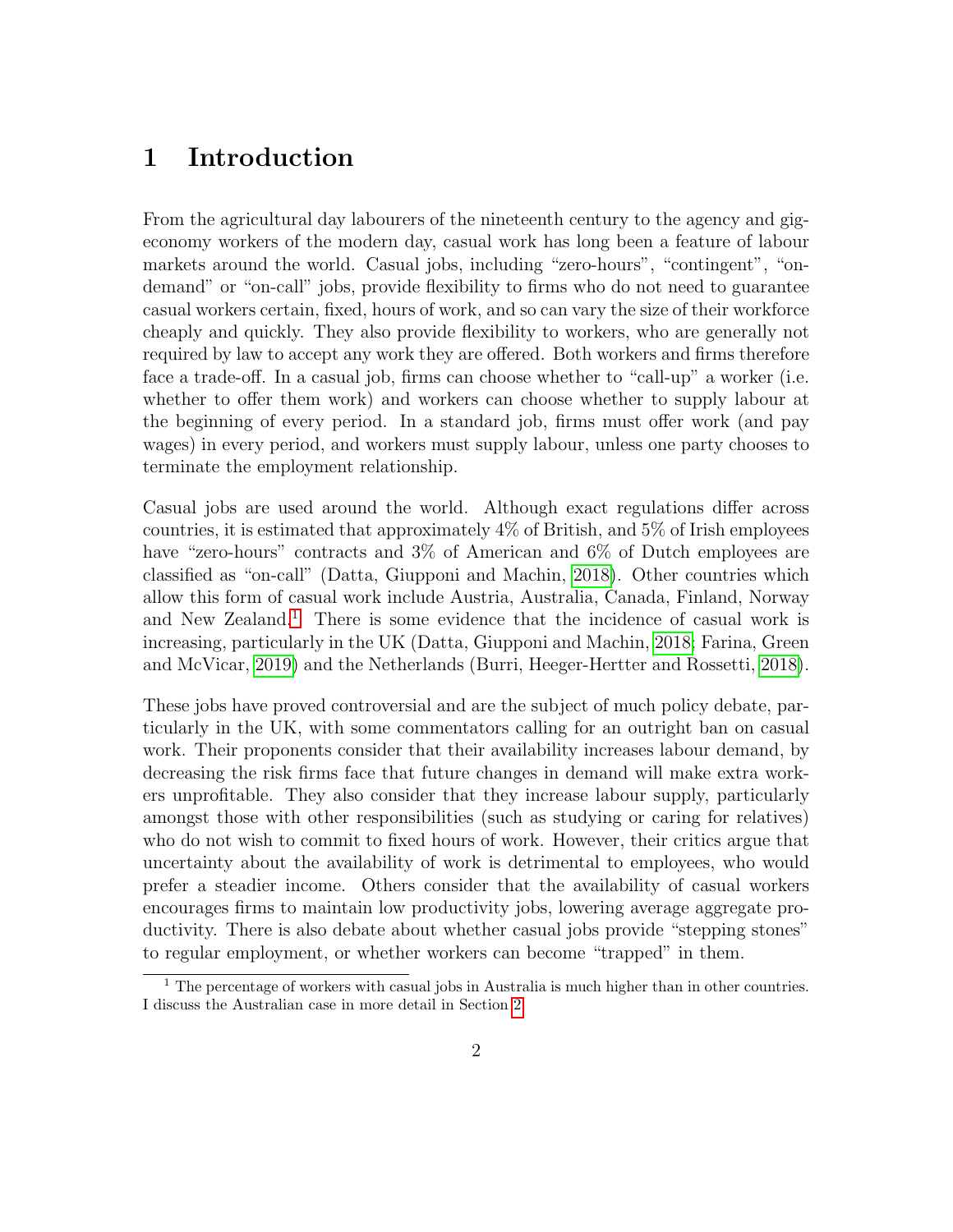# 1 Introduction

From the agricultural day labourers of the nineteenth century to the agency and gig-economy workers of the modern day, casual work has long been a feature of labour markets around the world. Casual jobs, including "zero-hours", "contingent", "on-demand" or "on-call" jobs, provide flexibility to firms who do not need to guarantee casual workers certain, fixed, hours of work, and so can vary the size of their workforce cheaply and quickly. They also provide flexibility to workers, who are generally not required by law to accept any work they are offered. Both workers and firms therefore face a trade-off. In a casual job, firms can choose whether to "call-up" a worker (i.e. whether to offer them work) and workers can choose whether to supply labour at the beginning of every period. In a standard job, firms must offer work (and pay wages) in every period, and workers must supply labour, unless one party chooses to terminate the employment relationship.

Casual jobs are used around the world. Although exact regulations differ across countries, it is estimated that approximately 4% of British, and 5% of Irish employees have "zero-hours" contracts and 3% of American and 6% of Dutch employees are classified as "on-call" (Datta, Giupponi and Machin, 2018). Other countries which allow this form of casual work include Austria, Australia, Canada, Finland, Norway and New Zealand.[1] There is some evidence that the incidence of casual work is increasing, particularly in the UK (Datta, Giupponi and Machin, 2018; Farina, Green and McVicar, 2019) and the Netherlands (Burri, Heeger-Hertter and Rossetti, 2018).

These jobs have proved controversial and are the subject of much policy debate, particularly in the UK, with some commentators calling for an outright ban on casual work. Their proponents consider that their availability increases labour demand, by decreasing the risk firms face that future changes in demand will make extra workers unprofitable. They also consider that they increase labour supply, particularly amongst those with other responsibilities (such as studying or caring for relatives) who do not wish to commit to fixed hours of work. However, their critics argue that uncertainty about the availability of work is detrimental to employees, who would prefer a steadier income. Others consider that the availability of casual workers encourages firms to maintain low productivity jobs, lowering average aggregate productivity. There is also debate about whether casual jobs provide "stepping stones" to regular employment, or whether workers can become "trapped" in them.

[1] The percentage of workers with casual jobs in Australia is much higher than in other countries. I discuss the Australian case in more detail in Section 2.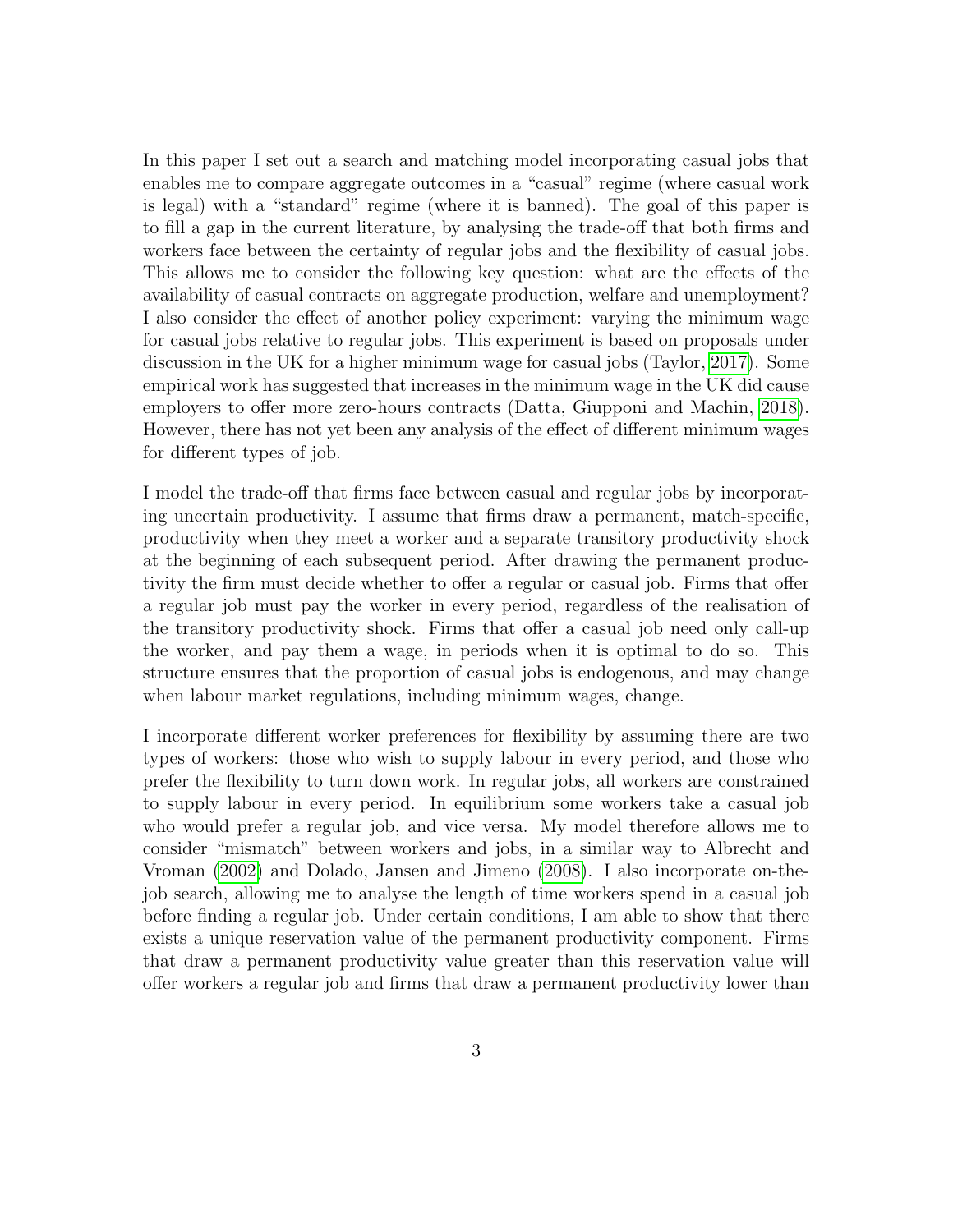In this paper I set out a search and matching model incorporating casual jobs that enables me to compare aggregate outcomes in a "casual" regime (where casual work is legal) with a "standard" regime (where it is banned). The goal of this paper is to fill a gap in the current literature, by analysing the trade-off that both firms and workers face between the certainty of regular jobs and the flexibility of casual jobs. This allows me to consider the following key question: what are the effects of the availability of casual contracts on aggregate production, welfare and unemployment? I also consider the effect of another policy experiment: varying the minimum wage for casual jobs relative to regular jobs. This experiment is based on proposals under discussion in the UK for a higher minimum wage for casual jobs (Taylor, 2017). Some empirical work has suggested that increases in the minimum wage in the UK did cause employers to offer more zero-hours contracts (Datta, Giupponi and Machin, 2018). However, there has not yet been any analysis of the effect of different minimum wages for different types of job.

I model the trade-off that firms face between casual and regular jobs by incorporating uncertain productivity. I assume that firms draw a permanent, match-specific, productivity when they meet a worker and a separate transitory productivity shock at the beginning of each subsequent period. After drawing the permanent productivity the firm must decide whether to offer a regular or casual job. Firms that offer a regular job must pay the worker in every period, regardless of the realisation of the transitory productivity shock. Firms that offer a casual job need only call-up the worker, and pay them a wage, in periods when it is optimal to do so. This structure ensures that the proportion of casual jobs is endogenous, and may change when labour market regulations, including minimum wages, change.

I incorporate different worker preferences for flexibility by assuming there are two types of workers: those who wish to supply labour in every period, and those who prefer the flexibility to turn down work. In regular jobs, all workers are constrained to supply labour in every period. In equilibrium some workers take a casual job who would prefer a regular job, and vice versa. My model therefore allows me to consider "mismatch" between workers and jobs, in a similar way to Albrecht and Vroman (2002) and Dolado, Jansen and Jimeno (2008). I also incorporate on-the-job search, allowing me to analyse the length of time workers spend in a casual job before finding a regular job. Under certain conditions, I am able to show that there exists a unique reservation value of the permanent productivity component. Firms that draw a permanent productivity value greater than this reservation value will offer workers a regular job and firms that draw a permanent productivity lower than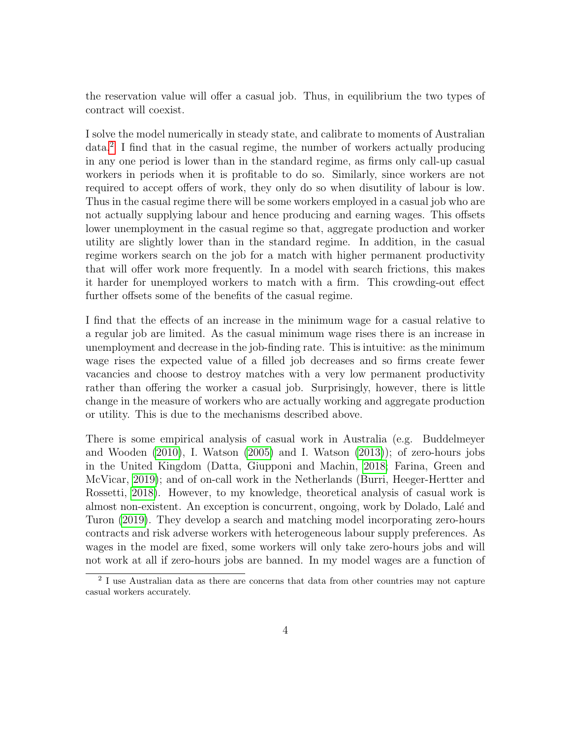the reservation value will offer a casual job. Thus, in equilibrium the two types of contract will coexist.

I solve the model numerically in steady state, and calibrate to moments of Australian data.[2] I find that in the casual regime, the number of workers actually producing in any one period is lower than in the standard regime, as firms only call-up casual workers in periods when it is profitable to do so. Similarly, since workers are not required to accept offers of work, they only do so when disutility of labour is low. Thus in the casual regime there will be some workers employed in a casual job who are not actually supplying labour and hence producing and earning wages. This offsets lower unemployment in the casual regime so that, aggregate production and worker utility are slightly lower than in the standard regime. In addition, in the casual regime workers search on the job for a match with higher permanent productivity that will offer work more frequently. In a model with search frictions, this makes it harder for unemployed workers to match with a firm. This crowding-out effect further offsets some of the benefits of the casual regime.

I find that the effects of an increase in the minimum wage for a casual relative to a regular job are limited. As the casual minimum wage rises there is an increase in unemployment and decrease in the job-finding rate. This is intuitive: as the minimum wage rises the expected value of a filled job decreases and so firms create fewer vacancies and choose to destroy matches with a very low permanent productivity rather than offering the worker a casual job. Surprisingly, however, there is little change in the measure of workers who are actually working and aggregate production or utility. This is due to the mechanisms described above.

There is some empirical analysis of casual work in Australia (e.g. Buddelmeyer and Wooden (2010), I. Watson (2005) and I. Watson (2013)); of zero-hours jobs in the United Kingdom (Datta, Giupponi and Machin, 2018; Farina, Green and McVicar, 2019); and of on-call work in the Netherlands (Burri, Heeger-Hertter and Rossetti, 2018). However, to my knowledge, theoretical analysis of casual work is almost non-existent. An exception is concurrent, ongoing, work by Dolado, Lalé and Turon (2019). They develop a search and matching model incorporating zero-hours contracts and risk adverse workers with heterogeneous labour supply preferences. As wages in the model are fixed, some workers will only take zero-hours jobs and will not work at all if zero-hours jobs are banned. In my model wages are a function of

[2] I use Australian data as there are concerns that data from other countries may not capture casual workers accurately.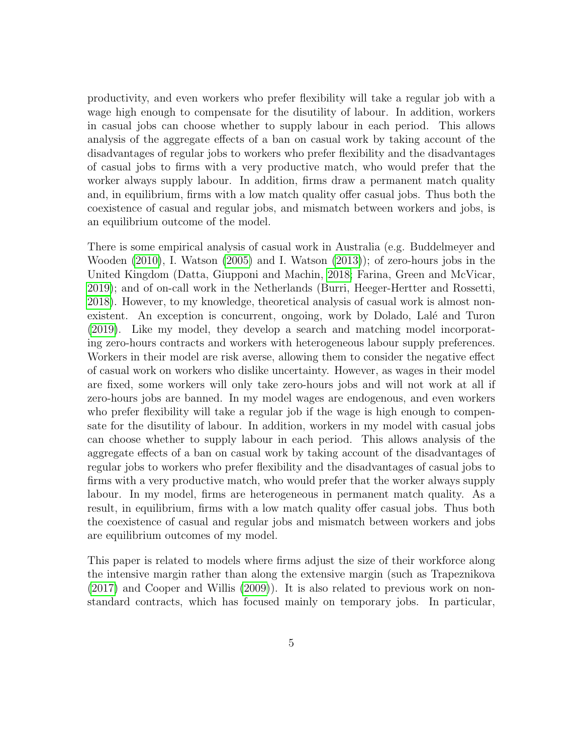productivity, and even workers who prefer flexibility will take a regular job with a wage high enough to compensate for the disutility of labour. In addition, workers in casual jobs can choose whether to supply labour in each period. This allows analysis of the aggregate effects of a ban on casual work by taking account of the disadvantages of regular jobs to workers who prefer flexibility and the disadvantages of casual jobs to firms with a very productive match, who would prefer that the worker always supply labour. In addition, firms draw a permanent match quality and, in equilibrium, firms with a low match quality offer casual jobs. Thus both the coexistence of casual and regular jobs, and mismatch between workers and jobs, is an equilibrium outcome of the model.

There is some empirical analysis of casual work in Australia (e.g. Buddelmeyer and Wooden (2010), I. Watson (2005) and I. Watson (2013)); of zero-hours jobs in the United Kingdom (Datta, Giupponi and Machin, 2018; Farina, Green and McVicar, 2019); and of on-call work in the Netherlands (Burri, Heeger-Hertter and Rossetti, 2018). However, to my knowledge, theoretical analysis of casual work is almost non-existent. An exception is concurrent, ongoing, work by Dolado, Lalé and Turon (2019). Like my model, they develop a search and matching model incorporating zero-hours contracts and workers with heterogeneous labour supply preferences. Workers in their model are risk averse, allowing them to consider the negative effect of casual work on workers who dislike uncertainty. However, as wages in their model are fixed, some workers will only take zero-hours jobs and will not work at all if zero-hours jobs are banned. In my model wages are endogenous, and even workers who prefer flexibility will take a regular job if the wage is high enough to compensate for the disutility of labour. In addition, workers in my model with casual jobs can choose whether to supply labour in each period. This allows analysis of the aggregate effects of a ban on casual work by taking account of the disadvantages of regular jobs to workers who prefer flexibility and the disadvantages of casual jobs to firms with a very productive match, who would prefer that the worker always supply labour. In my model, firms are heterogeneous in permanent match quality. As a result, in equilibrium, firms with a low match quality offer casual jobs. Thus both the coexistence of casual and regular jobs and mismatch between workers and jobs are equilibrium outcomes of my model.

This paper is related to models where firms adjust the size of their workforce along the intensive margin rather than along the extensive margin (such as Trapeznikova (2017) and Cooper and Willis (2009)). It is also related to previous work on non-standard contracts, which has focused mainly on temporary jobs. In particular,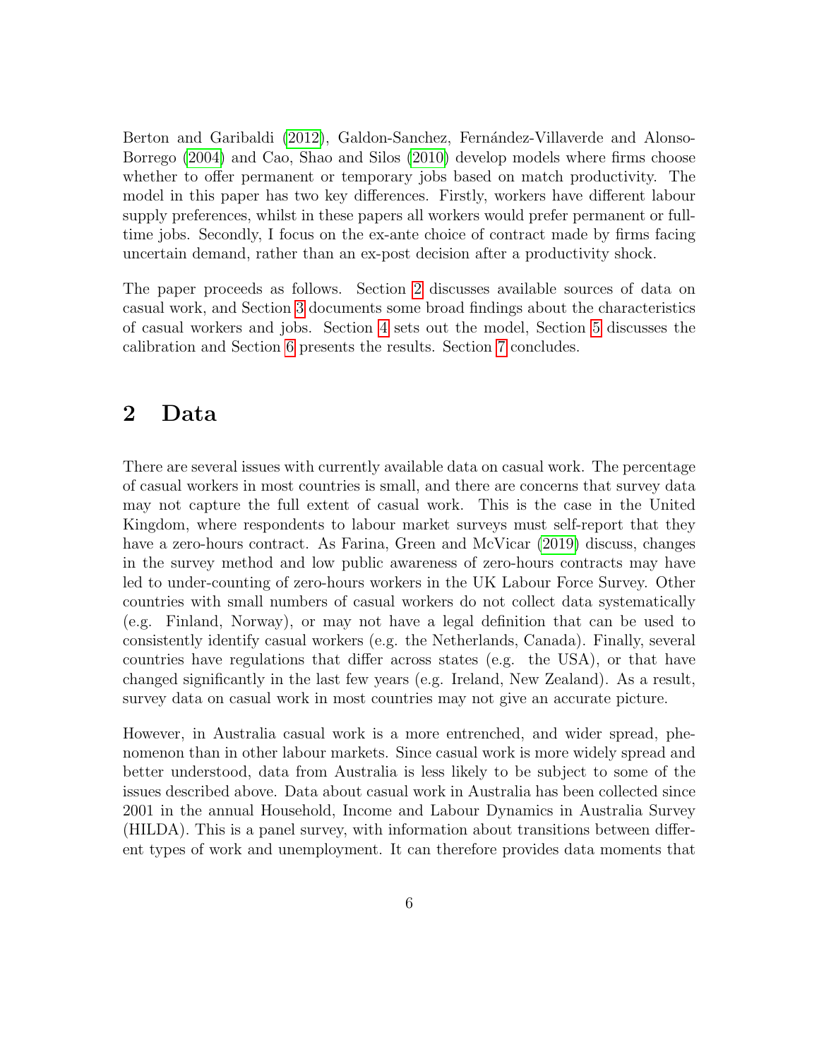Berton and Garibaldi (2012), Galdon-Sanchez, Fernández-Villaverde and Alonso-Borrego (2004) and Cao, Shao and Silos (2010) develop models where firms choose whether to offer permanent or temporary jobs based on match productivity. The model in this paper has two key differences. Firstly, workers have different labour supply preferences, whilst in these papers all workers would prefer permanent or full-time jobs. Secondly, I focus on the ex-ante choice of contract made by firms facing uncertain demand, rather than an ex-post decision after a productivity shock.

The paper proceeds as follows. Section 2 discusses available sources of data on casual work, and Section 3 documents some broad findings about the characteristics of casual workers and jobs. Section 4 sets out the model, Section 5 discusses the calibration and Section 6 presents the results. Section 7 concludes.

## 2 Data

There are several issues with currently available data on casual work. The percentage of casual workers in most countries is small, and there are concerns that survey data may not capture the full extent of casual work. This is the case in the United Kingdom, where respondents to labour market surveys must self-report that they have a zero-hours contract. As Farina, Green and McVicar (2019) discuss, changes in the survey method and low public awareness of zero-hours contracts may have led to under-counting of zero-hours workers in the UK Labour Force Survey. Other countries with small numbers of casual workers do not collect data systematically (e.g. Finland, Norway), or may not have a legal definition that can be used to consistently identify casual workers (e.g. the Netherlands, Canada). Finally, several countries have regulations that differ across states (e.g. the USA), or that have changed significantly in the last few years (e.g. Ireland, New Zealand). As a result, survey data on casual work in most countries may not give an accurate picture.

However, in Australia casual work is a more entrenched, and wider spread, phenomenon than in other labour markets. Since casual work is more widely spread and better understood, data from Australia is less likely to be subject to some of the issues described above. Data about casual work in Australia has been collected since 2001 in the annual Household, Income and Labour Dynamics in Australia Survey (HILDA). This is a panel survey, with information about transitions between different types of work and unemployment. It can therefore provides data moments that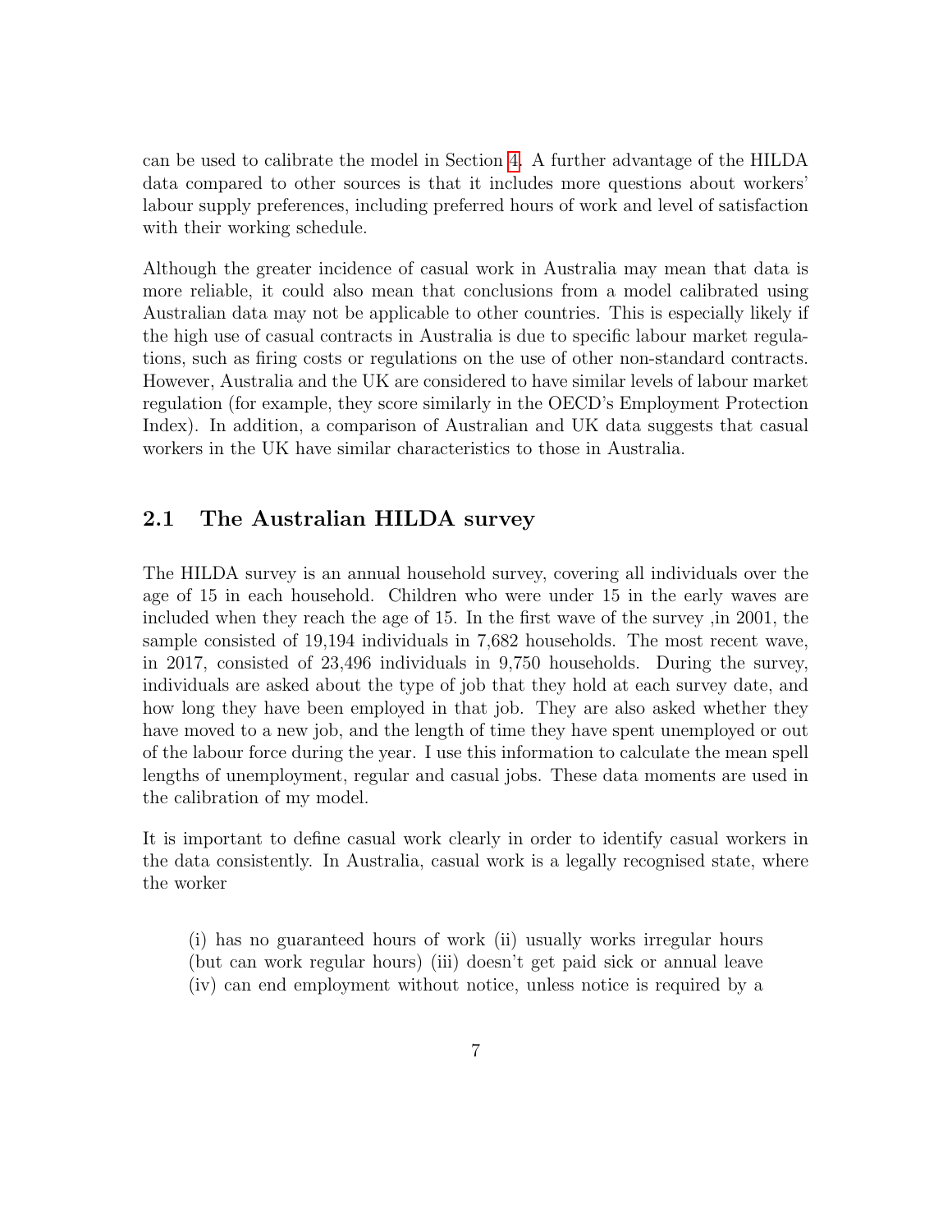can be used to calibrate the model in Section 4. A further advantage of the HILDA data compared to other sources is that it includes more questions about workers' labour supply preferences, including preferred hours of work and level of satisfaction with their working schedule.

Although the greater incidence of casual work in Australia may mean that data is more reliable, it could also mean that conclusions from a model calibrated using Australian data may not be applicable to other countries. This is especially likely if the high use of casual contracts in Australia is due to specific labour market regulations, such as firing costs or regulations on the use of other non-standard contracts. However, Australia and the UK are considered to have similar levels of labour market regulation (for example, they score similarly in the OECD's Employment Protection Index). In addition, a comparison of Australian and UK data suggests that casual workers in the UK have similar characteristics to those in Australia.

## 2.1 The Australian HILDA survey

The HILDA survey is an annual household survey, covering all individuals over the age of 15 in each household. Children who were under 15 in the early waves are included when they reach the age of 15. In the first wave of the survey ,in 2001, the sample consisted of 19,194 individuals in 7,682 households. The most recent wave, in 2017, consisted of 23,496 individuals in 9,750 households. During the survey, individuals are asked about the type of job that they hold at each survey date, and how long they have been employed in that job. They are also asked whether they have moved to a new job, and the length of time they have spent unemployed or out of the labour force during the year. I use this information to calculate the mean spell lengths of unemployment, regular and casual jobs. These data moments are used in the calibration of my model.

It is important to define casual work clearly in order to identify casual workers in the data consistently. In Australia, casual work is a legally recognised state, where the worker

> (i) has no guaranteed hours of work (ii) usually works irregular hours (but can work regular hours) (iii) doesn't get paid sick or annual leave (iv) can end employment without notice, unless notice is required by a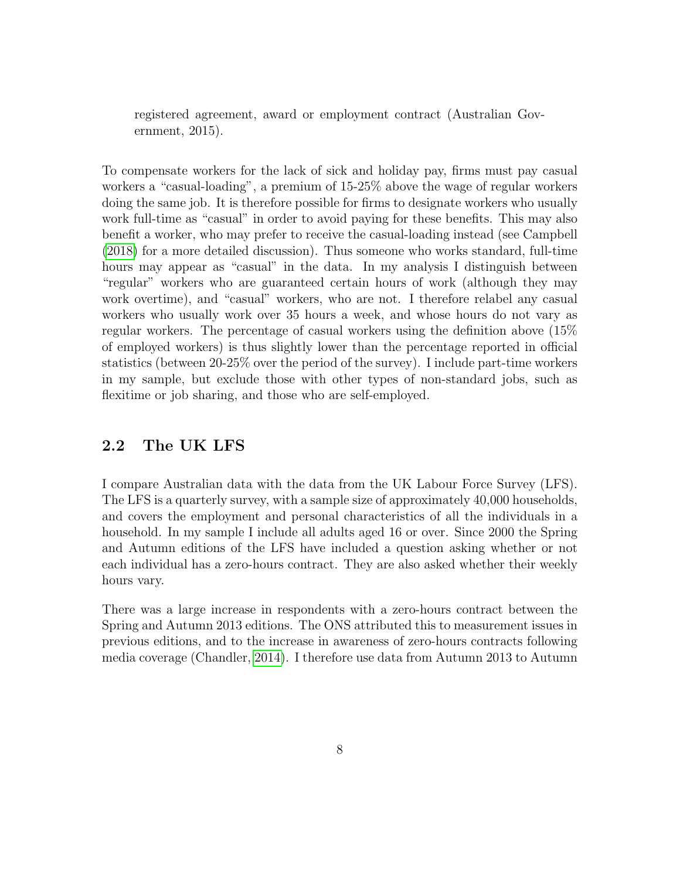registered agreement, award or employment contract (Australian Government, 2015).

To compensate workers for the lack of sick and holiday pay, firms must pay casual workers a "casual-loading", a premium of 15-25% above the wage of regular workers doing the same job. It is therefore possible for firms to designate workers who usually work full-time as "casual" in order to avoid paying for these benefits. This may also benefit a worker, who may prefer to receive the casual-loading instead (see Campbell (2018) for a more detailed discussion). Thus someone who works standard, full-time hours may appear as "casual" in the data. In my analysis I distinguish between "regular" workers who are guaranteed certain hours of work (although they may work overtime), and "casual" workers, who are not. I therefore relabel any casual workers who usually work over 35 hours a week, and whose hours do not vary as regular workers. The percentage of casual workers using the definition above (15% of employed workers) is thus slightly lower than the percentage reported in official statistics (between 20-25% over the period of the survey). I include part-time workers in my sample, but exclude those with other types of non-standard jobs, such as flexitime or job sharing, and those who are self-employed.

## 2.2 The UK LFS

I compare Australian data with the data from the UK Labour Force Survey (LFS). The LFS is a quarterly survey, with a sample size of approximately 40,000 households, and covers the employment and personal characteristics of all the individuals in a household. In my sample I include all adults aged 16 or over. Since 2000 the Spring and Autumn editions of the LFS have included a question asking whether or not each individual has a zero-hours contract. They are also asked whether their weekly hours vary.

There was a large increase in respondents with a zero-hours contract between the Spring and Autumn 2013 editions. The ONS attributed this to measurement issues in previous editions, and to the increase in awareness of zero-hours contracts following media coverage (Chandler, 2014). I therefore use data from Autumn 2013 to Autumn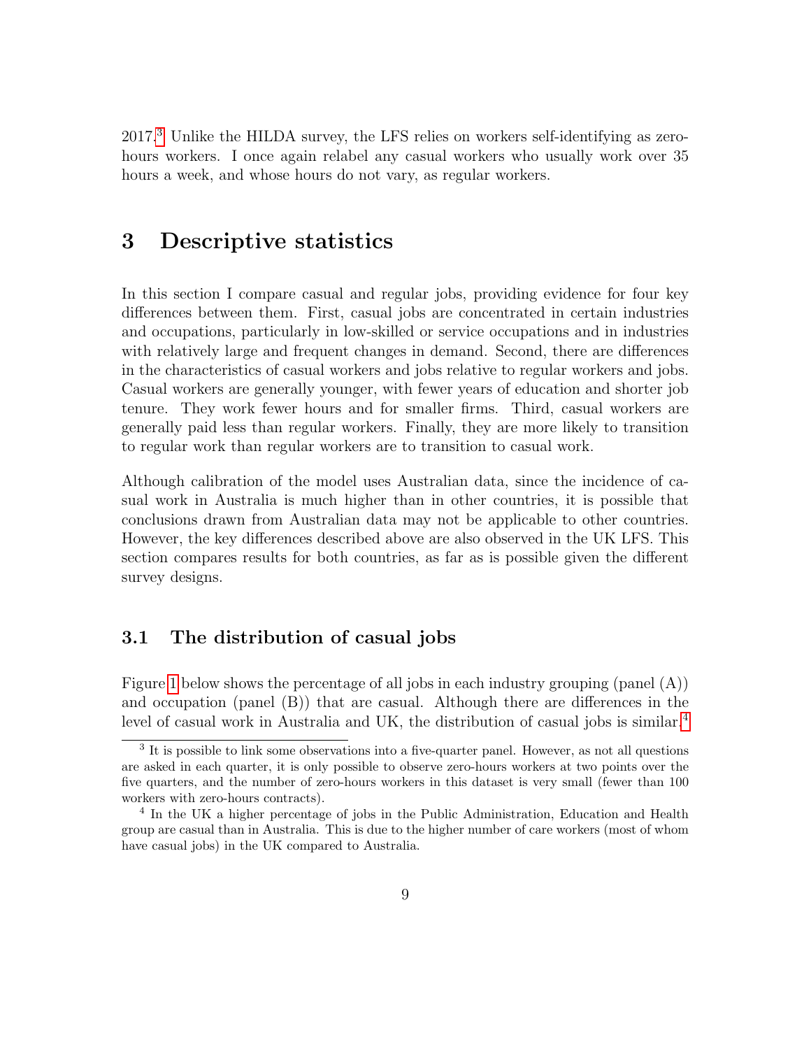2017.[3] Unlike the HILDA survey, the LFS relies on workers self-identifying as zero-hours workers. I once again relabel any casual workers who usually work over 35 hours a week, and whose hours do not vary, as regular workers.

# 3 Descriptive statistics

In this section I compare casual and regular jobs, providing evidence for four key differences between them. First, casual jobs are concentrated in certain industries and occupations, particularly in low-skilled or service occupations and in industries with relatively large and frequent changes in demand. Second, there are differences in the characteristics of casual workers and jobs relative to regular workers and jobs. Casual workers are generally younger, with fewer years of education and shorter job tenure. They work fewer hours and for smaller firms. Third, casual workers are generally paid less than regular workers. Finally, they are more likely to transition to regular work than regular workers are to transition to casual work.

Although calibration of the model uses Australian data, since the incidence of casual work in Australia is much higher than in other countries, it is possible that conclusions drawn from Australian data may not be applicable to other countries. However, the key differences described above are also observed in the UK LFS. This section compares results for both countries, as far as is possible given the different survey designs.

## 3.1 The distribution of casual jobs

Figure 1 below shows the percentage of all jobs in each industry grouping (panel (A)) and occupation (panel (B)) that are casual. Although there are differences in the level of casual work in Australia and UK, the distribution of casual jobs is similar.[4]

[3] It is possible to link some observations into a five-quarter panel. However, as not all questions are asked in each quarter, it is only possible to observe zero-hours workers at two points over the five quarters, and the number of zero-hours workers in this dataset is very small (fewer than 100 workers with zero-hours contracts).

[4] In the UK a higher percentage of jobs in the Public Administration, Education and Health group are casual than in Australia. This is due to the higher number of care workers (most of whom have casual jobs) in the UK compared to Australia.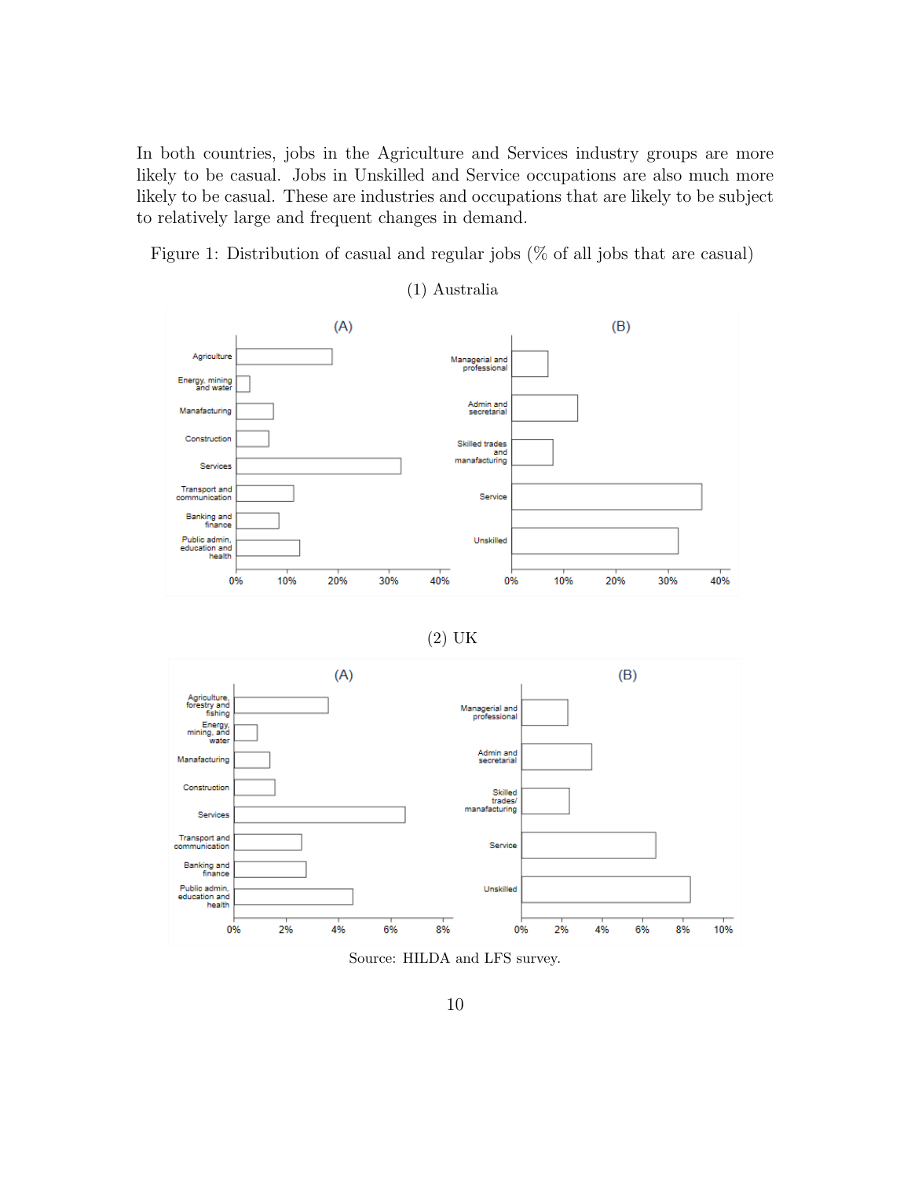In both countries, jobs in the Agriculture and Services industry groups are more likely to be casual. Jobs in Unskilled and Service occupations are also much more likely to be casual. These are industries and occupations that are likely to be subject to relatively large and frequent changes in demand.

Figure 1: Distribution of casual and regular jobs (% of all jobs that are casual)

(1) Australia

(2) UK

Source: HILDA and LFS survey.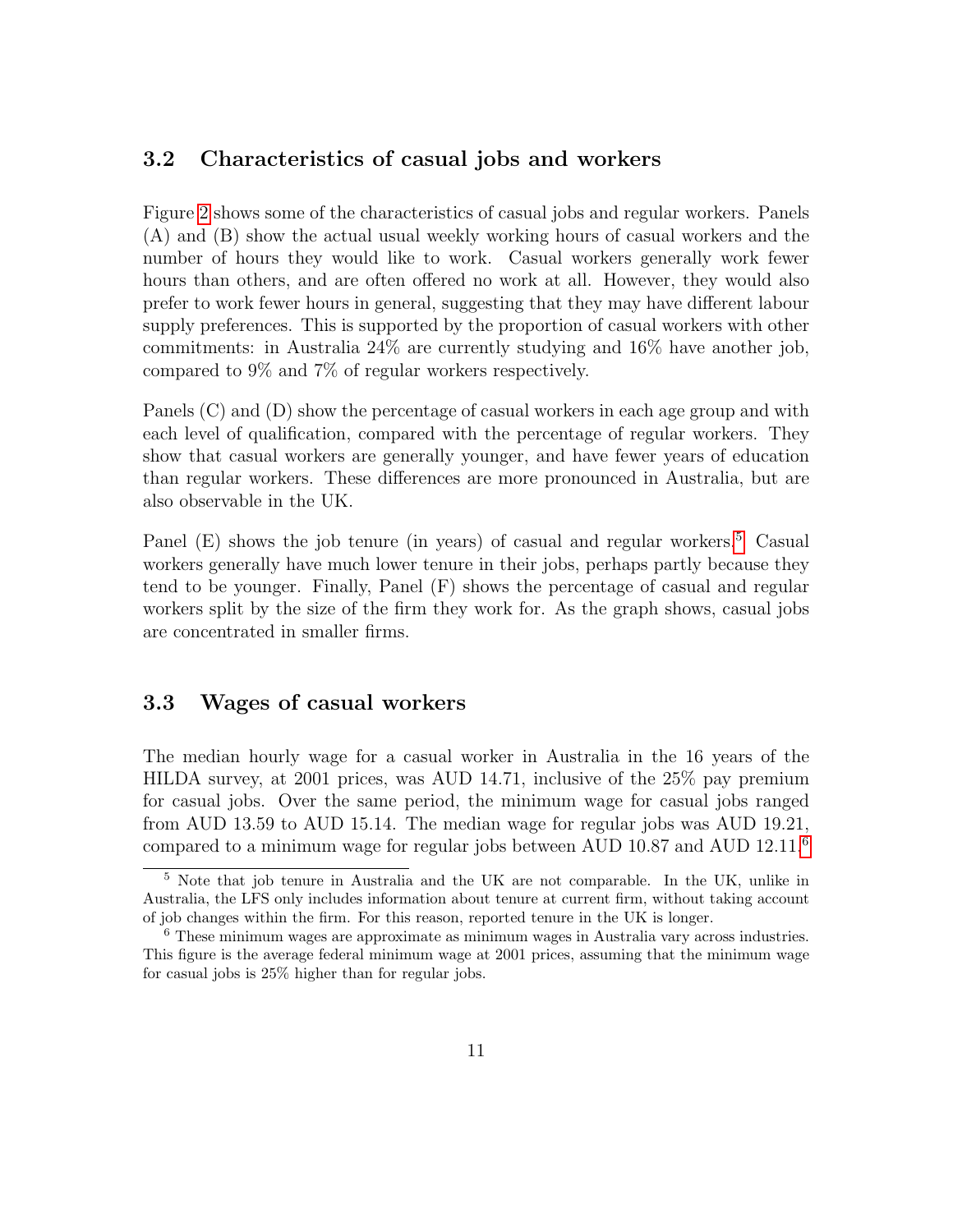### 3.2 Characteristics of casual jobs and workers

Figure 2 shows some of the characteristics of casual jobs and regular workers. Panels (A) and (B) show the actual usual weekly working hours of casual workers and the number of hours they would like to work. Casual workers generally work fewer hours than others, and are often offered no work at all. However, they would also prefer to work fewer hours in general, suggesting that they may have different labour supply preferences. This is supported by the proportion of casual workers with other commitments: in Australia 24% are currently studying and 16% have another job, compared to 9% and 7% of regular workers respectively.

Panels (C) and (D) show the percentage of casual workers in each age group and with each level of qualification, compared with the percentage of regular workers. They show that casual workers are generally younger, and have fewer years of education than regular workers. These differences are more pronounced in Australia, but are also observable in the UK.

Panel (E) shows the job tenure (in years) of casual and regular workers.[5] Casual workers generally have much lower tenure in their jobs, perhaps partly because they tend to be younger. Finally, Panel (F) shows the percentage of casual and regular workers split by the size of the firm they work for. As the graph shows, casual jobs are concentrated in smaller firms.

### 3.3 Wages of casual workers

The median hourly wage for a casual worker in Australia in the 16 years of the HILDA survey, at 2001 prices, was AUD 14.71, inclusive of the 25% pay premium for casual jobs. Over the same period, the minimum wage for casual jobs ranged from AUD 13.59 to AUD 15.14. The median wage for regular jobs was AUD 19.21, compared to a minimum wage for regular jobs between AUD 10.87 and AUD 12.11.[6]

---

[5] Note that job tenure in Australia and the UK are not comparable. In the UK, unlike in Australia, the LFS only includes information about tenure at current firm, without taking account of job changes within the firm. For this reason, reported tenure in the UK is longer.

[6] These minimum wages are approximate as minimum wages in Australia vary across industries. This figure is the average federal minimum wage at 2001 prices, assuming that the minimum wage for casual jobs is 25% higher than for regular jobs.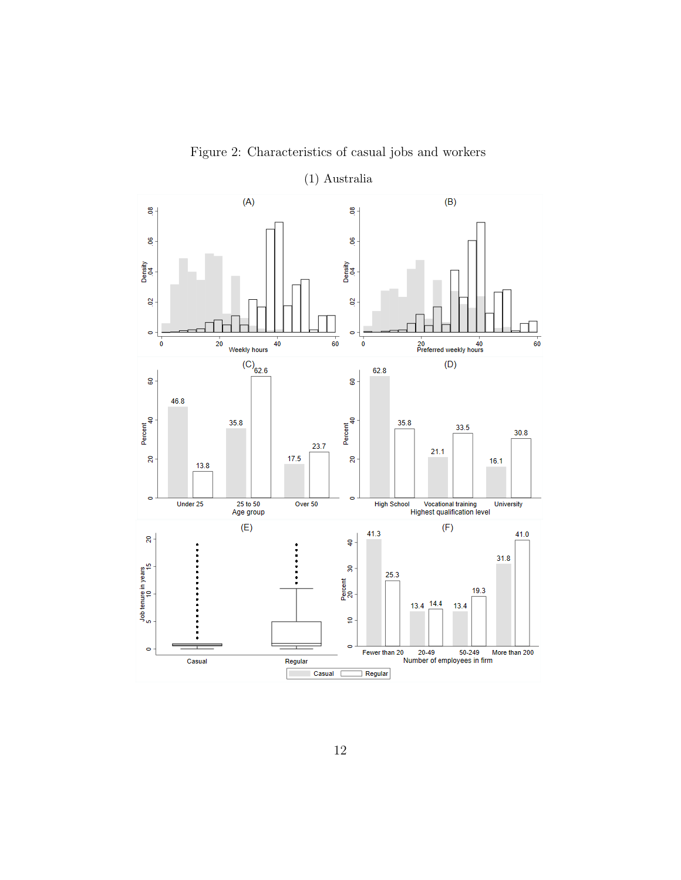Figure 2: Characteristics of casual jobs and workers

(1) Australia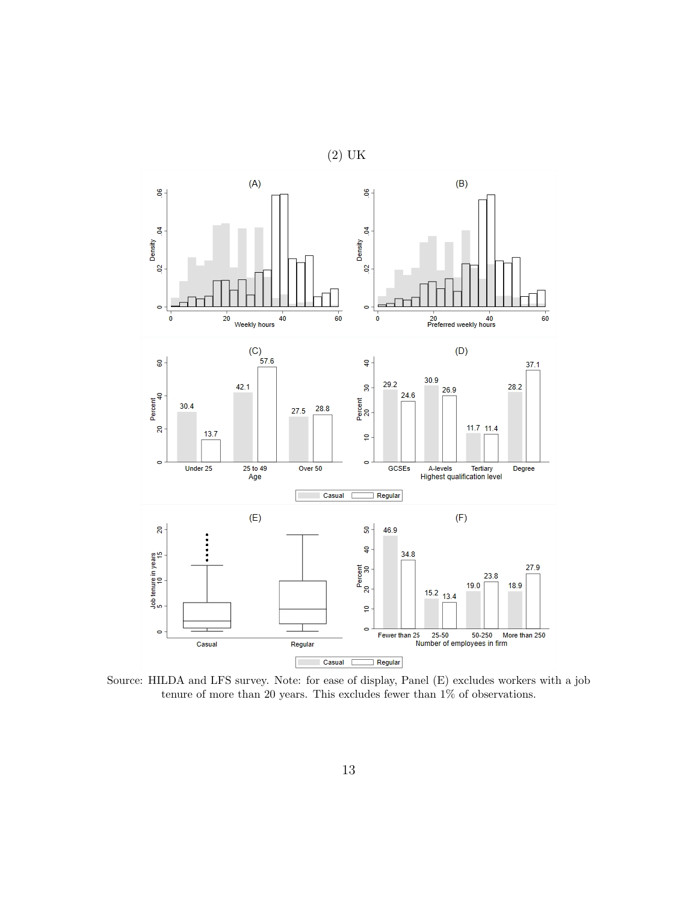(2) UK

Source: HILDA and LFS survey. Note: for ease of display, Panel (E) excludes workers with a job tenure of more than 20 years. This excludes fewer than 1% of observations.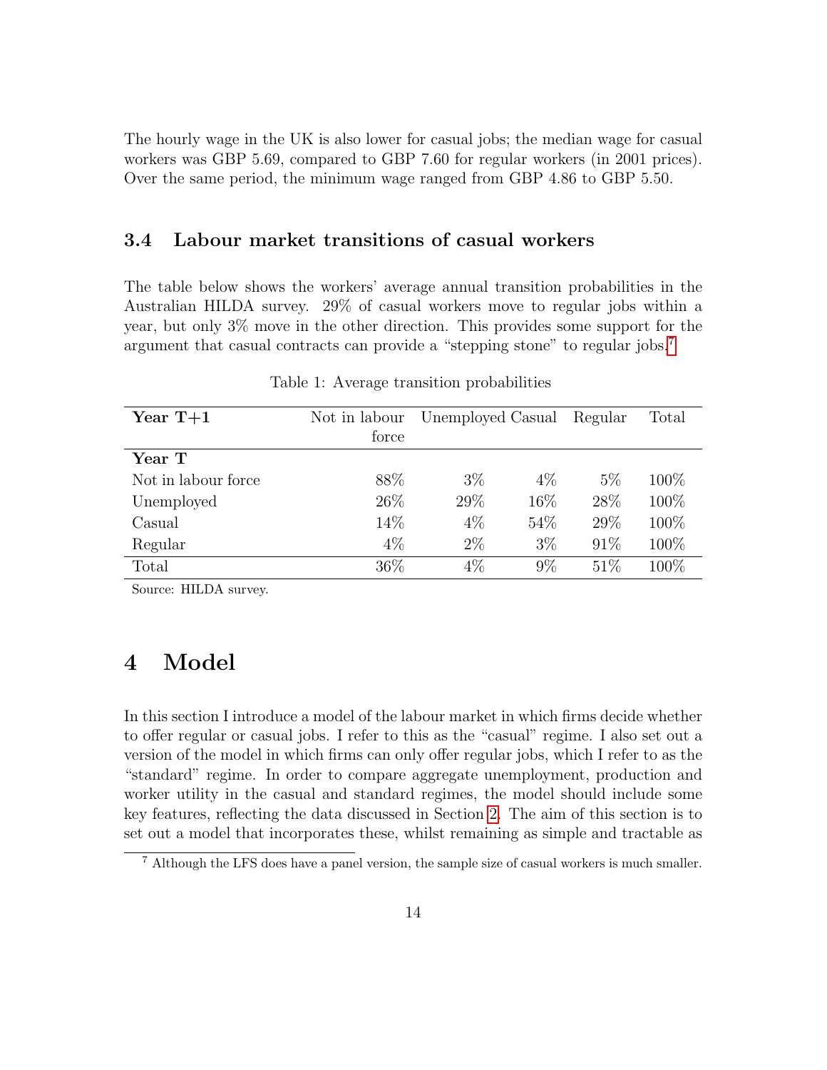The hourly wage in the UK is also lower for casual jobs; the median wage for casual workers was GBP 5.69, compared to GBP 7.60 for regular workers (in 2001 prices). Over the same period, the minimum wage ranged from GBP 4.86 to GBP 5.50.

### 3.4 Labour market transitions of casual workers

The table below shows the workers' average annual transition probabilities in the Australian HILDA survey. 29% of casual workers move to regular jobs within a year, but only 3% move in the other direction. This provides some support for the argument that casual contracts can provide a "stepping stone" to regular jobs.[7]

Table 1: Average transition probabilities

| **Year T+1** | Not in labour force | Unemployed | Casual | Regular | Total |
|---|---|---|---|---|---|
| **Year T** | | | | | |
| Not in labour force | 88% | 3% | 4% | 5% | 100% |
| Unemployed | 26% | 29% | 16% | 28% | 100% |
| Casual | 14% | 4% | 54% | 29% | 100% |
| Regular | 4% | 2% | 3% | 91% | 100% |
| Total | 36% | 4% | 9% | 51% | 100% |

Source: HILDA survey.

# 4 Model

In this section I introduce a model of the labour market in which firms decide whether to offer regular or casual jobs. I refer to this as the "casual" regime. I also set out a version of the model in which firms can only offer regular jobs, which I refer to as the "standard" regime. In order to compare aggregate unemployment, production and worker utility in the casual and standard regimes, the model should include some key features, reflecting the data discussed in Section 2. The aim of this section is to set out a model that incorporates these, whilst remaining as simple and tractable as

[7] Although the LFS does have a panel version, the sample size of casual workers is much smaller.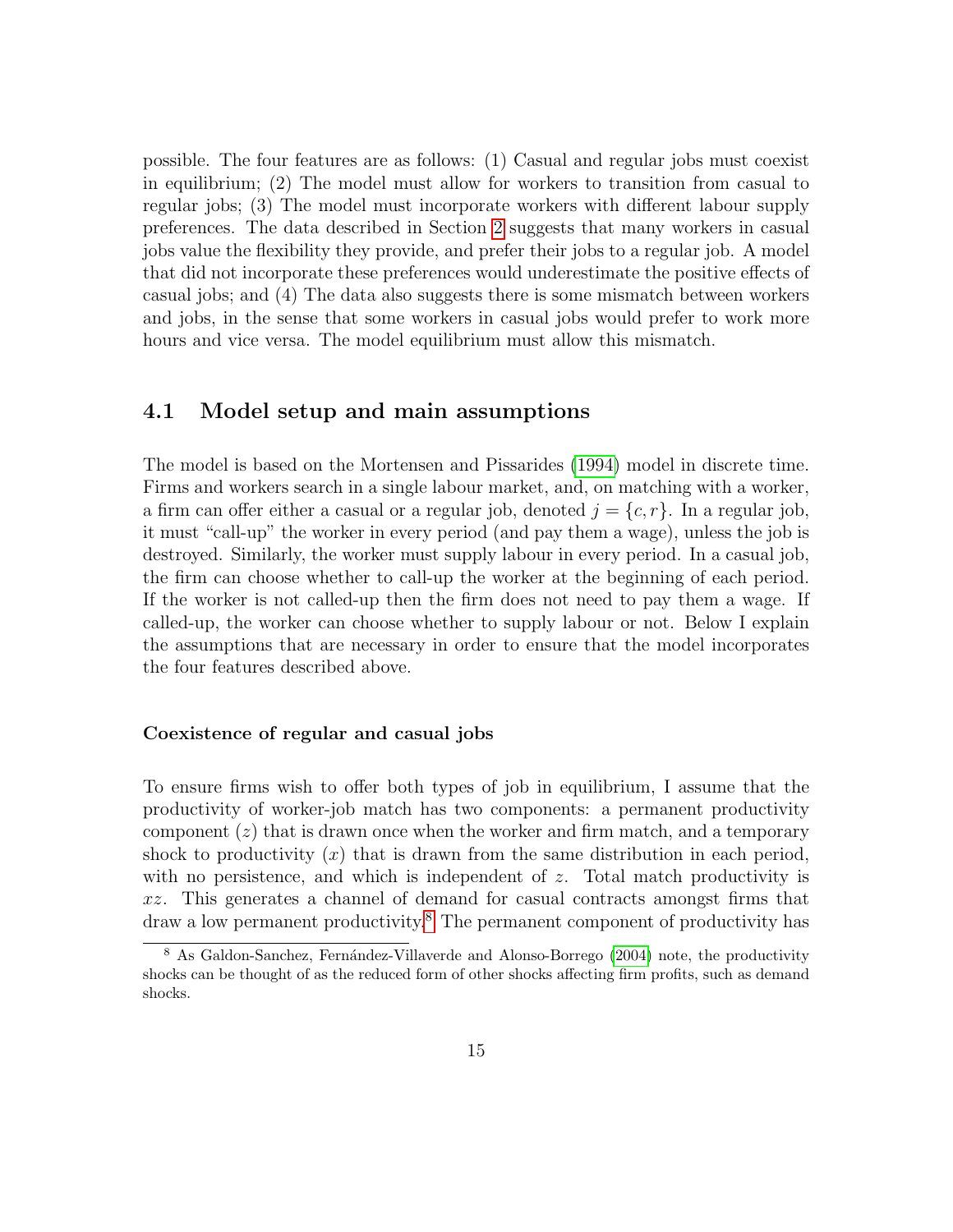possible. The four features are as follows: (1) Casual and regular jobs must coexist in equilibrium; (2) The model must allow for workers to transition from casual to regular jobs; (3) The model must incorporate workers with different labour supply preferences. The data described in Section 2 suggests that many workers in casual jobs value the flexibility they provide, and prefer their jobs to a regular job. A model that did not incorporate these preferences would underestimate the positive effects of casual jobs; and (4) The data also suggests there is some mismatch between workers and jobs, in the sense that some workers in casual jobs would prefer to work more hours and vice versa. The model equilibrium must allow this mismatch.

## 4.1 Model setup and main assumptions

The model is based on the Mortensen and Pissarides (1994) model in discrete time. Firms and workers search in a single labour market, and, on matching with a worker, a firm can offer either a casual or a regular job, denoted $j = \{c, r\}$. In a regular job, it must "call-up" the worker in every period (and pay them a wage), unless the job is destroyed. Similarly, the worker must supply labour in every period. In a casual job, the firm can choose whether to call-up the worker at the beginning of each period. If the worker is not called-up then the firm does not need to pay them a wage. If called-up, the worker can choose whether to supply labour or not. Below I explain the assumptions that are necessary in order to ensure that the model incorporates the four features described above.

#### Coexistence of regular and casual jobs

To ensure firms wish to offer both types of job in equilibrium, I assume that the productivity of worker-job match has two components: a permanent productivity component ($z$) that is drawn once when the worker and firm match, and a temporary shock to productivity ($x$) that is drawn from the same distribution in each period, with no persistence, and which is independent of $z$. Total match productivity is $xz$. This generates a channel of demand for casual contracts amongst firms that draw a low permanent productivity.[8] The permanent component of productivity has

[8] As Galdon-Sanchez, Fernández-Villaverde and Alonso-Borrego (2004) note, the productivity shocks can be thought of as the reduced form of other shocks affecting firm profits, such as demand shocks.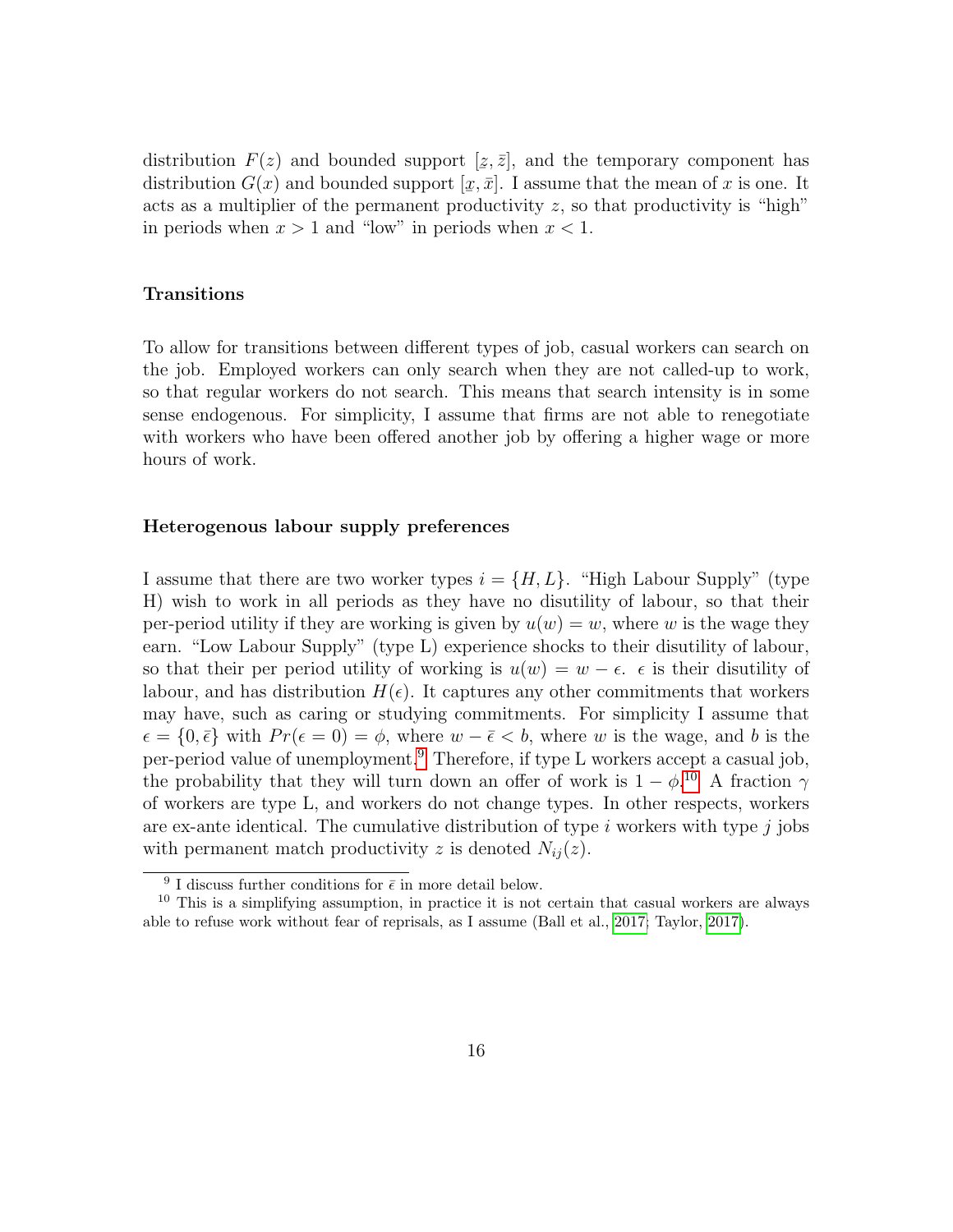distribution $F(z)$ and bounded support $[\underline{z}, \bar{z}]$, and the temporary component has distribution $G(x)$ and bounded support $[\underline{x}, \bar{x}]$. I assume that the mean of $x$ is one. It acts as a multiplier of the permanent productivity $z$, so that productivity is "high" in periods when $x > 1$ and "low" in periods when $x < 1$.

**Transitions**

To allow for transitions between different types of job, casual workers can search on the job. Employed workers can only search when they are not called-up to work, so that regular workers do not search. This means that search intensity is in some sense endogenous. For simplicity, I assume that firms are not able to renegotiate with workers who have been offered another job by offering a higher wage or more hours of work.

**Heterogenous labour supply preferences**

I assume that there are two worker types $i = \{H, L\}$. "High Labour Supply" (type H) wish to work in all periods as they have no disutility of labour, so that their per-period utility if they are working is given by $u(w) = w$, where $w$ is the wage they earn. "Low Labour Supply" (type L) experience shocks to their disutility of labour, so that their per period utility of working is $u(w) = w - \epsilon$. $\epsilon$ is their disutility of labour, and has distribution $H(\epsilon)$. It captures any other commitments that workers may have, such as caring or studying commitments. For simplicity I assume that $\epsilon = \{0, \bar{\epsilon}\}$ with $Pr(\epsilon = 0) = \phi$, where $w - \bar{\epsilon} < b$, where $w$ is the wage, and $b$ is the per-period value of unemployment.[9] Therefore, if type L workers accept a casual job, the probability that they will turn down an offer of work is $1 - \phi$.[10] A fraction $\gamma$ of workers are type L, and workers do not change types. In other respects, workers are ex-ante identical. The cumulative distribution of type $i$ workers with type $j$ jobs with permanent match productivity $z$ is denoted $N_{ij}(z)$.

[9] I discuss further conditions for $\bar{\epsilon}$ in more detail below.

[10] This is a simplifying assumption, in practice it is not certain that casual workers are always able to refuse work without fear of reprisals, as I assume (Ball et al., 2017; Taylor, 2017).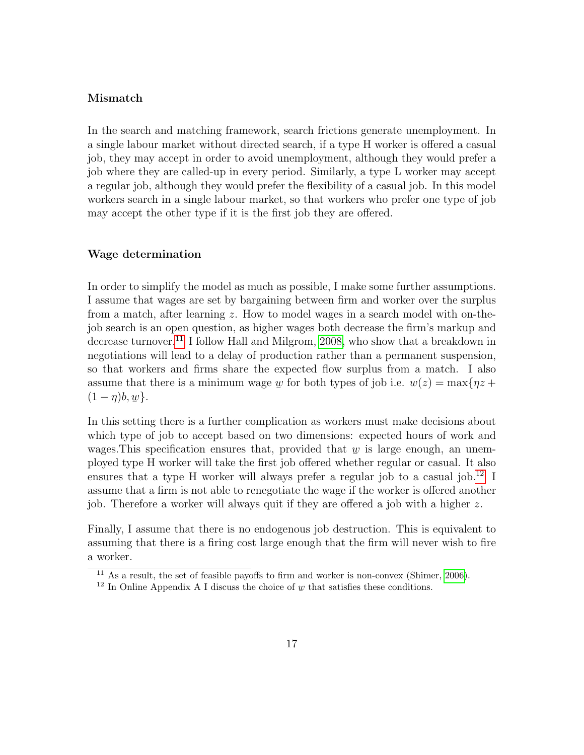### Mismatch

In the search and matching framework, search frictions generate unemployment. In a single labour market without directed search, if a type H worker is offered a casual job, they may accept in order to avoid unemployment, although they would prefer a job where they are called-up in every period. Similarly, a type L worker may accept a regular job, although they would prefer the flexibility of a casual job. In this model workers search in a single labour market, so that workers who prefer one type of job may accept the other type if it is the first job they are offered.

### Wage determination

In order to simplify the model as much as possible, I make some further assumptions. I assume that wages are set by bargaining between firm and worker over the surplus from a match, after learning $z$. How to model wages in a search model with on-the-job search is an open question, as higher wages both decrease the firm's markup and decrease turnover.[11] I follow Hall and Milgrom, 2008, who show that a breakdown in negotiations will lead to a delay of production rather than a permanent suspension, so that workers and firms share the expected flow surplus from a match. I also assume that there is a minimum wage $\underline{w}$ for both types of job i.e. $w(z) = \max\{\eta z + (1-\eta)b, \underline{w}\}$.

In this setting there is a further complication as workers must make decisions about which type of job to accept based on two dimensions: expected hours of work and wages.This specification ensures that, provided that $\underline{w}$ is large enough, an unemployed type H worker will take the first job offered whether regular or casual. It also ensures that a type H worker will always prefer a regular job to a casual job.[12] I assume that a firm is not able to renegotiate the wage if the worker is offered another job. Therefore a worker will always quit if they are offered a job with a higher $z$.

Finally, I assume that there is no endogenous job destruction. This is equivalent to assuming that there is a firing cost large enough that the firm will never wish to fire a worker.

[11] As a result, the set of feasible payoffs to firm and worker is non-convex (Shimer, 2006).

[12] In Online Appendix A I discuss the choice of $\underline{w}$ that satisfies these conditions.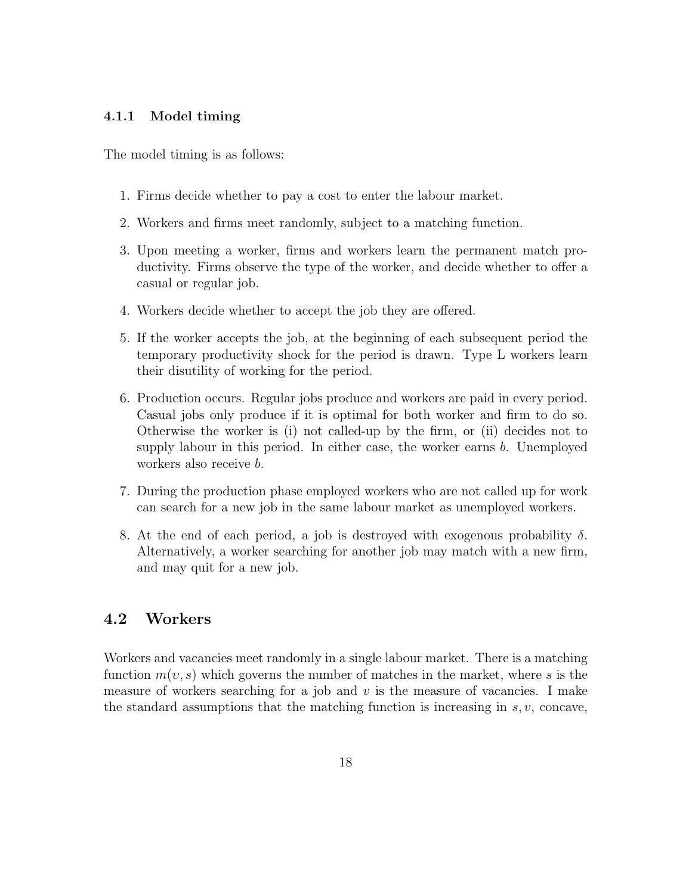### 4.1.1 Model timing

The model timing is as follows:

1. Firms decide whether to pay a cost to enter the labour market.
2. Workers and firms meet randomly, subject to a matching function.
3. Upon meeting a worker, firms and workers learn the permanent match productivity. Firms observe the type of the worker, and decide whether to offer a casual or regular job.
4. Workers decide whether to accept the job they are offered.
5. If the worker accepts the job, at the beginning of each subsequent period the temporary productivity shock for the period is drawn. Type L workers learn their disutility of working for the period.
6. Production occurs. Regular jobs produce and workers are paid in every period. Casual jobs only produce if it is optimal for both worker and firm to do so. Otherwise the worker is (i) not called-up by the firm, or (ii) decides not to supply labour in this period. In either case, the worker earns $b$. Unemployed workers also receive $b$.
7. During the production phase employed workers who are not called up for work can search for a new job in the same labour market as unemployed workers.
8. At the end of each period, a job is destroyed with exogenous probability $\delta$. Alternatively, a worker searching for another job may match with a new firm, and may quit for a new job.

## 4.2 Workers

Workers and vacancies meet randomly in a single labour market. There is a matching function $m(v, s)$ which governs the number of matches in the market, where $s$ is the measure of workers searching for a job and $v$ is the measure of vacancies. I make the standard assumptions that the matching function is increasing in $s, v$, concave,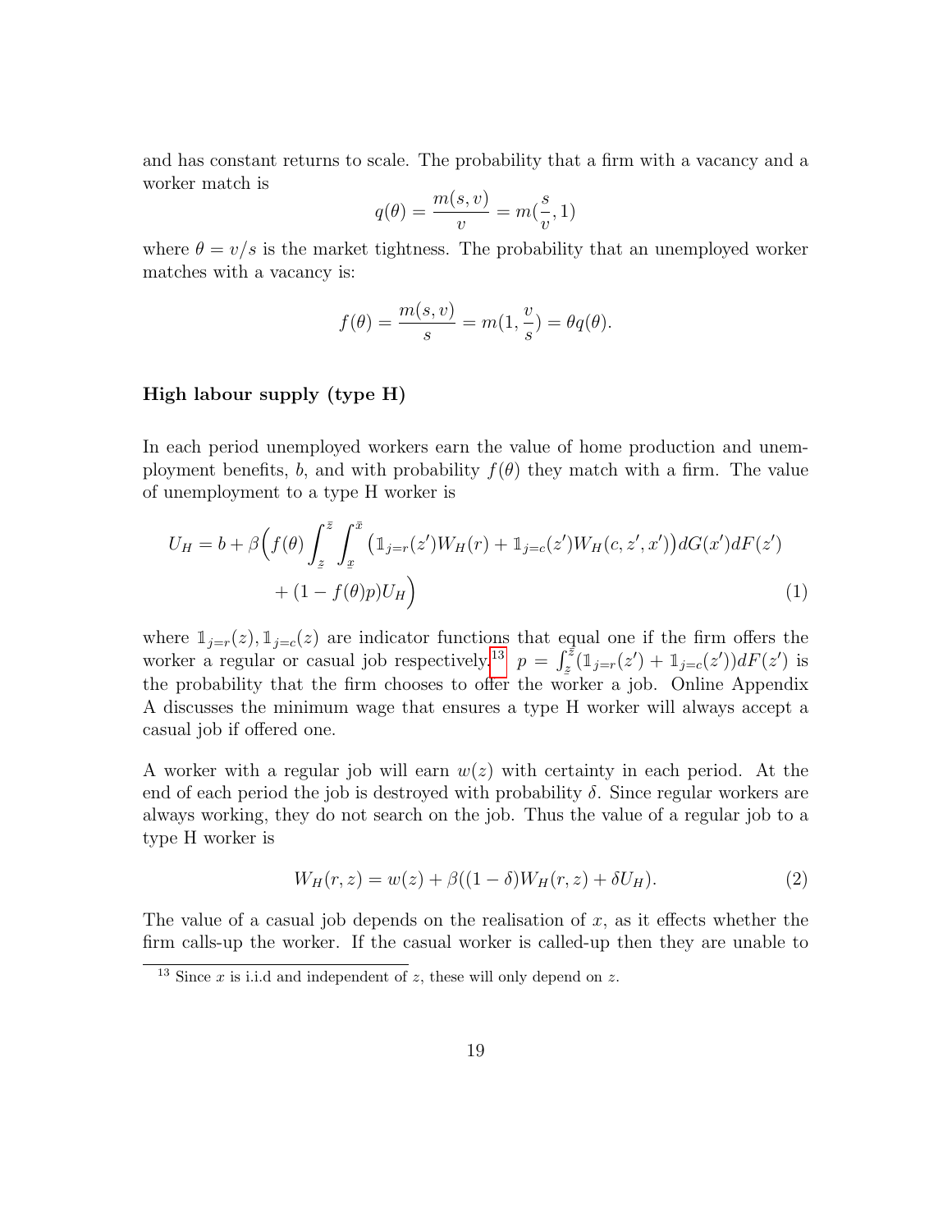and has constant returns to scale. The probability that a firm with a vacancy and a worker match is

$$q(\theta) = \frac{m(s,v)}{v} = m(\frac{s}{v}, 1)$$

where $\theta = v/s$ is the market tightness. The probability that an unemployed worker matches with a vacancy is:

$$f(\theta) = \frac{m(s,v)}{s} = m(1, \frac{v}{s}) = \theta q(\theta).$$

**High labour supply (type H)**

In each period unemployed workers earn the value of home production and unemployment benefits, $b$, and with probability $f(\theta)$ they match with a firm. The value of unemployment to a type H worker is

$$\begin{aligned} U_H = b + \beta\Big(f(\theta)\int_{\underline{z}}^{\bar{z}}\int_{\underline{x}}^{\bar{x}}\big(\mathbb{1}_{j=r}(z')W_H(r) + \mathbb{1}_{j=c}(z')W_H(c, z', x')\big)dG(x')dF(z') \\ + (1 - f(\theta)p)U_H\Big) \end{aligned} \tag{1}$$

where $\mathbb{1}_{j=r}(z), \mathbb{1}_{j=c}(z)$ are indicator functions that equal one if the firm offers the worker a regular or casual job respectively.[13] $p = \int_{\underline{z}}^{\bar{z}}(\mathbb{1}_{j=r}(z') + \mathbb{1}_{j=c}(z'))dF(z')$ is the probability that the firm chooses to offer the worker a job. Online Appendix A discusses the minimum wage that ensures a type H worker will always accept a casual job if offered one.

A worker with a regular job will earn $w(z)$ with certainty in each period. At the end of each period the job is destroyed with probability $\delta$. Since regular workers are always working, they do not search on the job. Thus the value of a regular job to a type H worker is

$$W_H(r, z) = w(z) + \beta((1 - \delta)W_H(r, z) + \delta U_H). \tag{2}$$

The value of a casual job depends on the realisation of $x$, as it effects whether the firm calls-up the worker. If the casual worker is called-up then they are unable to

[13] Since $x$ is i.i.d and independent of $z$, these will only depend on $z$.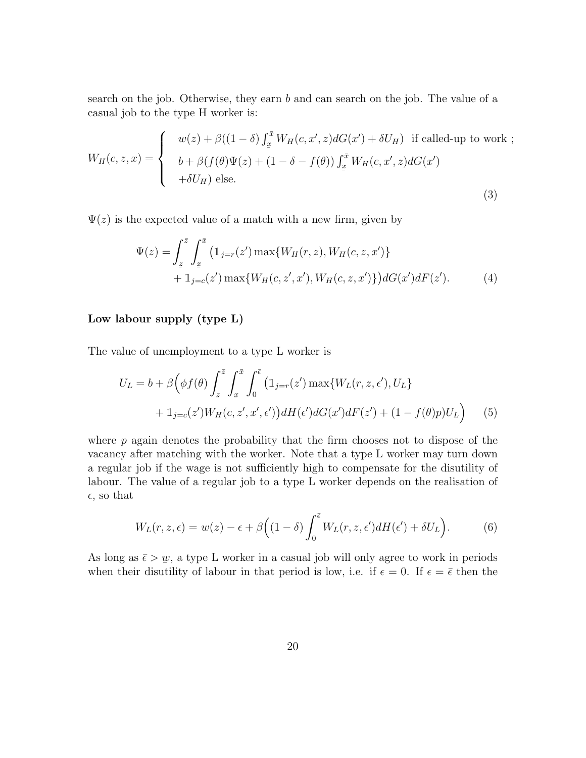search on the job. Otherwise, they earn $b$ and can search on the job. The value of a casual job to the type H worker is:

$$W_H(c, z, x) = \begin{cases} w(z) + \beta((1-\delta)\int_{\underline{x}}^{\bar{x}} W_H(c, x', z)dG(x') + \delta U_H) & \text{if called-up to work ;} \\ b + \beta(f(\theta)\Psi(z) + (1-\delta-f(\theta))\int_{\underline{x}}^{\bar{x}} W_H(c, x', z)dG(x') \\ +\delta U_H) \text{ else.} \end{cases} \tag{3}$$

$\Psi(z)$ is the expected value of a match with a new firm, given by

$$\begin{aligned} \Psi(z) = \int_{\underline{z}}^{\bar{z}} \int_{\underline{x}}^{\bar{x}} \big(&\mathbb{1}_{j=r}(z') \max\{W_H(r, z), W_H(c, z, x')\} \\ &+ \mathbb{1}_{j=c}(z') \max\{W_H(c, z', x'), W_H(c, z, x')\}\big) dG(x')dF(z'). \end{aligned} \tag{4}$$

**Low labour supply (type L)**

The value of unemployment to a type L worker is

$$\begin{aligned} U_L = b + \beta\Big(\phi f(\theta) \int_{\underline{z}}^{\bar{z}} \int_{\underline{x}}^{\bar{x}} \int_0^{\bar{\epsilon}} \big(&\mathbb{1}_{j=r}(z') \max\{W_L(r, z, \epsilon'), U_L\} \\ &+ \mathbb{1}_{j=c}(z') W_H(c, z', x', \epsilon')\big) dH(\epsilon')dG(x')dF(z') + (1 - f(\theta)p)U_L\Big) \end{aligned} \tag{5}$$

where $p$ again denotes the probability that the firm chooses not to dispose of the vacancy after matching with the worker. Note that a type L worker may turn down a regular job if the wage is not sufficiently high to compensate for the disutility of labour. The value of a regular job to a type L worker depends on the realisation of $\epsilon$, so that

$$W_L(r, z, \epsilon) = w(z) - \epsilon + \beta\Big((1-\delta)\int_0^{\bar{\epsilon}} W_L(r, z, \epsilon')dH(\epsilon') + \delta U_L\Big). \tag{6}$$

As long as $\bar{\epsilon} > \underline{w}$, a type L worker in a casual job will only agree to work in periods when their disutility of labour in that period is low, i.e. if $\epsilon = 0$. If $\epsilon = \bar{\epsilon}$ then the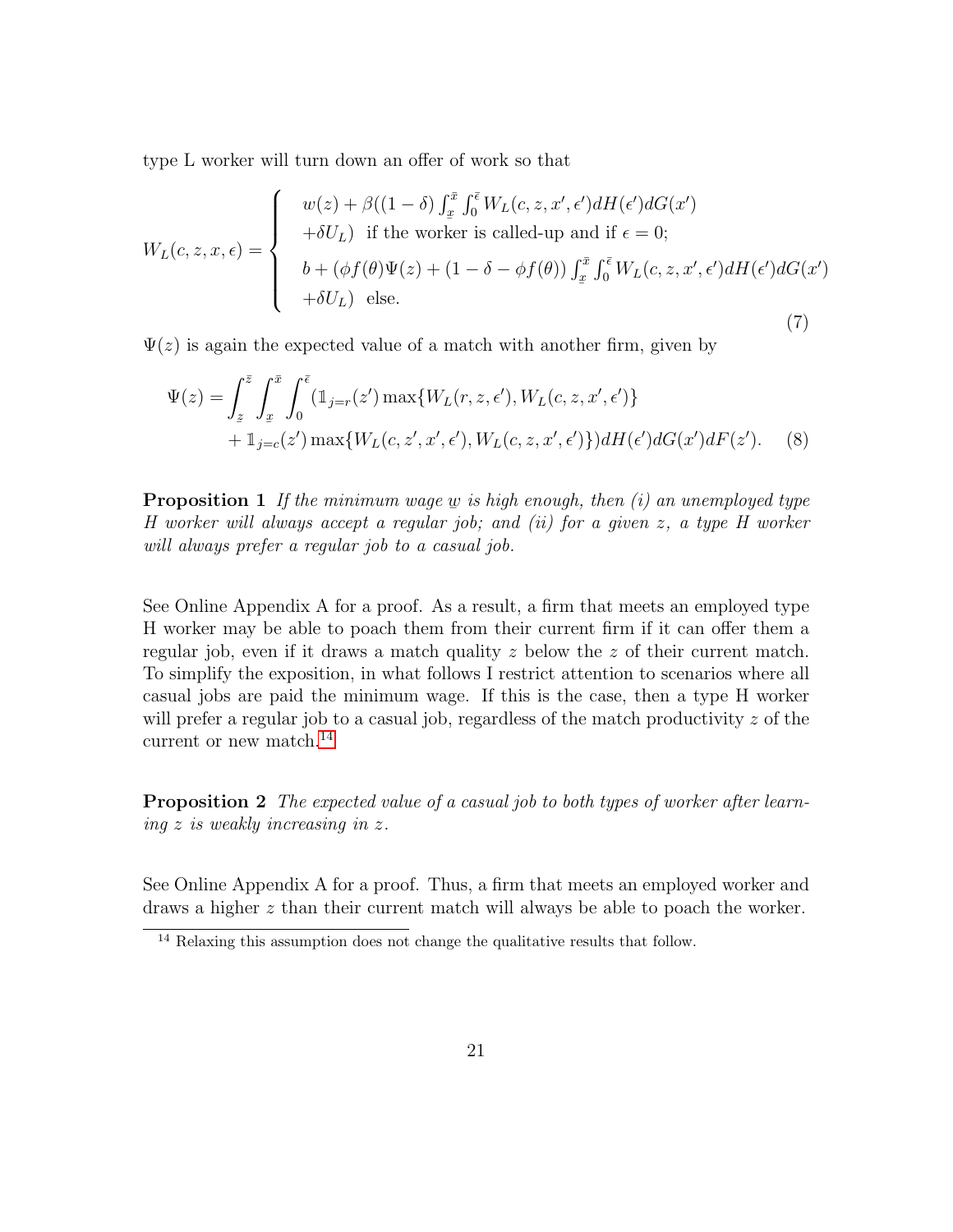type L worker will turn down an offer of work so that

$$
W_L(c,z,x,\epsilon) = \begin{cases} w(z) + \beta((1-\delta)\int_{\underline{x}}^{\bar{x}}\int_0^{\bar{\epsilon}} W_L(c,z,x',\epsilon')dH(\epsilon')dG(x') \\ +\delta U_L) \;\; \text{if the worker is called-up and if } \epsilon = 0; \\ b + (\phi f(\theta)\Psi(z) + (1-\delta-\phi f(\theta))\int_{\underline{x}}^{\bar{x}}\int_0^{\bar{\epsilon}} W_L(c,z,x',\epsilon')dH(\epsilon')dG(x') \\ +\delta U_L) \;\; \text{else.} \end{cases} \tag{7}
$$

$\Psi(z)$ is again the expected value of a match with another firm, given by

$$
\begin{aligned}
\Psi(z) = \int_{\underline{z}}^{\bar{z}}\int_{\underline{x}}^{\bar{x}}\int_0^{\bar{\epsilon}} (&\mathbb{1}_{j=r}(z')\max\{W_L(r,z,\epsilon'), W_L(c,z,x',\epsilon')\} \\
&+ \mathbb{1}_{j=c}(z')\max\{W_L(c,z',x',\epsilon'), W_L(c,z,x',\epsilon')\})dH(\epsilon')dG(x')dF(z'). \quad (8)
\end{aligned}
$$

**Proposition 1** *If the minimum wage $\underline{w}$ is high enough, then (i) an unemployed type H worker will always accept a regular job; and (ii) for a given $z$, a type H worker will always prefer a regular job to a casual job.*

See Online Appendix A for a proof. As a result, a firm that meets an employed type H worker may be able to poach them from their current firm if it can offer them a regular job, even if it draws a match quality $z$ below the $z$ of their current match. To simplify the exposition, in what follows I restrict attention to scenarios where all casual jobs are paid the minimum wage. If this is the case, then a type H worker will prefer a regular job to a casual job, regardless of the match productivity $z$ of the current or new match.[14]

**Proposition 2** *The expected value of a casual job to both types of worker after learning $z$ is weakly increasing in $z$.*

See Online Appendix A for a proof. Thus, a firm that meets an employed worker and draws a higher $z$ than their current match will always be able to poach the worker.

[14] Relaxing this assumption does not change the qualitative results that follow.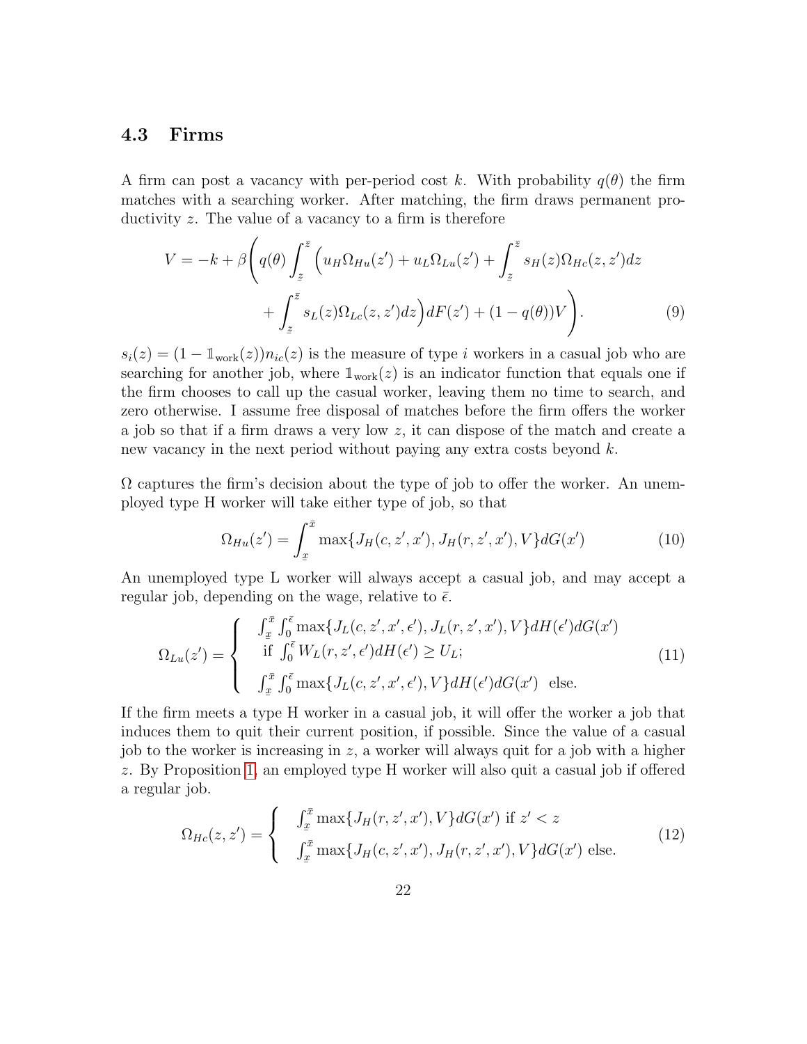### 4.3 Firms

A firm can post a vacancy with per-period cost $k$. With probability $q(\theta)$ the firm matches with a searching worker. After matching, the firm draws permanent productivity $z$. The value of a vacancy to a firm is therefore

$$
V = -k + \beta\Bigg( q(\theta) \int_{\underline{z}}^{\bar{z}} \Big( u_H \Omega_{Hu}(z') + u_L \Omega_{Lu}(z') + \int_{\underline{z}}^{\bar{z}} s_H(z) \Omega_{Hc}(z, z') dz \\
+ \int_{\underline{z}}^{\bar{z}} s_L(z) \Omega_{Lc}(z, z') dz \Big) dF(z') + (1 - q(\theta)) V \Bigg). \tag{9}
$$

$s_i(z) = (1 - \mathbb{1}_{\text{work}}(z)) n_{ic}(z)$ is the measure of type $i$ workers in a casual job who are searching for another job, where $\mathbb{1}_{\text{work}}(z)$ is an indicator function that equals one if the firm chooses to call up the casual worker, leaving them no time to search, and zero otherwise. I assume free disposal of matches before the firm offers the worker a job so that if a firm draws a very low $z$, it can dispose of the match and create a new vacancy in the next period without paying any extra costs beyond $k$.

$\Omega$ captures the firm's decision about the type of job to offer the worker. An unemployed type H worker will take either type of job, so that

$$
\Omega_{Hu}(z') = \int_{\underline{x}}^{\bar{x}} \max\{J_H(c, z', x'), J_H(r, z', x'), V\} dG(x') \tag{10}
$$

An unemployed type L worker will always accept a casual job, and may accept a regular job, depending on the wage, relative to $\bar{\epsilon}$.

$$
\Omega_{Lu}(z') = \begin{cases} \int_{\underline{x}}^{\bar{x}} \int_0^{\bar{\epsilon}} \max\{J_L(c, z', x', \epsilon'), J_L(r, z', x'), V\} dH(\epsilon') dG(x') \\ \text{ if } \int_0^{\bar{\epsilon}} W_L(r, z', \epsilon') dH(\epsilon') \geq U_L; \\ \int_{\underline{x}}^{\bar{x}} \int_0^{\bar{\epsilon}} \max\{J_L(c, z', x', \epsilon'), V\} dH(\epsilon') dG(x') \text{ else.} \end{cases} \tag{11}
$$

If the firm meets a type H worker in a casual job, it will offer the worker a job that induces them to quit their current position, if possible. Since the value of a casual job to the worker is increasing in $z$, a worker will always quit for a job with a higher $z$. By Proposition 1, an employed type H worker will also quit a casual job if offered a regular job.

$$
\Omega_{Hc}(z, z') = \begin{cases} \int_{\underline{x}}^{\bar{x}} \max\{J_H(r, z', x'), V\} dG(x') \text{ if } z' < z \\ \int_{\underline{x}}^{\bar{x}} \max\{J_H(c, z', x'), J_H(r, z', x'), V\} dG(x') \text{ else.} \end{cases} \tag{12}
$$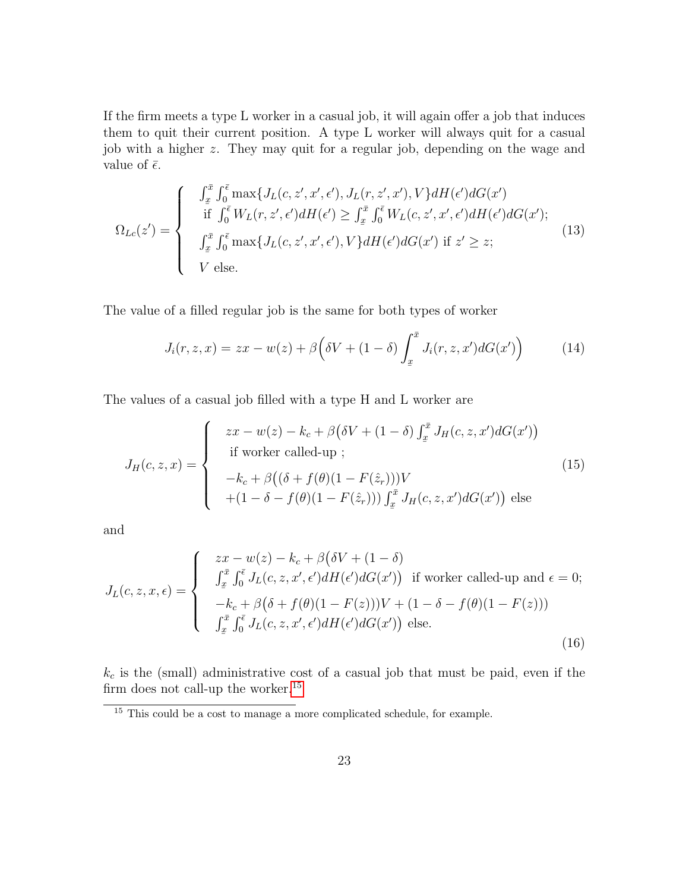If the firm meets a type L worker in a casual job, it will again offer a job that induces them to quit their current position. A type L worker will always quit for a casual job with a higher $z$. They may quit for a regular job, depending on the wage and value of $\bar{\epsilon}$.

$$
\Omega_{Lc}(z') = \begin{cases} \int_{\underline{x}}^{\bar{x}} \int_0^{\bar{\epsilon}} \max\{J_L(c, z', x', \epsilon'), J_L(r, z', x'), V\} dH(\epsilon') dG(x') \\ \text{ if } \int_0^{\bar{\epsilon}} W_L(r, z', \epsilon') dH(\epsilon') \geq \int_{\underline{x}}^{\bar{x}} \int_0^{\bar{\epsilon}} W_L(c, z', x', \epsilon') dH(\epsilon') dG(x'); \\ \int_{\underline{x}}^{\bar{x}} \int_0^{\bar{\epsilon}} \max\{J_L(c, z', x', \epsilon'), V\} dH(\epsilon') dG(x') \text{ if } z' \geq z; \\ V \text{ else.} \end{cases} \tag{13}
$$

The value of a filled regular job is the same for both types of worker

$$
J_i(r, z, x) = zx - w(z) + \beta\Big(\delta V + (1-\delta) \int_{\underline{x}}^{\bar{x}} J_i(r, z, x') dG(x')\Big) \tag{14}
$$

The values of a casual job filled with a type H and L worker are

$$
J_H(c, z, x) = \begin{cases} zx - w(z) - k_c + \beta\big(\delta V + (1-\delta) \int_{\underline{x}}^{\bar{x}} J_H(c, z, x') dG(x')\big) \\ \text{ if worker called-up ;} \\ -k_c + \beta\big((\delta + f(\theta)(1 - F(\hat{z}_r)))V \\ +(1 - \delta - f(\theta)(1 - F(\hat{z}_r))) \int_{\underline{x}}^{\bar{x}} J_H(c, z, x') dG(x')\big) \text{ else} \end{cases} \tag{15}
$$

and

$$
J_L(c, z, x, \epsilon) = \begin{cases} zx - w(z) - k_c + \beta\big(\delta V + (1-\delta) \\ \int_{\underline{x}}^{\bar{x}} \int_0^{\bar{\epsilon}} J_L(c, z, x', \epsilon') dH(\epsilon') dG(x')\big) \text{ if worker called-up and } \epsilon = 0; \\ -k_c + \beta\big(\delta + f(\theta)(1 - F(z))\big)V + (1 - \delta - f(\theta)(1 - F(z))) \\ \int_{\underline{x}}^{\bar{x}} \int_0^{\bar{\epsilon}} J_L(c, z, x', \epsilon') dH(\epsilon') dG(x')\big) \text{ else.} \end{cases} \tag{16}
$$

$k_c$ is the (small) administrative cost of a casual job that must be paid, even if the firm does not call-up the worker.[15]

[15] This could be a cost to manage a more complicated schedule, for example.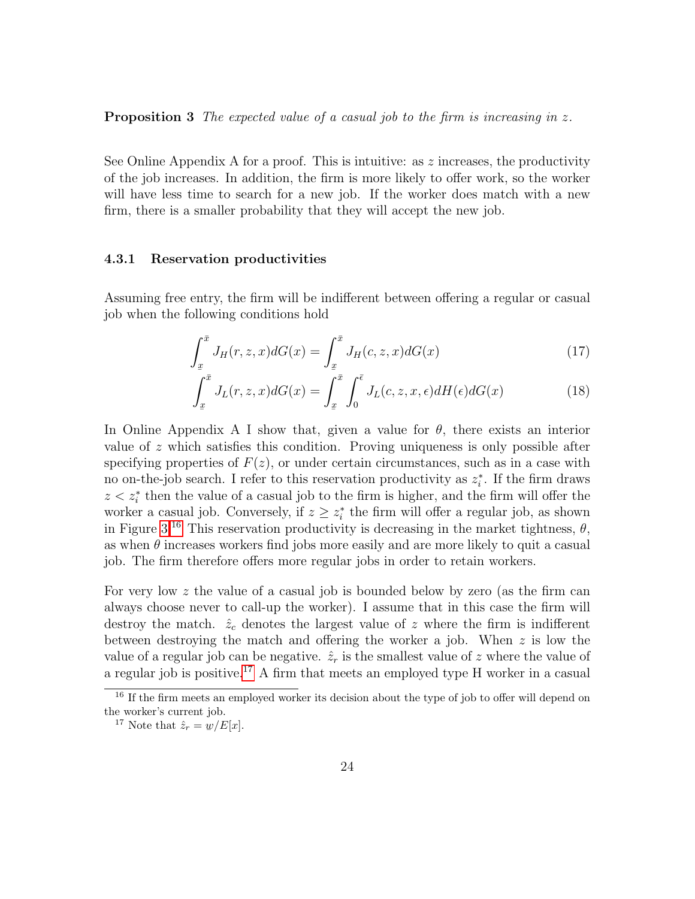**Proposition 3** *The expected value of a casual job to the firm is increasing in $z$.*

See Online Appendix A for a proof. This is intuitive: as $z$ increases, the productivity of the job increases. In addition, the firm is more likely to offer work, so the worker will have less time to search for a new job. If the worker does match with a new firm, there is a smaller probability that they will accept the new job.

### 4.3.1 Reservation productivities

Assuming free entry, the firm will be indifferent between offering a regular or casual job when the following conditions hold

$$\int_{\underline{x}}^{\bar{x}} J_H(r, z, x) dG(x) = \int_{\underline{x}}^{\bar{x}} J_H(c, z, x) dG(x) \tag{17}$$

$$\int_{\underline{x}}^{\bar{x}} J_L(r, z, x) dG(x) = \int_{\underline{x}}^{\bar{x}} \int_0^{\bar{\epsilon}} J_L(c, z, x, \epsilon) dH(\epsilon) dG(x) \tag{18}$$

In Online Appendix A I show that, given a value for $\theta$, there exists an interior value of $z$ which satisfies this condition. Proving uniqueness is only possible after specifying properties of $F(z)$, or under certain circumstances, such as in a case with no on-the-job search. I refer to this reservation productivity as $z_i^*$. If the firm draws $z < z_i^*$ then the value of a casual job to the firm is higher, and the firm will offer the worker a casual job. Conversely, if $z \geq z_i^*$ the firm will offer a regular job, as shown in Figure 3.[16] This reservation productivity is decreasing in the market tightness, $\theta$, as when $\theta$ increases workers find jobs more easily and are more likely to quit a casual job. The firm therefore offers more regular jobs in order to retain workers.

For very low $z$ the value of a casual job is bounded below by zero (as the firm can always choose never to call-up the worker). I assume that in this case the firm will destroy the match. $\hat{z}_c$ denotes the largest value of $z$ where the firm is indifferent between destroying the match and offering the worker a job. When $z$ is low the value of a regular job can be negative. $\hat{z}_r$ is the smallest value of $z$ where the value of a regular job is positive.[17] A firm that meets an employed type H worker in a casual

[16] If the firm meets an employed worker its decision about the type of job to offer will depend on the worker's current job.

[17] Note that $\hat{z}_r = \underline{w}/E[x]$.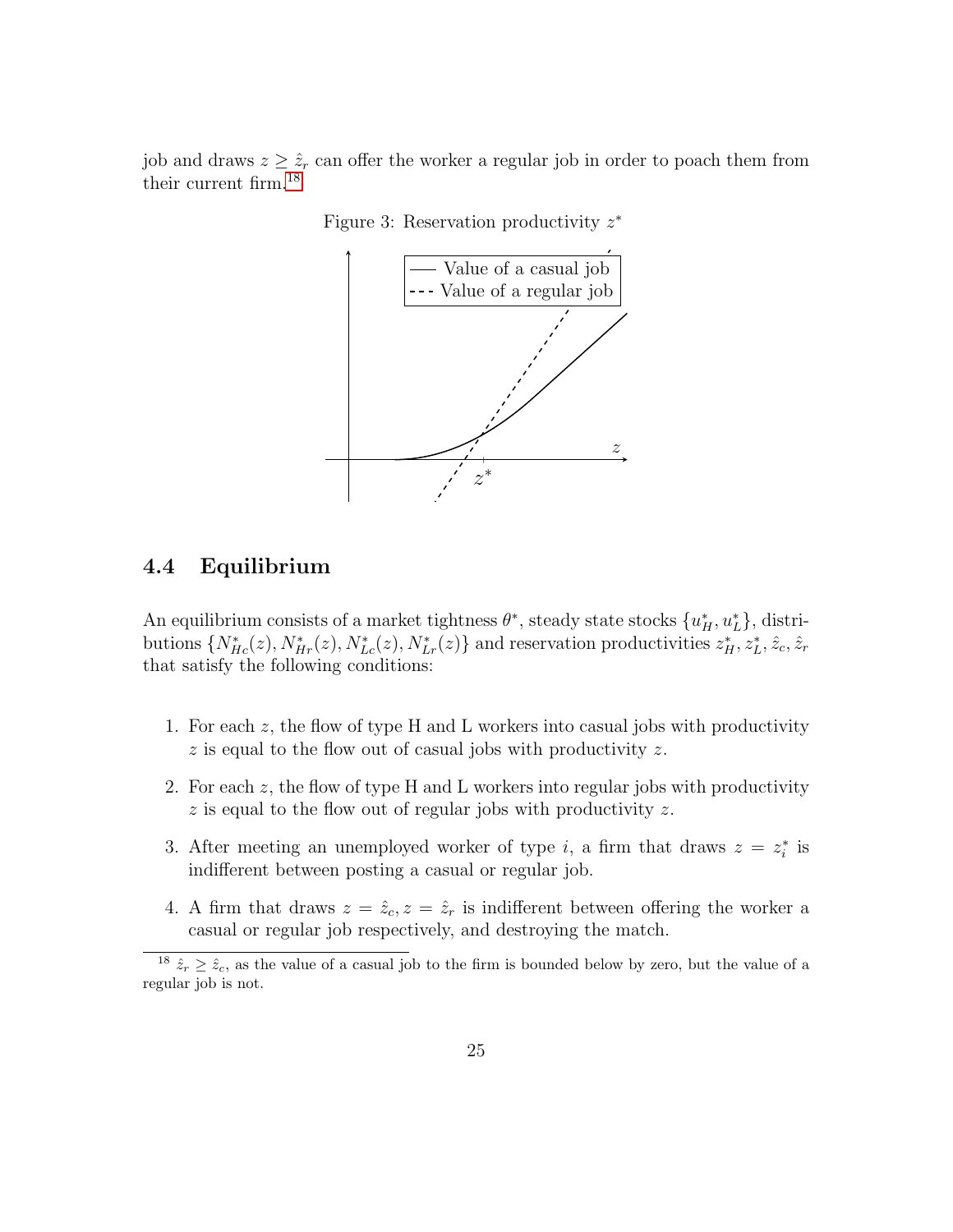job and draws $z \geq \hat{z}_r$ can offer the worker a regular job in order to poach them from their current firm.[18]

Figure 3: Reservation productivity $z^*$

## 4.4 Equilibrium

An equilibrium consists of a market tightness $\theta^*$, steady state stocks $\{u_H^*, u_L^*\}$, distributions $\{N_{Hc}^*(z), N_{Hr}^*(z), N_{Lc}^*(z), N_{Lr}^*(z)\}$ and reservation productivities $z_H^*, z_L^*, \hat{z}_c, \hat{z}_r$ that satisfy the following conditions:

1. For each $z$, the flow of type H and L workers into casual jobs with productivity $z$ is equal to the flow out of casual jobs with productivity $z$.
2. For each $z$, the flow of type H and L workers into regular jobs with productivity $z$ is equal to the flow out of regular jobs with productivity $z$.
3. After meeting an unemployed worker of type $i$, a firm that draws $z = z_i^*$ is indifferent between posting a casual or regular job.
4. A firm that draws $z = \hat{z}_c, z = \hat{z}_r$ is indifferent between offering the worker a casual or regular job respectively, and destroying the match.

[18] $\hat{z}_r \geq \hat{z}_c$, as the value of a casual job to the firm is bounded below by zero, but the value of a regular job is not.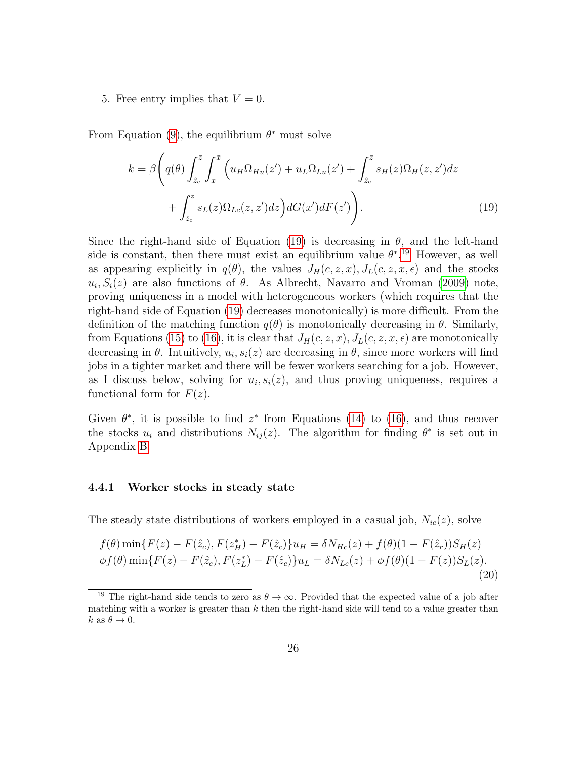5. Free entry implies that $V = 0$.

From Equation (9), the equilibrium $\theta^*$ must solve

$$k = \beta\Bigg( q(\theta) \int_{\hat{z}_c}^{\bar{z}} \int_{\underline{x}}^{\bar{x}} \Big( u_H \Omega_{Hu}(z') + u_L \Omega_{Lu}(z') + \int_{\hat{z}_c}^{\bar{z}} s_H(z) \Omega_H(z, z') dz + \int_{\hat{z}_c}^{\bar{z}} s_L(z) \Omega_{Lc}(z, z') dz \Big) dG(x') dF(z') \Bigg). \tag{19}$$

Since the right-hand side of Equation (19) is decreasing in $\theta$, and the left-hand side is constant, then there must exist an equilibrium value $\theta^*$.[19] However, as well as appearing explicitly in $q(\theta)$, the values $J_H(c, z, x), J_L(c, z, x, \epsilon)$ and the stocks $u_i, S_i(z)$ are also functions of $\theta$. As Albrecht, Navarro and Vroman (2009) note, proving uniqueness in a model with heterogeneous workers (which requires that the right-hand side of Equation (19) decreases monotonically) is more difficult. From the definition of the matching function $q(\theta)$ is monotonically decreasing in $\theta$. Similarly, from Equations (15) to (16), it is clear that $J_H(c, z, x), J_L(c, z, x, \epsilon)$ are monotonically decreasing in $\theta$. Intuitively, $u_i, s_i(z)$ are decreasing in $\theta$, since more workers will find jobs in a tighter market and there will be fewer workers searching for a job. However, as I discuss below, solving for $u_i, s_i(z)$, and thus proving uniqueness, requires a functional form for $F(z)$.

Given $\theta^*$, it is possible to find $z^*$ from Equations (14) to (16), and thus recover the stocks $u_i$ and distributions $N_{ij}(z)$. The algorithm for finding $\theta^*$ is set out in Appendix B.

### 4.4.1 Worker stocks in steady state

The steady state distributions of workers employed in a casual job, $N_{ic}(z)$, solve

$$\begin{aligned} f(\theta) \min\{F(z) - F(\hat{z}_c), F(z_H^*) - F(\hat{z}_c)\} u_H &= \delta N_{Hc}(z) + f(\theta)(1 - F(\hat{z}_r)) S_H(z) \\ \phi f(\theta) \min\{F(z) - F(\hat{z}_c), F(z_L^*) - F(\hat{z}_c)\} u_L &= \delta N_{Lc}(z) + \phi f(\theta)(1 - F(z)) S_L(z). \end{aligned} \tag{20}$$

[19] The right-hand side tends to zero as $\theta \to \infty$. Provided that the expected value of a job after matching with a worker is greater than $k$ then the right-hand side will tend to a value greater than $k$ as $\theta \to 0$.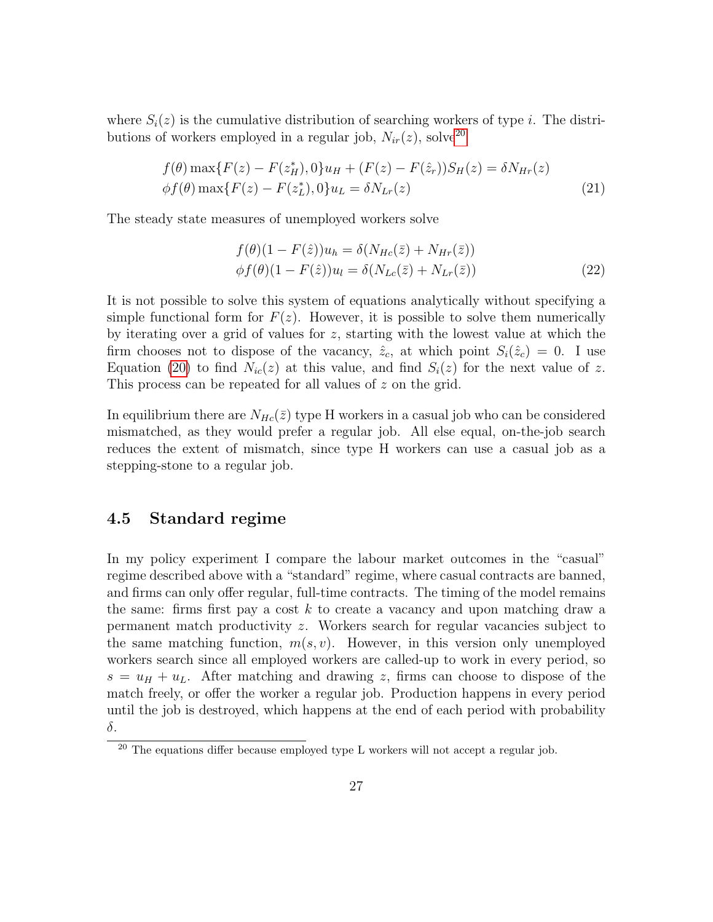where $S_i(z)$ is the cumulative distribution of searching workers of type $i$. The distributions of workers employed in a regular job, $N_{ir}(z)$, solve[20]

$$
\begin{aligned}
f(\theta)\max\{F(z) - F(z_H^*), 0\}u_H + (F(z) - F(\hat{z}_r))S_H(z) &= \delta N_{Hr}(z) \\
\phi f(\theta)\max\{F(z) - F(z_L^*), 0\}u_L &= \delta N_{Lr}(z)
\end{aligned}
\tag{21}
$$

The steady state measures of unemployed workers solve

$$
\begin{aligned}
f(\theta)(1 - F(\hat{z}))u_h &= \delta(N_{Hc}(\bar{z}) + N_{Hr}(\bar{z})) \\
\phi f(\theta)(1 - F(\hat{z}))u_l &= \delta(N_{Lc}(\bar{z}) + N_{Lr}(\bar{z}))
\end{aligned}
\tag{22}
$$

It is not possible to solve this system of equations analytically without specifying a simple functional form for $F(z)$. However, it is possible to solve them numerically by iterating over a grid of values for $z$, starting with the lowest value at which the firm chooses not to dispose of the vacancy, $\hat{z}_c$, at which point $S_i(\hat{z}_c) = 0$. I use Equation (20) to find $N_{ic}(z)$ at this value, and find $S_i(z)$ for the next value of $z$. This process can be repeated for all values of $z$ on the grid.

In equilibrium there are $N_{Hc}(\bar{z})$ type H workers in a casual job who can be considered mismatched, as they would prefer a regular job. All else equal, on-the-job search reduces the extent of mismatch, since type H workers can use a casual job as a stepping-stone to a regular job.

## 4.5 Standard regime

In my policy experiment I compare the labour market outcomes in the "casual" regime described above with a "standard" regime, where casual contracts are banned, and firms can only offer regular, full-time contracts. The timing of the model remains the same: firms first pay a cost $k$ to create a vacancy and upon matching draw a permanent match productivity $z$. Workers search for regular vacancies subject to the same matching function, $m(s, v)$. However, in this version only unemployed workers search since all employed workers are called-up to work in every period, so $s = u_H + u_L$. After matching and drawing $z$, firms can choose to dispose of the match freely, or offer the worker a regular job. Production happens in every period until the job is destroyed, which happens at the end of each period with probability $\delta$.

[20] The equations differ because employed type L workers will not accept a regular job.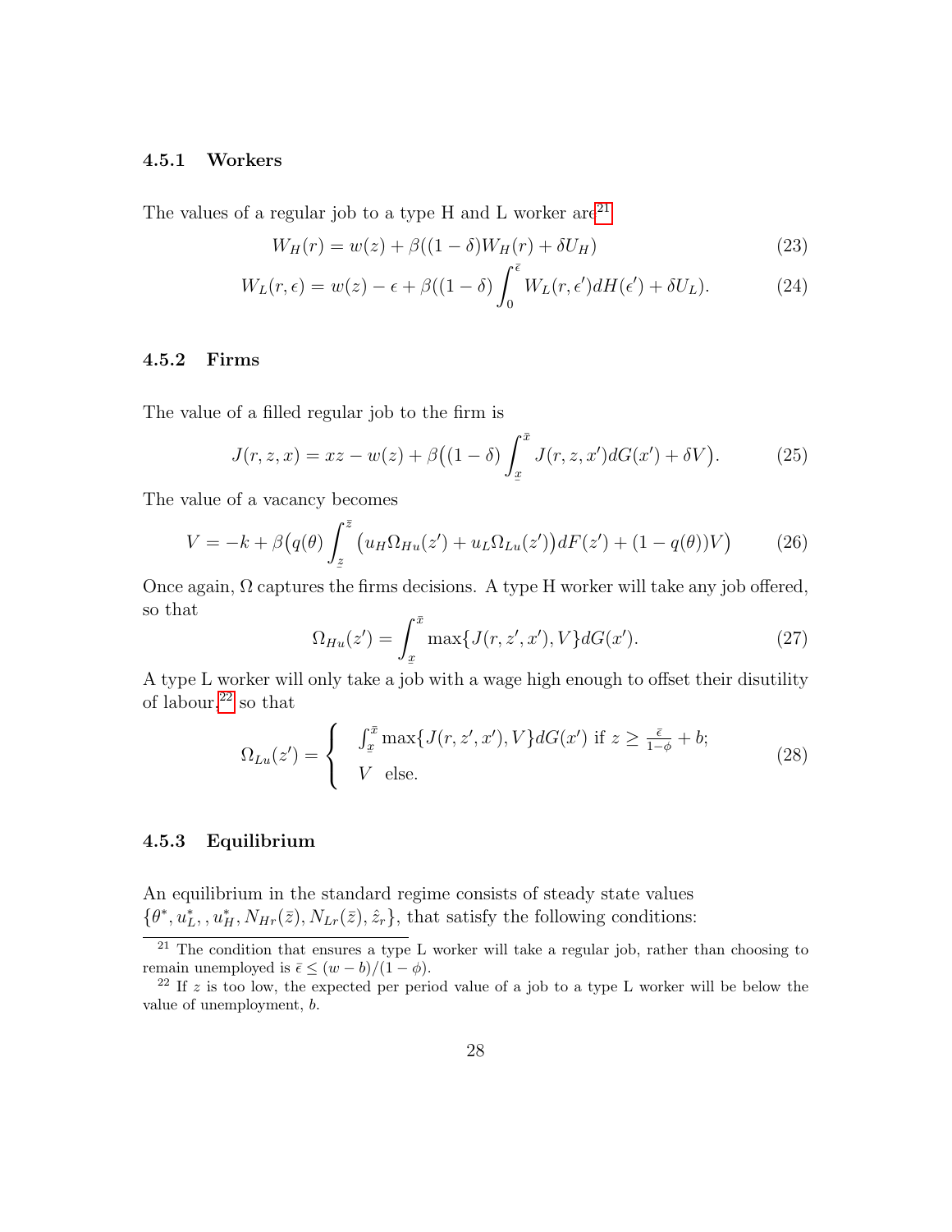#### 4.5.1 Workers

The values of a regular job to a type H and L worker are[21]

$$W_H(r) = w(z) + \beta((1-\delta)W_H(r) + \delta U_H) \tag{23}$$

$$W_L(r,\epsilon) = w(z) - \epsilon + \beta((1-\delta)\int_0^{\bar{\epsilon}} W_L(r,\epsilon')dH(\epsilon') + \delta U_L). \tag{24}$$

#### 4.5.2 Firms

The value of a filled regular job to the firm is

$$J(r,z,x) = xz - w(z) + \beta\big((1-\delta)\int_{\underline{x}}^{\bar{x}} J(r,z,x')dG(x') + \delta V\big). \tag{25}$$

The value of a vacancy becomes

$$V = -k + \beta\big(q(\theta)\int_{\underline{z}}^{\bar{z}} \big(u_H\Omega_{Hu}(z') + u_L\Omega_{Lu}(z')\big)dF(z') + (1-q(\theta))V\big) \tag{26}$$

Once again, $\Omega$ captures the firms decisions. A type H worker will take any job offered, so that

$$\Omega_{Hu}(z') = \int_{\underline{x}}^{\bar{x}} \max\{J(r,z',x'),V\}dG(x'). \tag{27}$$

A type L worker will only take a job with a wage high enough to offset their disutility of labour,[22] so that

$$\Omega_{Lu}(z') = \begin{cases} \int_{\underline{x}}^{\bar{x}} \max\{J(r,z',x'),V\}dG(x') \text{ if } z \geq \frac{\bar{\epsilon}}{1-\phi} + b; \\ V \quad \text{else.} \end{cases} \tag{28}$$

#### 4.5.3 Equilibrium

An equilibrium in the standard regime consists of steady state values $\{\theta^*, u_L^*, , u_H^*, N_{Hr}(\bar{z}), N_{Lr}(\bar{z}), \hat{z}_r\}$, that satisfy the following conditions:

[21] The condition that ensures a type L worker will take a regular job, rather than choosing to remain unemployed is $\bar{\epsilon} \leq (w-b)/(1-\phi)$.

[22] If $z$ is too low, the expected per period value of a job to a type L worker will be below the value of unemployment, $b$.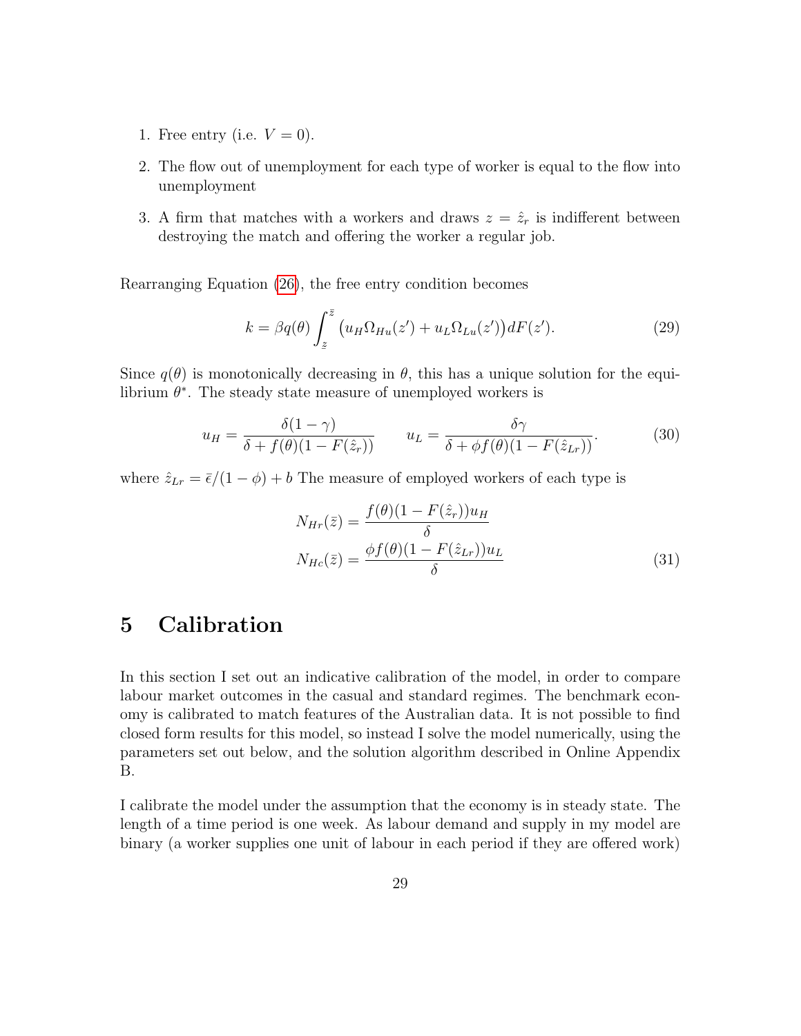1. Free entry (i.e. $V = 0$).
2. The flow out of unemployment for each type of worker is equal to the flow into unemployment
3. A firm that matches with a workers and draws $z = \hat{z}_r$ is indifferent between destroying the match and offering the worker a regular job.

Rearranging Equation (26), the free entry condition becomes

$$k = \beta q(\theta) \int_{\underline{z}}^{\bar{z}} \left( u_H \Omega_{Hu}(z') + u_L \Omega_{Lu}(z') \right) dF(z'). \tag{29}$$

Since $q(\theta)$ is monotonically decreasing in $\theta$, this has a unique solution for the equilibrium $\theta^*$. The steady state measure of unemployed workers is

$$u_H = \frac{\delta(1-\gamma)}{\delta + f(\theta)(1 - F(\hat{z}_r))} \qquad u_L = \frac{\delta\gamma}{\delta + \phi f(\theta)(1 - F(\hat{z}_{Lr}))}. \tag{30}$$

where $\hat{z}_{Lr} = \bar{\epsilon}/(1-\phi) + b$ The measure of employed workers of each type is

$$\begin{aligned} N_{Hr}(\bar{z}) &= \frac{f(\theta)(1 - F(\hat{z}_r))u_H}{\delta} \\ N_{Hc}(\bar{z}) &= \frac{\phi f(\theta)(1 - F(\hat{z}_{Lr}))u_L}{\delta} \end{aligned} \tag{31}$$

# 5 Calibration

In this section I set out an indicative calibration of the model, in order to compare labour market outcomes in the casual and standard regimes. The benchmark economy is calibrated to match features of the Australian data. It is not possible to find closed form results for this model, so instead I solve the model numerically, using the parameters set out below, and the solution algorithm described in Online Appendix B.

I calibrate the model under the assumption that the economy is in steady state. The length of a time period is one week. As labour demand and supply in my model are binary (a worker supplies one unit of labour in each period if they are offered work)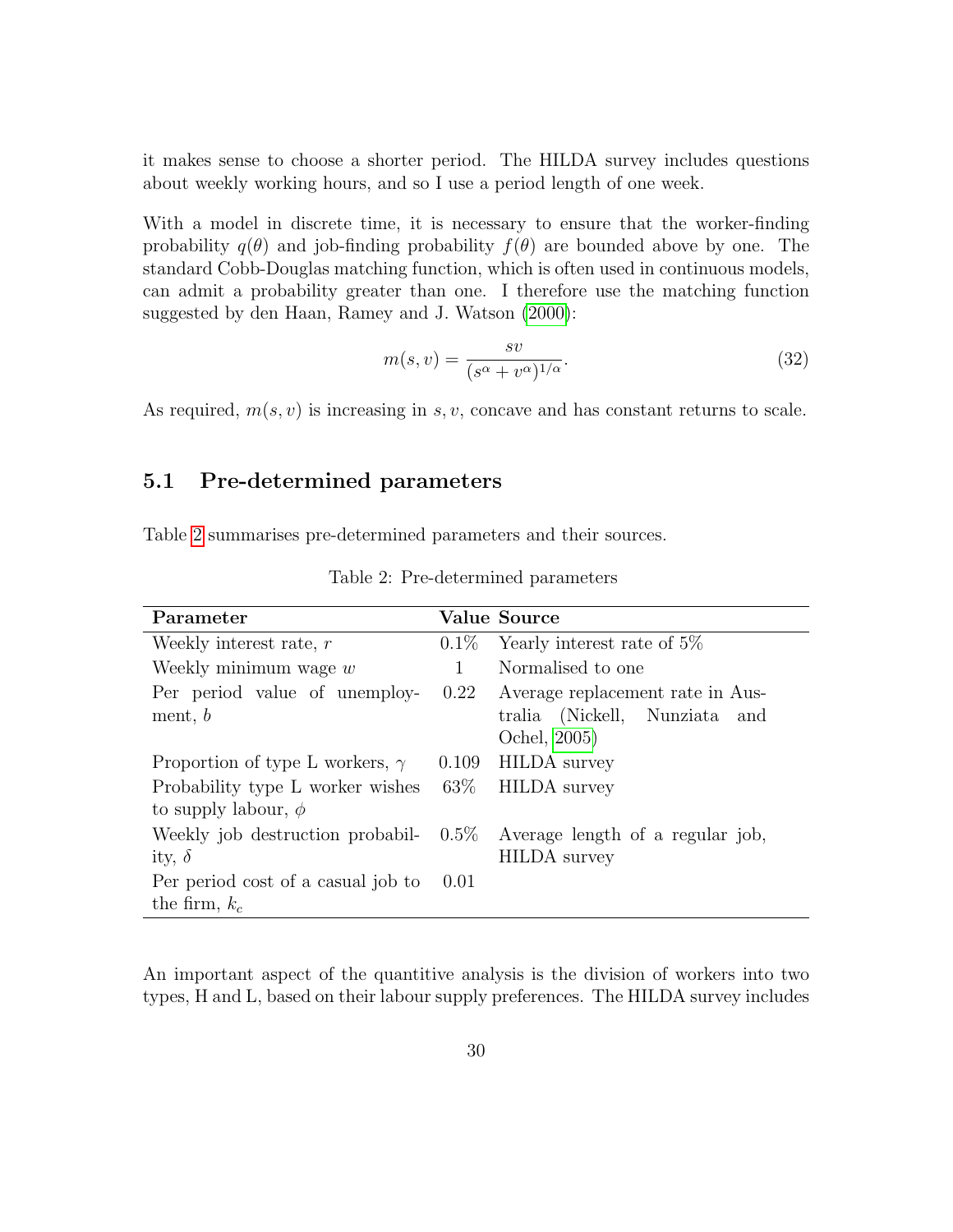it makes sense to choose a shorter period. The HILDA survey includes questions about weekly working hours, and so I use a period length of one week.

With a model in discrete time, it is necessary to ensure that the worker-finding probability $q(\theta)$ and job-finding probability $f(\theta)$ are bounded above by one. The standard Cobb-Douglas matching function, which is often used in continuous models, can admit a probability greater than one. I therefore use the matching function suggested by den Haan, Ramey and J. Watson (2000):

$$m(s, v) = \frac{sv}{(s^\alpha + v^\alpha)^{1/\alpha}}. \tag{32}$$

As required, $m(s, v)$ is increasing in $s, v$, concave and has constant returns to scale.

## 5.1 Pre-determined parameters

Table 2 summarises pre-determined parameters and their sources.

Table 2: Pre-determined parameters

| Parameter | Value | Source |
|---|---|---|
| Weekly interest rate, $r$ | 0.1% | Yearly interest rate of 5% |
| Weekly minimum wage $w$ | 1 | Normalised to one |
| Per period value of unemployment, $b$ | 0.22 | Average replacement rate in Australia (Nickell, Nunziata and Ochel, 2005) |
| Proportion of type L workers, $\gamma$ | 0.109 | HILDA survey |
| Probability type L worker wishes to supply labour, $\phi$ | 63% | HILDA survey |
| Weekly job destruction probability, $\delta$ | 0.5% | Average length of a regular job, HILDA survey |
| Per period cost of a casual job to the firm, $k_c$ | 0.01 | |

An important aspect of the quantitive analysis is the division of workers into two types, H and L, based on their labour supply preferences. The HILDA survey includes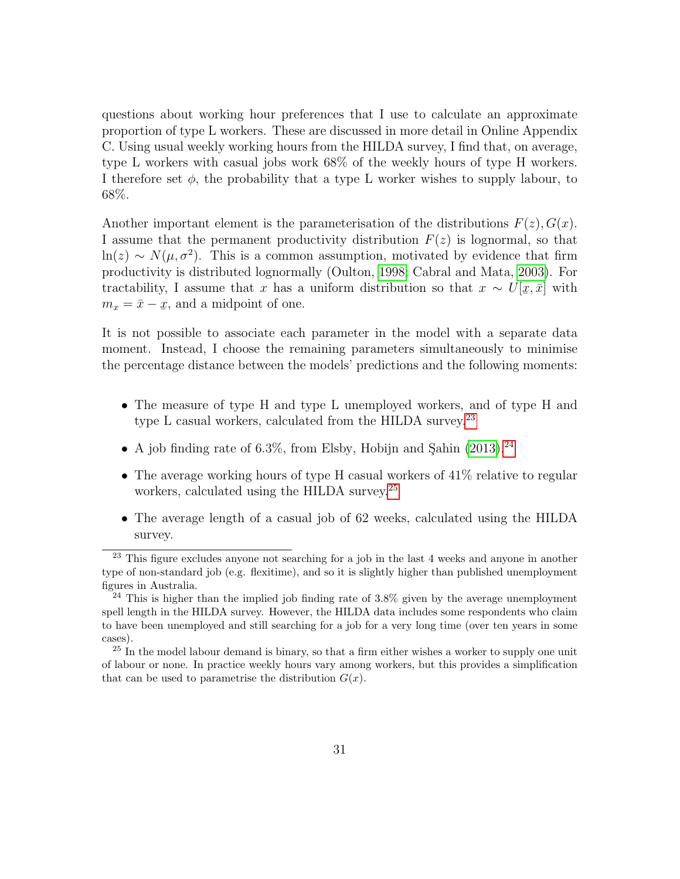questions about working hour preferences that I use to calculate an approximate proportion of type L workers. These are discussed in more detail in Online Appendix C. Using usual weekly working hours from the HILDA survey, I find that, on average, type L workers with casual jobs work 68% of the weekly hours of type H workers. I therefore set $\phi$, the probability that a type L worker wishes to supply labour, to 68%.

Another important element is the parameterisation of the distributions $F(z), G(x)$. I assume that the permanent productivity distribution $F(z)$ is lognormal, so that $\ln(z) \sim N(\mu, \sigma^2)$. This is a common assumption, motivated by evidence that firm productivity is distributed lognormally (Oulton, 1998; Cabral and Mata, 2003). For tractability, I assume that $x$ has a uniform distribution so that $x \sim U[\underline{x}, \bar{x}]$ with $m_x = \bar{x} - \underline{x}$, and a midpoint of one.

It is not possible to associate each parameter in the model with a separate data moment. Instead, I choose the remaining parameters simultaneously to minimise the percentage distance between the models' predictions and the following moments:

- The measure of type H and type L unemployed workers, and of type H and type L casual workers, calculated from the HILDA survey.[23]
- A job finding rate of 6.3%, from Elsby, Hobijn and Şahin (2013).[24]
- The average working hours of type H casual workers of 41% relative to regular workers, calculated using the HILDA survey.[25]
- The average length of a casual job of 62 weeks, calculated using the HILDA survey.

[23] This figure excludes anyone not searching for a job in the last 4 weeks and anyone in another type of non-standard job (e.g. flexitime), and so it is slightly higher than published unemployment figures in Australia.

[24] This is higher than the implied job finding rate of 3.8% given by the average unemployment spell length in the HILDA survey. However, the HILDA data includes some respondents who claim to have been unemployed and still searching for a job for a very long time (over ten years in some cases).

[25] In the model labour demand is binary, so that a firm either wishes a worker to supply one unit of labour or none. In practice weekly hours vary among workers, but this provides a simplification that can be used to parametrise the distribution $G(x)$.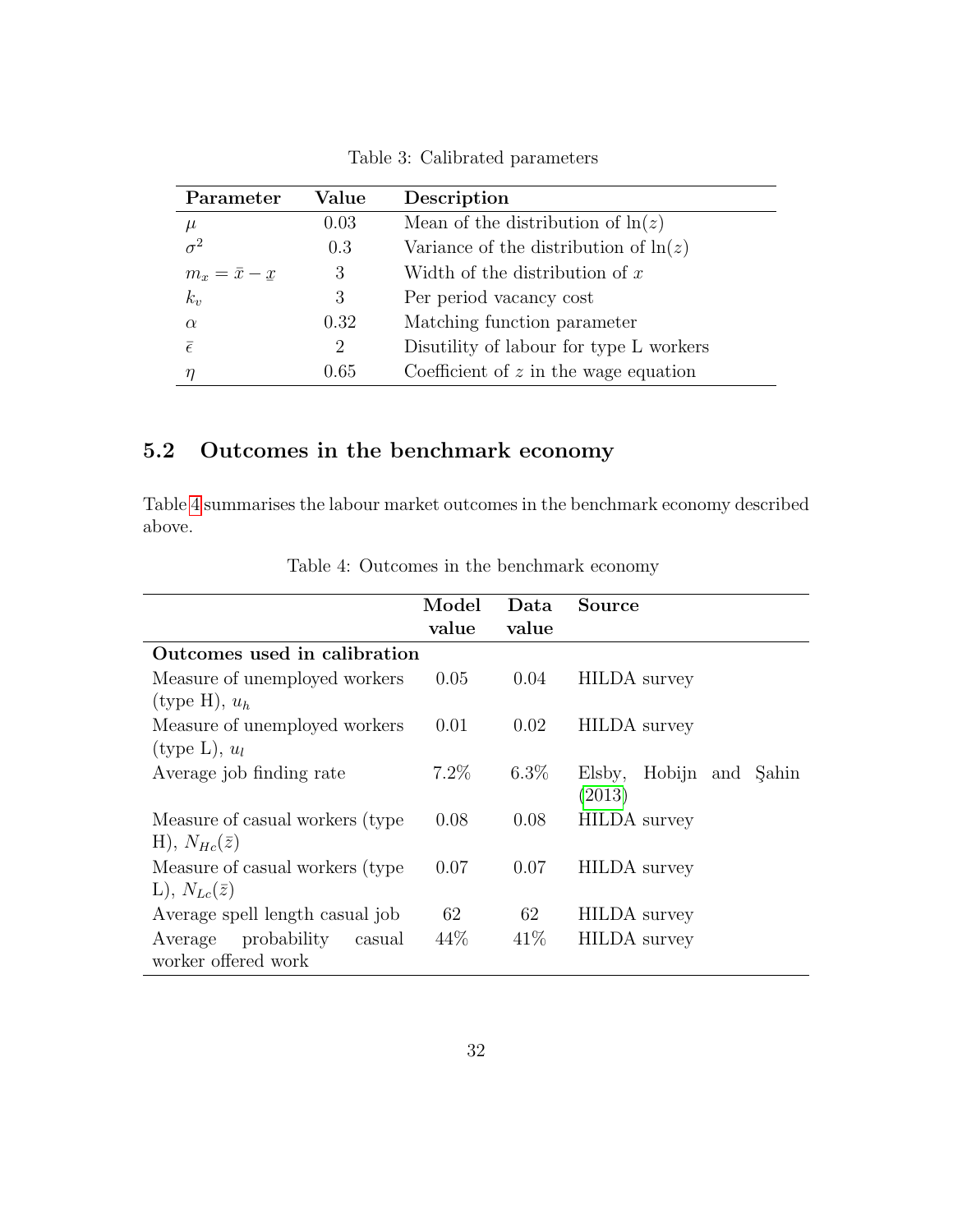Table 3: Calibrated parameters

| Parameter | Value | Description |
|---|---|---|
| $\mu$ | 0.03 | Mean of the distribution of $\ln(z)$ |
| $\sigma^2$ | 0.3 | Variance of the distribution of $\ln(z)$ |
| $m_x = \bar{x} - \underline{x}$ | 3 | Width of the distribution of $x$ |
| $k_v$ | 3 | Per period vacancy cost |
| $\alpha$ | 0.32 | Matching function parameter |
| $\bar{\epsilon}$ | 2 | Disutility of labour for type L workers |
| $\eta$ | 0.65 | Coefficient of $z$ in the wage equation |

## 5.2 Outcomes in the benchmark economy

Table 4 summarises the labour market outcomes in the benchmark economy described above.

Table 4: Outcomes in the benchmark economy

| | Model value | Data value | Source |
|---|---|---|---|
| **Outcomes used in calibration** | | | |
| Measure of unemployed workers (type H), $u_h$ | 0.05 | 0.04 | HILDA survey |
| Measure of unemployed workers (type L), $u_l$ | 0.01 | 0.02 | HILDA survey |
| Average job finding rate | 7.2% | 6.3% | Elsby, Hobijn and Şahin (2013) |
| Measure of casual workers (type H), $N_{Hc}(\bar{z})$ | 0.08 | 0.08 | HILDA survey |
| Measure of casual workers (type L), $N_{Lc}(\bar{z})$ | 0.07 | 0.07 | HILDA survey |
| Average spell length casual job | 62 | 62 | HILDA survey |
| Average probability casual worker offered work | 44% | 41% | HILDA survey |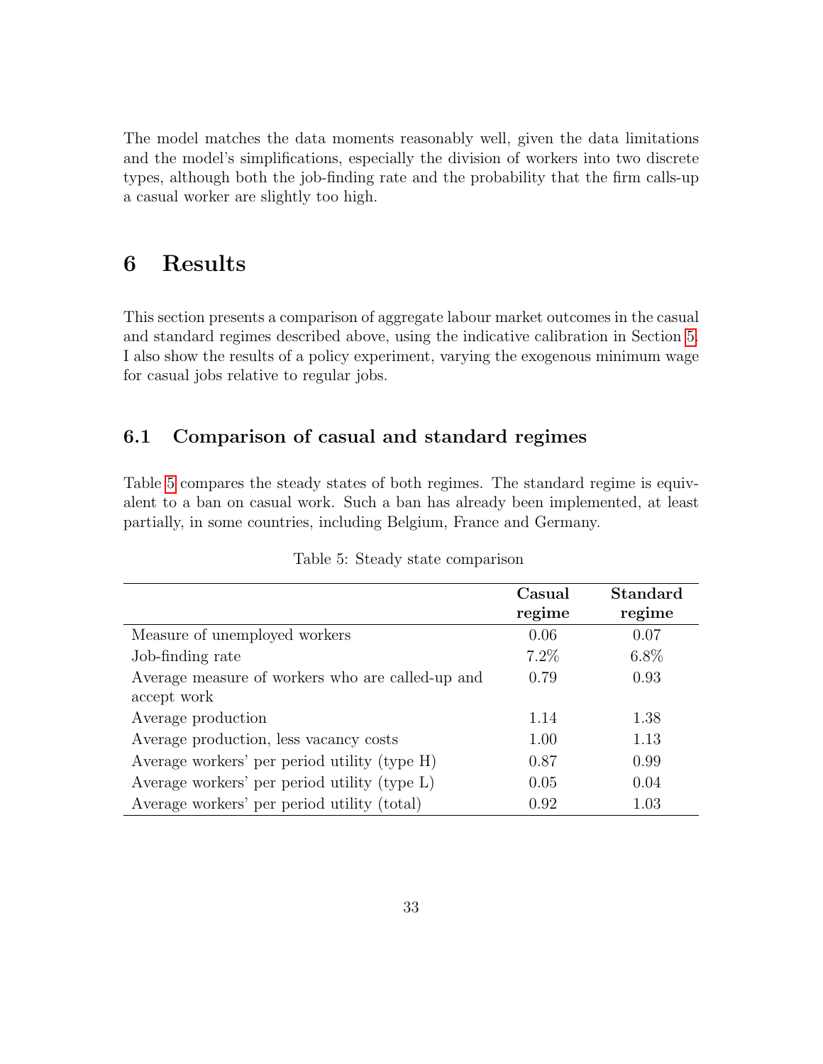The model matches the data moments reasonably well, given the data limitations and the model's simplifications, especially the division of workers into two discrete types, although both the job-finding rate and the probability that the firm calls-up a casual worker are slightly too high.

# 6 Results

This section presents a comparison of aggregate labour market outcomes in the casual and standard regimes described above, using the indicative calibration in Section 5. I also show the results of a policy experiment, varying the exogenous minimum wage for casual jobs relative to regular jobs.

## 6.1 Comparison of casual and standard regimes

Table 5 compares the steady states of both regimes. The standard regime is equivalent to a ban on casual work. Such a ban has already been implemented, at least partially, in some countries, including Belgium, France and Germany.

Table 5: Steady state comparison

| | **Casual regime** | **Standard regime** |
|---|---|---|
| Measure of unemployed workers | 0.06 | 0.07 |
| Job-finding rate | 7.2% | 6.8% |
| Average measure of workers who are called-up and accept work | 0.79 | 0.93 |
| Average production | 1.14 | 1.38 |
| Average production, less vacancy costs | 1.00 | 1.13 |
| Average workers' per period utility (type H) | 0.87 | 0.99 |
| Average workers' per period utility (type L) | 0.05 | 0.04 |
| Average workers' per period utility (total) | 0.92 | 1.03 |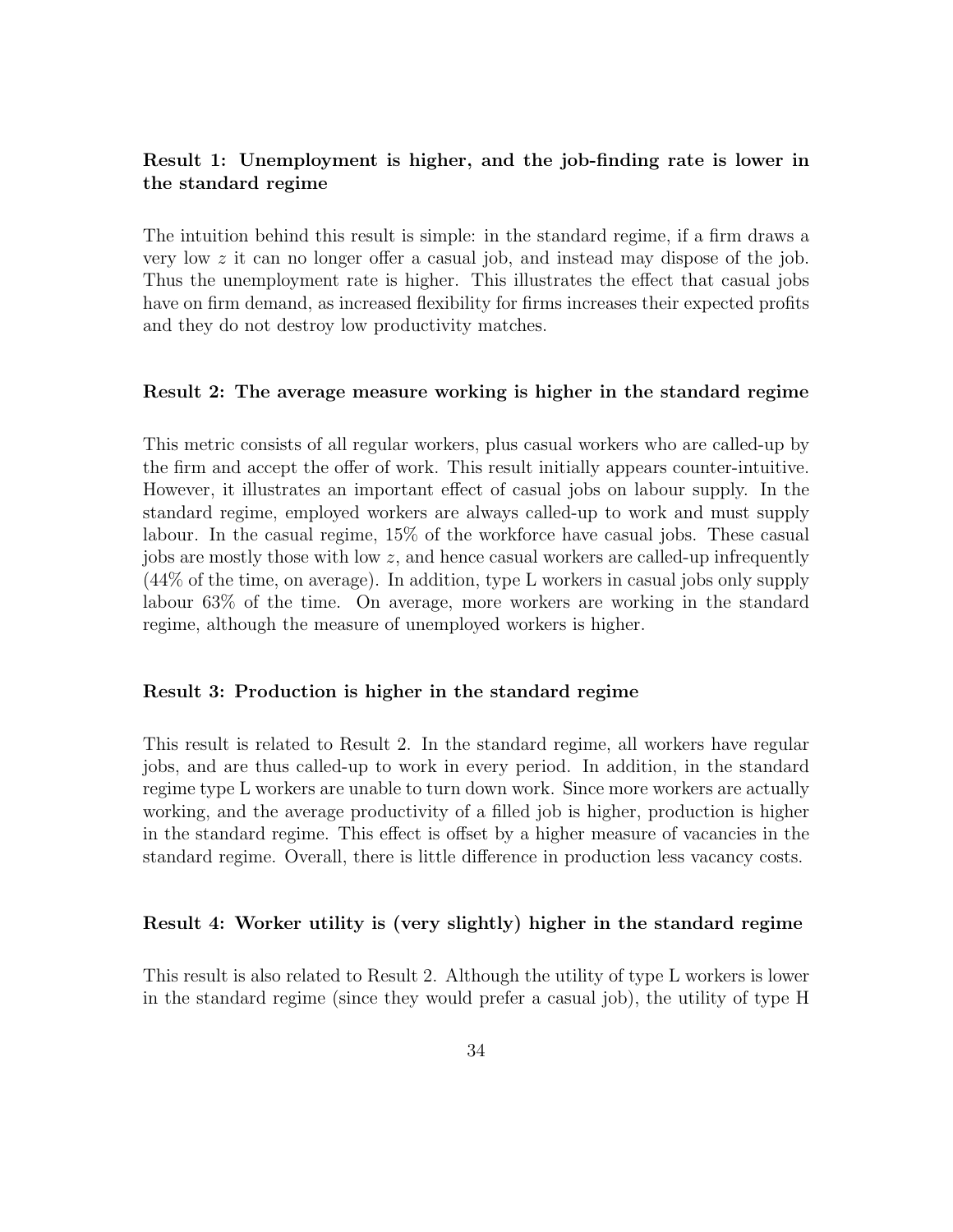**Result 1: Unemployment is higher, and the job-finding rate is lower in the standard regime**

The intuition behind this result is simple: in the standard regime, if a firm draws a very low $z$ it can no longer offer a casual job, and instead may dispose of the job. Thus the unemployment rate is higher. This illustrates the effect that casual jobs have on firm demand, as increased flexibility for firms increases their expected profits and they do not destroy low productivity matches.

**Result 2: The average measure working is higher in the standard regime**

This metric consists of all regular workers, plus casual workers who are called-up by the firm and accept the offer of work. This result initially appears counter-intuitive. However, it illustrates an important effect of casual jobs on labour supply. In the standard regime, employed workers are always called-up to work and must supply labour. In the casual regime, 15% of the workforce have casual jobs. These casual jobs are mostly those with low $z$, and hence casual workers are called-up infrequently (44% of the time, on average). In addition, type L workers in casual jobs only supply labour 63% of the time. On average, more workers are working in the standard regime, although the measure of unemployed workers is higher.

**Result 3: Production is higher in the standard regime**

This result is related to Result 2. In the standard regime, all workers have regular jobs, and are thus called-up to work in every period. In addition, in the standard regime type L workers are unable to turn down work. Since more workers are actually working, and the average productivity of a filled job is higher, production is higher in the standard regime. This effect is offset by a higher measure of vacancies in the standard regime. Overall, there is little difference in production less vacancy costs.

**Result 4: Worker utility is (very slightly) higher in the standard regime**

This result is also related to Result 2. Although the utility of type L workers is lower in the standard regime (since they would prefer a casual job), the utility of type H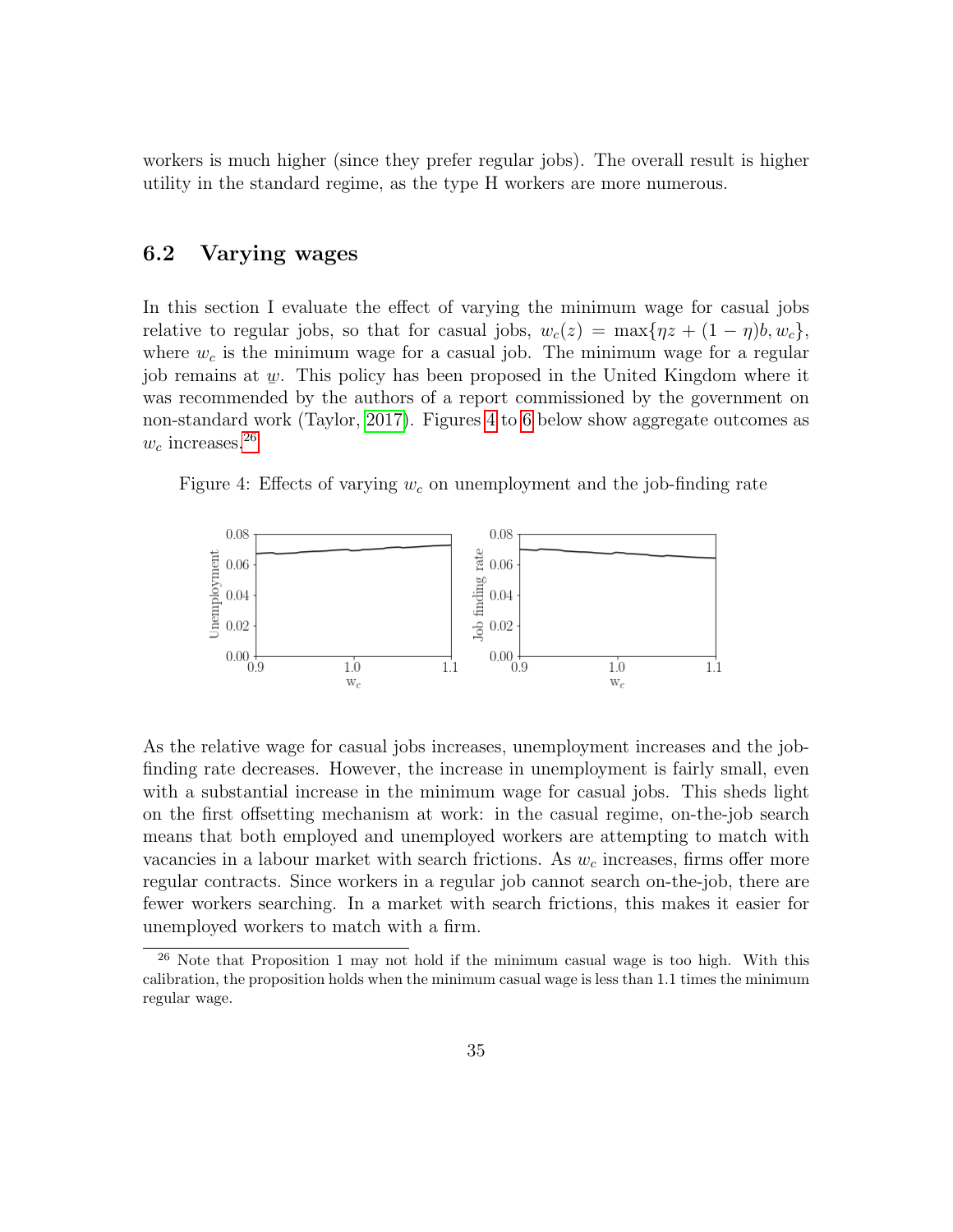workers is much higher (since they prefer regular jobs). The overall result is higher utility in the standard regime, as the type H workers are more numerous.

## 6.2 Varying wages

In this section I evaluate the effect of varying the minimum wage for casual jobs relative to regular jobs, so that for casual jobs, $w_c(z) = \max\{\eta z + (1-\eta)b, w_c\}$, where $w_c$ is the minimum wage for a casual job. The minimum wage for a regular job remains at $\underline{w}$. This policy has been proposed in the United Kingdom where it was recommended by the authors of a report commissioned by the government on non-standard work (Taylor, 2017). Figures 4 to 6 below show aggregate outcomes as $w_c$ increases.[26]

Figure 4: Effects of varying $w_c$ on unemployment and the job-finding rate

As the relative wage for casual jobs increases, unemployment increases and the job-finding rate decreases. However, the increase in unemployment is fairly small, even with a substantial increase in the minimum wage for casual jobs. This sheds light on the first offsetting mechanism at work: in the casual regime, on-the-job search means that both employed and unemployed workers are attempting to match with vacancies in a labour market with search frictions. As $w_c$ increases, firms offer more regular contracts. Since workers in a regular job cannot search on-the-job, there are fewer workers searching. In a market with search frictions, this makes it easier for unemployed workers to match with a firm.

[26] Note that Proposition 1 may not hold if the minimum casual wage is too high. With this calibration, the proposition holds when the minimum casual wage is less than 1.1 times the minimum regular wage.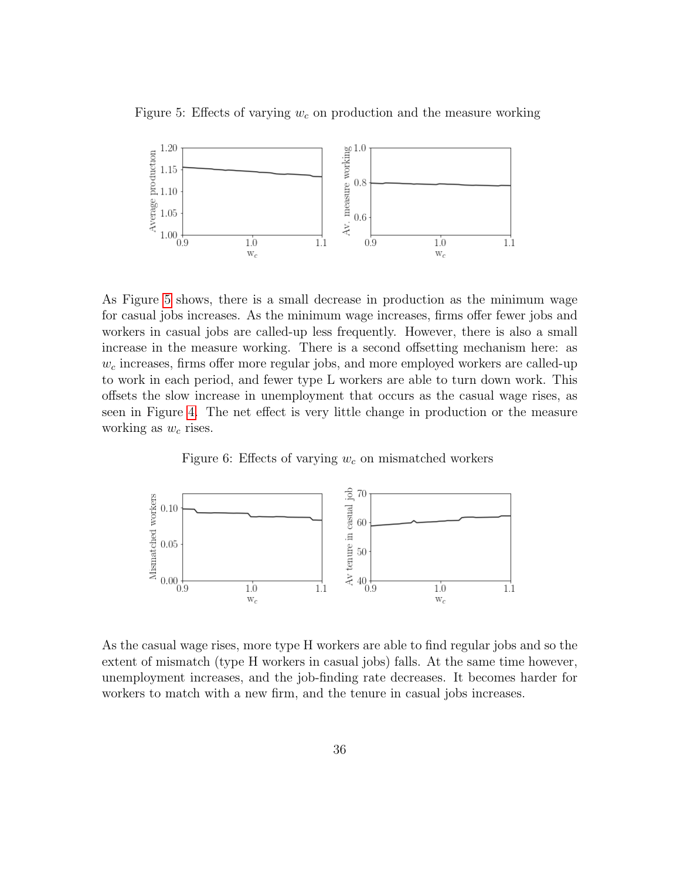Figure 5: Effects of varying $w_c$ on production and the measure working

As Figure 5 shows, there is a small decrease in production as the minimum wage for casual jobs increases. As the minimum wage increases, firms offer fewer jobs and workers in casual jobs are called-up less frequently. However, there is also a small increase in the measure working. There is a second offsetting mechanism here: as $w_c$ increases, firms offer more regular jobs, and more employed workers are called-up to work in each period, and fewer type L workers are able to turn down work. This offsets the slow increase in unemployment that occurs as the casual wage rises, as seen in Figure 4. The net effect is very little change in production or the measure working as $w_c$ rises.

Figure 6: Effects of varying $w_c$ on mismatched workers

As the casual wage rises, more type H workers are able to find regular jobs and so the extent of mismatch (type H workers in casual jobs) falls. At the same time however, unemployment increases, and the job-finding rate decreases. It becomes harder for workers to match with a new firm, and the tenure in casual jobs increases.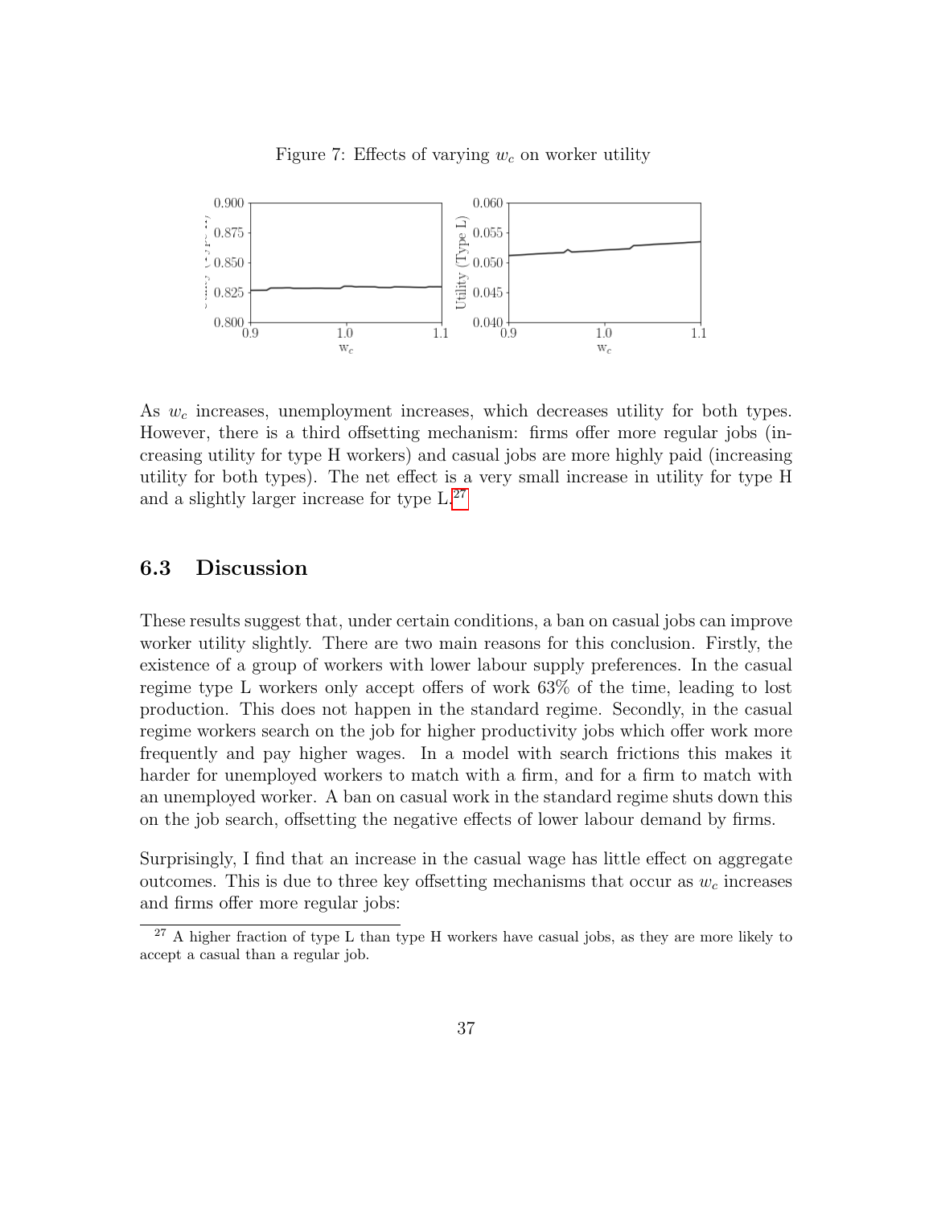Figure 7: Effects of varying $w_c$ on worker utility

As $w_c$ increases, unemployment increases, which decreases utility for both types. However, there is a third offsetting mechanism: firms offer more regular jobs (increasing utility for type H workers) and casual jobs are more highly paid (increasing utility for both types). The net effect is a very small increase in utility for type H and a slightly larger increase for type L.[27]

## 6.3 Discussion

These results suggest that, under certain conditions, a ban on casual jobs can improve worker utility slightly. There are two main reasons for this conclusion. Firstly, the existence of a group of workers with lower labour supply preferences. In the casual regime type L workers only accept offers of work 63% of the time, leading to lost production. This does not happen in the standard regime. Secondly, in the casual regime workers search on the job for higher productivity jobs which offer work more frequently and pay higher wages. In a model with search frictions this makes it harder for unemployed workers to match with a firm, and for a firm to match with an unemployed worker. A ban on casual work in the standard regime shuts down this on the job search, offsetting the negative effects of lower labour demand by firms.

Surprisingly, I find that an increase in the casual wage has little effect on aggregate outcomes. This is due to three key offsetting mechanisms that occur as $w_c$ increases and firms offer more regular jobs:

[27] A higher fraction of type L than type H workers have casual jobs, as they are more likely to accept a casual than a regular job.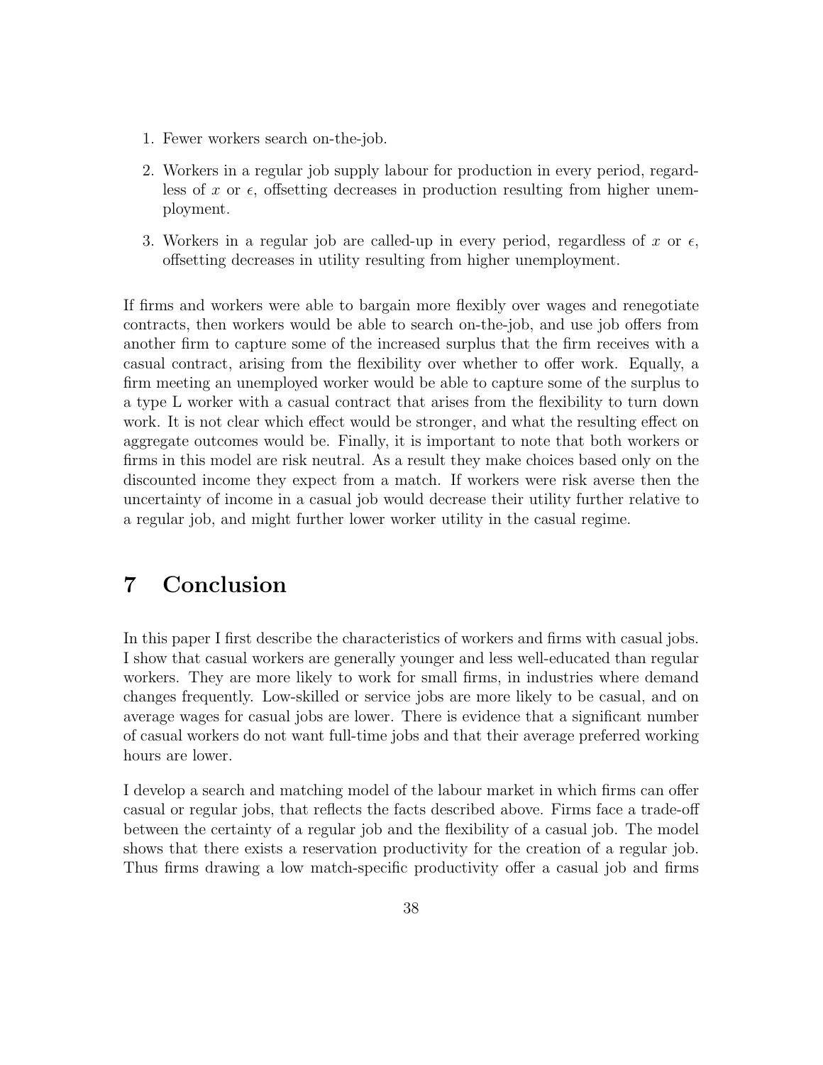1. Fewer workers search on-the-job.

2. Workers in a regular job supply labour for production in every period, regardless of $x$ or $\epsilon$, offsetting decreases in production resulting from higher unemployment.

3. Workers in a regular job are called-up in every period, regardless of $x$ or $\epsilon$, offsetting decreases in utility resulting from higher unemployment.

If firms and workers were able to bargain more flexibly over wages and renegotiate contracts, then workers would be able to search on-the-job, and use job offers from another firm to capture some of the increased surplus that the firm receives with a casual contract, arising from the flexibility over whether to offer work. Equally, a firm meeting an unemployed worker would be able to capture some of the surplus to a type L worker with a casual contract that arises from the flexibility to turn down work. It is not clear which effect would be stronger, and what the resulting effect on aggregate outcomes would be. Finally, it is important to note that both workers or firms in this model are risk neutral. As a result they make choices based only on the discounted income they expect from a match. If workers were risk averse then the uncertainty of income in a casual job would decrease their utility further relative to a regular job, and might further lower worker utility in the casual regime.

# 7 Conclusion

In this paper I first describe the characteristics of workers and firms with casual jobs. I show that casual workers are generally younger and less well-educated than regular workers. They are more likely to work for small firms, in industries where demand changes frequently. Low-skilled or service jobs are more likely to be casual, and on average wages for casual jobs are lower. There is evidence that a significant number of casual workers do not want full-time jobs and that their average preferred working hours are lower.

I develop a search and matching model of the labour market in which firms can offer casual or regular jobs, that reflects the facts described above. Firms face a trade-off between the certainty of a regular job and the flexibility of a casual job. The model shows that there exists a reservation productivity for the creation of a regular job. Thus firms drawing a low match-specific productivity offer a casual job and firms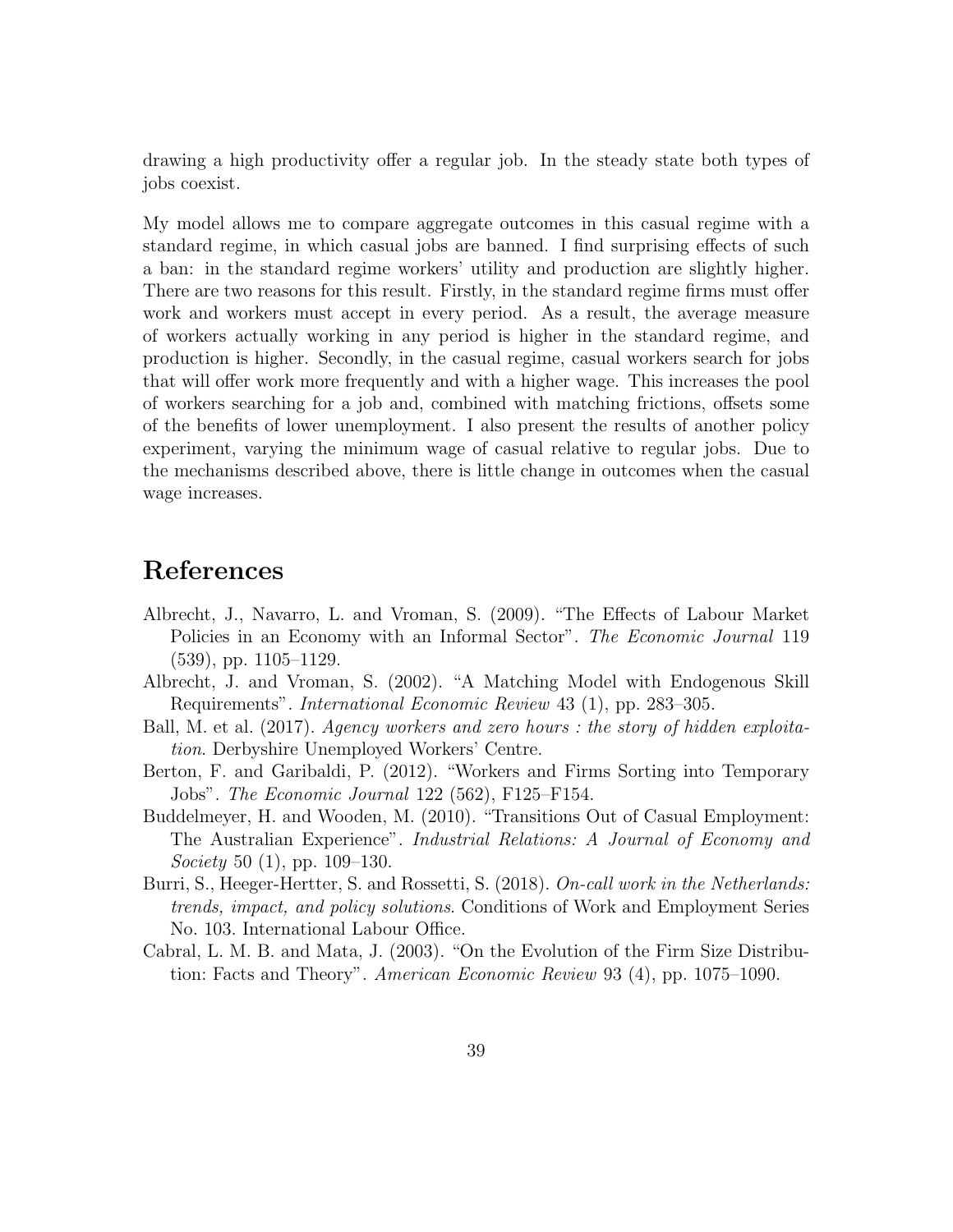drawing a high productivity offer a regular job. In the steady state both types of jobs coexist.

My model allows me to compare aggregate outcomes in this casual regime with a standard regime, in which casual jobs are banned. I find surprising effects of such a ban: in the standard regime workers' utility and production are slightly higher. There are two reasons for this result. Firstly, in the standard regime firms must offer work and workers must accept in every period. As a result, the average measure of workers actually working in any period is higher in the standard regime, and production is higher. Secondly, in the casual regime, casual workers search for jobs that will offer work more frequently and with a higher wage. This increases the pool of workers searching for a job and, combined with matching frictions, offsets some of the benefits of lower unemployment. I also present the results of another policy experiment, varying the minimum wage of casual relative to regular jobs. Due to the mechanisms described above, there is little change in outcomes when the casual wage increases.

# References

Albrecht, J., Navarro, L. and Vroman, S. (2009). "The Effects of Labour Market Policies in an Economy with an Informal Sector". *The Economic Journal* 119 (539), pp. 1105–1129.

Albrecht, J. and Vroman, S. (2002). "A Matching Model with Endogenous Skill Requirements". *International Economic Review* 43 (1), pp. 283–305.

Ball, M. et al. (2017). *Agency workers and zero hours : the story of hidden exploitation*. Derbyshire Unemployed Workers' Centre.

Berton, F. and Garibaldi, P. (2012). "Workers and Firms Sorting into Temporary Jobs". *The Economic Journal* 122 (562), F125–F154.

Buddelmeyer, H. and Wooden, M. (2010). "Transitions Out of Casual Employment: The Australian Experience". *Industrial Relations: A Journal of Economy and Society* 50 (1), pp. 109–130.

Burri, S., Heeger-Hertter, S. and Rossetti, S. (2018). *On-call work in the Netherlands: trends, impact, and policy solutions*. Conditions of Work and Employment Series No. 103. International Labour Office.

Cabral, L. M. B. and Mata, J. (2003). "On the Evolution of the Firm Size Distribution: Facts and Theory". *American Economic Review* 93 (4), pp. 1075–1090.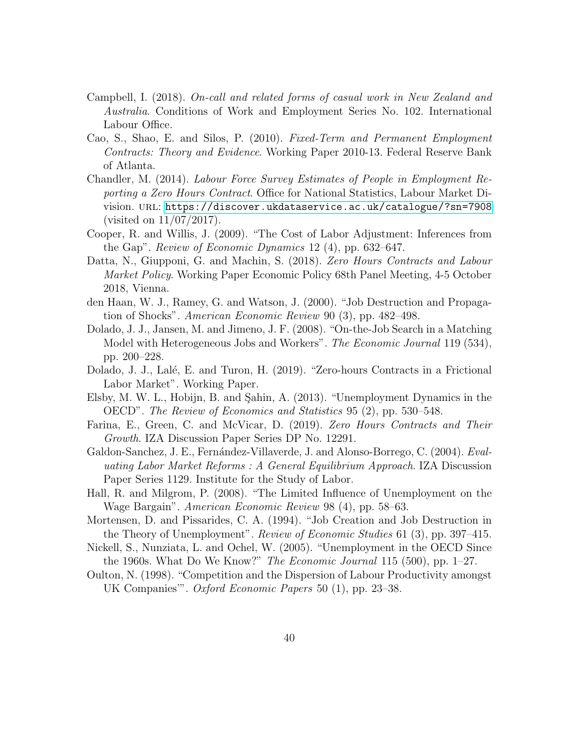Campbell, I. (2018). *On-call and related forms of casual work in New Zealand and Australia*. Conditions of Work and Employment Series No. 102. International Labour Office.

Cao, S., Shao, E. and Silos, P. (2010). *Fixed-Term and Permanent Employment Contracts: Theory and Evidence*. Working Paper 2010-13. Federal Reserve Bank of Atlanta.

Chandler, M. (2014). *Labour Force Survey Estimates of People in Employment Reporting a Zero Hours Contract*. Office for National Statistics, Labour Market Division. URL: https://discover.ukdataservice.ac.uk/catalogue/?sn=7908 (visited on 11/07/2017).

Cooper, R. and Willis, J. (2009). "The Cost of Labor Adjustment: Inferences from the Gap". *Review of Economic Dynamics* 12 (4), pp. 632–647.

Datta, N., Giupponi, G. and Machin, S. (2018). *Zero Hours Contracts and Labour Market Policy*. Working Paper Economic Policy 68th Panel Meeting, 4-5 October 2018, Vienna.

den Haan, W. J., Ramey, G. and Watson, J. (2000). "Job Destruction and Propagation of Shocks". *American Economic Review* 90 (3), pp. 482–498.

Dolado, J. J., Jansen, M. and Jimeno, J. F. (2008). "On-the-Job Search in a Matching Model with Heterogeneous Jobs and Workers". *The Economic Journal* 119 (534), pp. 200–228.

Dolado, J. J., Lalé, E. and Turon, H. (2019). "Zero-hours Contracts in a Frictional Labor Market". Working Paper.

Elsby, M. W. L., Hobijn, B. and Şahin, A. (2013). "Unemployment Dynamics in the OECD". *The Review of Economics and Statistics* 95 (2), pp. 530–548.

Farina, E., Green, C. and McVicar, D. (2019). *Zero Hours Contracts and Their Growth*. IZA Discussion Paper Series DP No. 12291.

Galdon-Sanchez, J. E., Fernández-Villaverde, J. and Alonso-Borrego, C. (2004). *Evaluating Labor Market Reforms : A General Equilibrium Approach*. IZA Discussion Paper Series 1129. Institute for the Study of Labor.

Hall, R. and Milgrom, P. (2008). "The Limited Influence of Unemployment on the Wage Bargain". *American Economic Review* 98 (4), pp. 58–63.

Mortensen, D. and Pissarides, C. A. (1994). "Job Creation and Job Destruction in the Theory of Unemployment". *Review of Economic Studies* 61 (3), pp. 397–415.

Nickell, S., Nunziata, L. and Ochel, W. (2005). "Unemployment in the OECD Since the 1960s. What Do We Know?" *The Economic Journal* 115 (500), pp. 1–27.

Oulton, N. (1998). "Competition and the Dispersion of Labour Productivity amongst UK Companies'". *Oxford Economic Papers* 50 (1), pp. 23–38.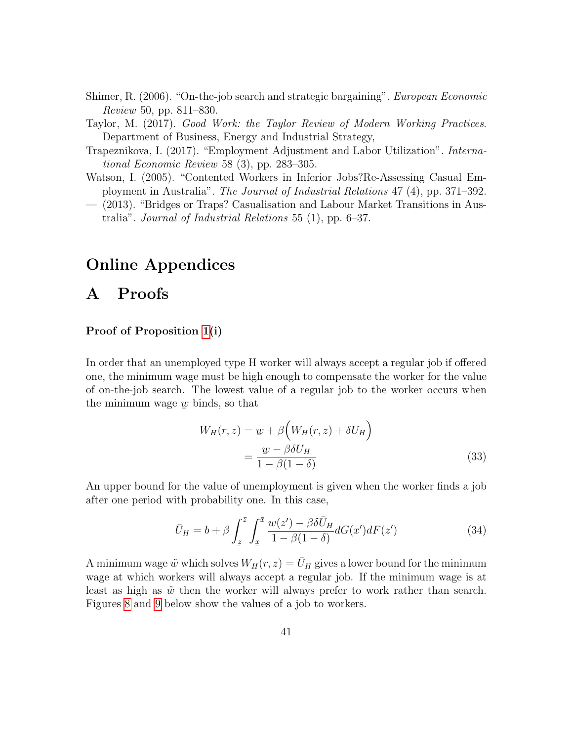Shimer, R. (2006). "On-the-job search and strategic bargaining". *European Economic Review* 50, pp. 811–830.

Taylor, M. (2017). *Good Work: the Taylor Review of Modern Working Practices*. Department of Business, Energy and Industrial Strategy,

Trapeznikova, I. (2017). "Employment Adjustment and Labor Utilization". *International Economic Review* 58 (3), pp. 283–305.

Watson, I. (2005). "Contented Workers in Inferior Jobs?Re-Assessing Casual Employment in Australia". *The Journal of Industrial Relations* 47 (4), pp. 371–392.

— (2013). "Bridges or Traps? Casualisation and Labour Market Transitions in Australia". *Journal of Industrial Relations* 55 (1), pp. 6–37.

# Online Appendices

## A Proofs

### Proof of Proposition 1(i)

In order that an unemployed type H worker will always accept a regular job if offered one, the minimum wage must be high enough to compensate the worker for the value of on-the-job search. The lowest value of a regular job to the worker occurs when the minimum wage $\underline{w}$ binds, so that

$$
\begin{aligned}
W_H(r,z) &= \underline{w} + \beta\Big(W_H(r,z) + \delta U_H\Big) \\
&= \frac{\underline{w} - \beta\delta U_H}{1-\beta(1-\delta)}
\end{aligned}
\tag{33}
$$

An upper bound for the value of unemployment is given when the worker finds a job after one period with probability one. In this case,

$$
\bar{U}_H = b + \beta \int_{\underline{z}}^{\bar{z}} \int_{\underline{x}}^{\bar{x}} \frac{w(z') - \beta\delta\bar{U}_H}{1-\beta(1-\delta)} dG(x') dF(z') \tag{34}
$$

A minimum wage $\tilde{w}$ which solves $W_H(r,z) = \bar{U}_H$ gives a lower bound for the minimum wage at which workers will always accept a regular job. If the minimum wage is at least as high as $\tilde{w}$ then the worker will always prefer to work rather than search. Figures 8 and 9 below show the values of a job to workers.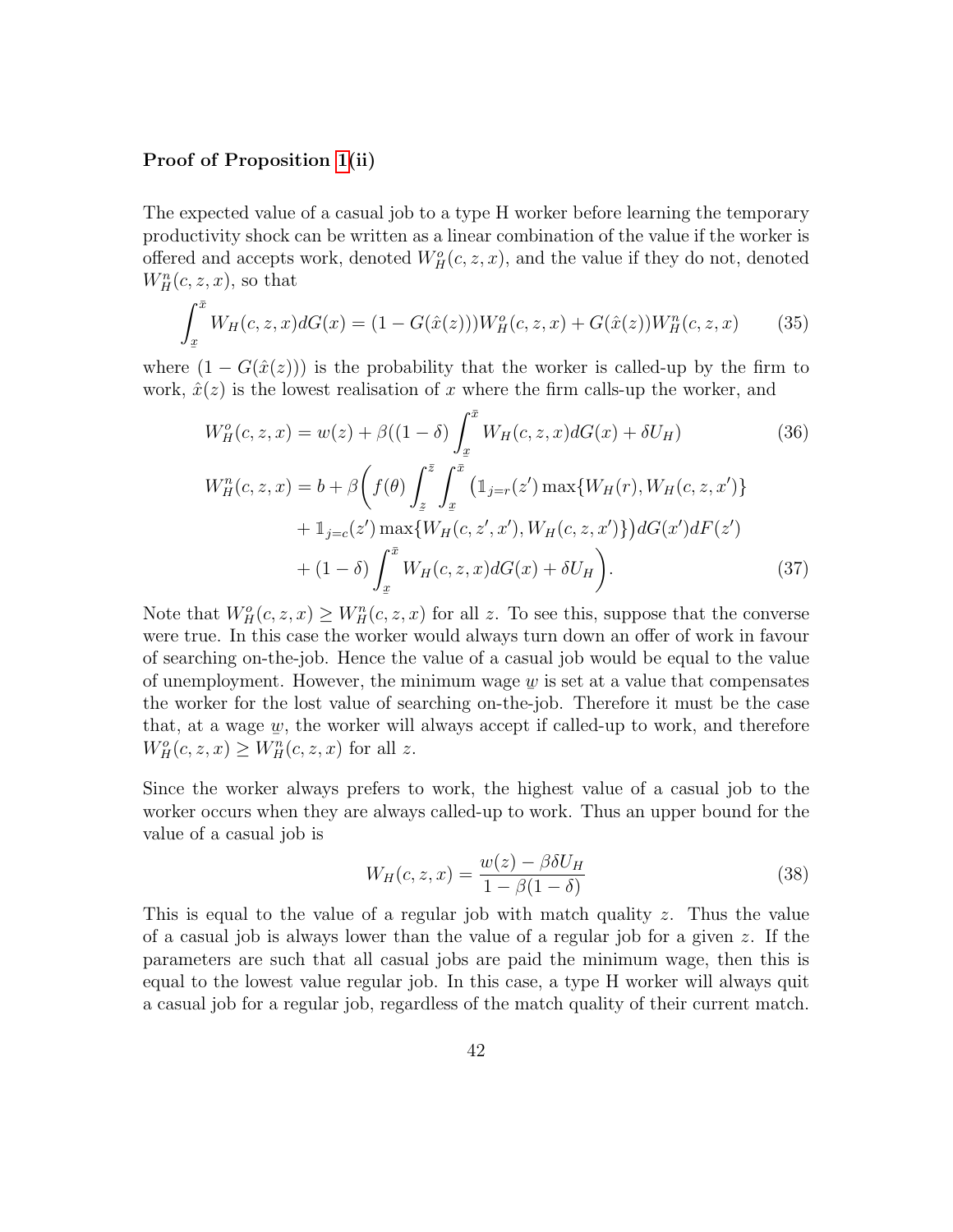**Proof of Proposition 1(ii)**

The expected value of a casual job to a type H worker before learning the temporary productivity shock can be written as a linear combination of the value if the worker is offered and accepts work, denoted $W_H^o(c, z, x)$, and the value if they do not, denoted $W_H^n(c, z, x)$, so that

$$\int_{\underline{x}}^{\bar{x}} W_H(c, z, x) dG(x) = (1 - G(\hat{x}(z)))W_H^o(c, z, x) + G(\hat{x}(z))W_H^n(c, z, x) \tag{35}$$

where $(1 - G(\hat{x}(z)))$ is the probability that the worker is called-up by the firm to work, $\hat{x}(z)$ is the lowest realisation of $x$ where the firm calls-up the worker, and

$$W_H^o(c, z, x) = w(z) + \beta((1 - \delta) \int_{\underline{x}}^{\bar{x}} W_H(c, z, x) dG(x) + \delta U_H) \tag{36}$$

$$\begin{aligned} W_H^n(c, z, x) = b + \beta \bigg( f(\theta) \int_{\underline{z}}^{\bar{z}} \int_{\underline{x}}^{\bar{x}} \big( &\mathbb{1}_{j=r}(z') \max\{W_H(r), W_H(c, z, x')\} \\ &+ \mathbb{1}_{j=c}(z') \max\{W_H(c, z', x'), W_H(c, z, x')\} \big) dG(x') dF(z') \\ &+ (1 - \delta) \int_{\underline{x}}^{\bar{x}} W_H(c, z, x) dG(x) + \delta U_H \bigg). \end{aligned} \tag{37}$$

Note that $W_H^o(c, z, x) \geq W_H^n(c, z, x)$ for all $z$. To see this, suppose that the converse were true. In this case the worker would always turn down an offer of work in favour of searching on-the-job. Hence the value of a casual job would be equal to the value of unemployment. However, the minimum wage $\underline{w}$ is set at a value that compensates the worker for the lost value of searching on-the-job. Therefore it must be the case that, at a wage $\underline{w}$, the worker will always accept if called-up to work, and therefore $W_H^o(c, z, x) \geq W_H^n(c, z, x)$ for all $z$.

Since the worker always prefers to work, the highest value of a casual job to the worker occurs when they are always called-up to work. Thus an upper bound for the value of a casual job is

$$W_H(c, z, x) = \frac{w(z) - \beta\delta U_H}{1 - \beta(1 - \delta)} \tag{38}$$

This is equal to the value of a regular job with match quality $z$. Thus the value of a casual job is always lower than the value of a regular job for a given $z$. If the parameters are such that all casual jobs are paid the minimum wage, then this is equal to the lowest value regular job. In this case, a type H worker will always quit a casual job for a regular job, regardless of the match quality of their current match.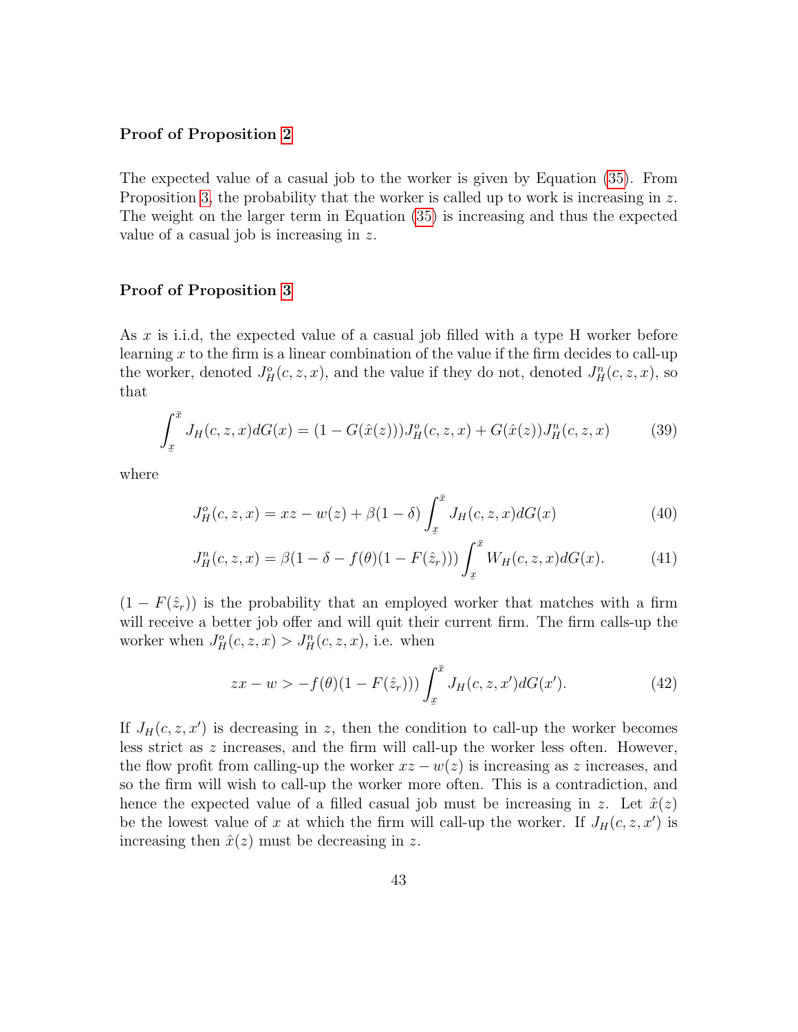**Proof of Proposition 2**

The expected value of a casual job to the worker is given by Equation (35). From Proposition 3, the probability that the worker is called up to work is increasing in $z$. The weight on the larger term in Equation (35) is increasing and thus the expected value of a casual job is increasing in $z$.

**Proof of Proposition 3**

As $x$ is i.i.d, the expected value of a casual job filled with a type H worker before learning $x$ to the firm is a linear combination of the value if the firm decides to call-up the worker, denoted $J_H^o(c, z, x)$, and the value if they do not, denoted $J_H^n(c, z, x)$, so that

$$\int_{\underline{x}}^{\bar{x}} J_H(c, z, x) dG(x) = (1 - G(\hat{x}(z)))J_H^o(c, z, x) + G(\hat{x}(z))J_H^n(c, z, x) \tag{39}$$

where

$$J_H^o(c, z, x) = xz - w(z) + \beta(1 - \delta) \int_{\underline{x}}^{\bar{x}} J_H(c, z, x) dG(x) \tag{40}$$

$$J_H^n(c, z, x) = \beta(1 - \delta - f(\theta)(1 - F(\hat{z}_r))) \int_{\underline{x}}^{\bar{x}} W_H(c, z, x) dG(x). \tag{41}$$

$(1 - F(\hat{z}_r))$ is the probability that an employed worker that matches with a firm will receive a better job offer and will quit their current firm. The firm calls-up the worker when $J_H^o(c, z, x) > J_H^n(c, z, x)$, i.e. when

$$zx - w > -f(\theta)(1 - F(\hat{z}_r))) \int_{\underline{x}}^{\bar{x}} J_H(c, z, x') dG(x'). \tag{42}$$

If $J_H(c, z, x')$ is decreasing in $z$, then the condition to call-up the worker becomes less strict as $z$ increases, and the firm will call-up the worker less often. However, the flow profit from calling-up the worker $xz - w(z)$ is increasing as $z$ increases, and so the firm will wish to call-up the worker more often. This is a contradiction, and hence the expected value of a filled casual job must be increasing in $z$. Let $\hat{x}(z)$ be the lowest value of $x$ at which the firm will call-up the worker. If $J_H(c, z, x')$ is increasing then $\hat{x}(z)$ must be decreasing in $z$.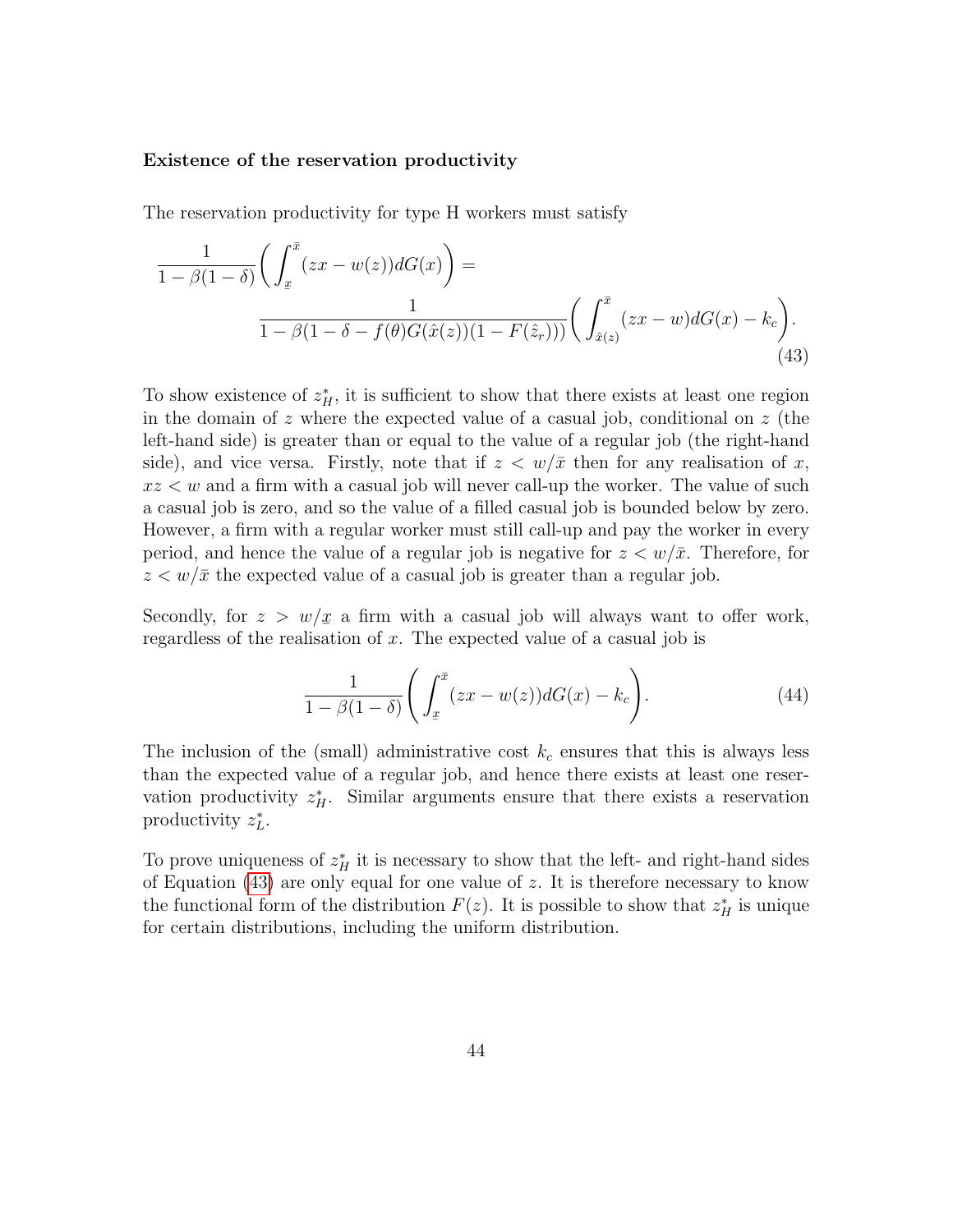**Existence of the reservation productivity**

The reservation productivity for type H workers must satisfy

$$\frac{1}{1-\beta(1-\delta)}\bigg(\int_{\underline{x}}^{\bar{x}}(zx-w(z))dG(x)\bigg) = \frac{1}{1-\beta(1-\delta-f(\theta)G(\hat{x}(z))(1-F(\hat{z}_r)))}\bigg(\int_{\hat{x}(z)}^{\bar{x}}(zx-w)dG(x)-k_c\bigg). \tag{43}$$

To show existence of $z_H^*$, it is sufficient to show that there exists at least one region in the domain of $z$ where the expected value of a casual job, conditional on $z$ (the left-hand side) is greater than or equal to the value of a regular job (the right-hand side), and vice versa. Firstly, note that if $z < w/\bar{x}$ then for any realisation of $x$, $xz < w$ and a firm with a casual job will never call-up the worker. The value of such a casual job is zero, and so the value of a filled casual job is bounded below by zero. However, a firm with a regular worker must still call-up and pay the worker in every period, and hence the value of a regular job is negative for $z < w/\bar{x}$. Therefore, for $z < w/\bar{x}$ the expected value of a casual job is greater than a regular job.

Secondly, for $z > w/\underline{x}$ a firm with a casual job will always want to offer work, regardless of the realisation of $x$. The expected value of a casual job is

$$\frac{1}{1-\beta(1-\delta)}\bigg(\int_{\underline{x}}^{\bar{x}}(zx-w(z))dG(x)-k_c\bigg). \tag{44}$$

The inclusion of the (small) administrative cost $k_c$ ensures that this is always less than the expected value of a regular job, and hence there exists at least one reservation productivity $z_H^*$. Similar arguments ensure that there exists a reservation productivity $z_L^*$.

To prove uniqueness of $z_H^*$ it is necessary to show that the left- and right-hand sides of Equation (43) are only equal for one value of $z$. It is therefore necessary to know the functional form of the distribution $F(z)$. It is possible to show that $z_H^*$ is unique for certain distributions, including the uniform distribution.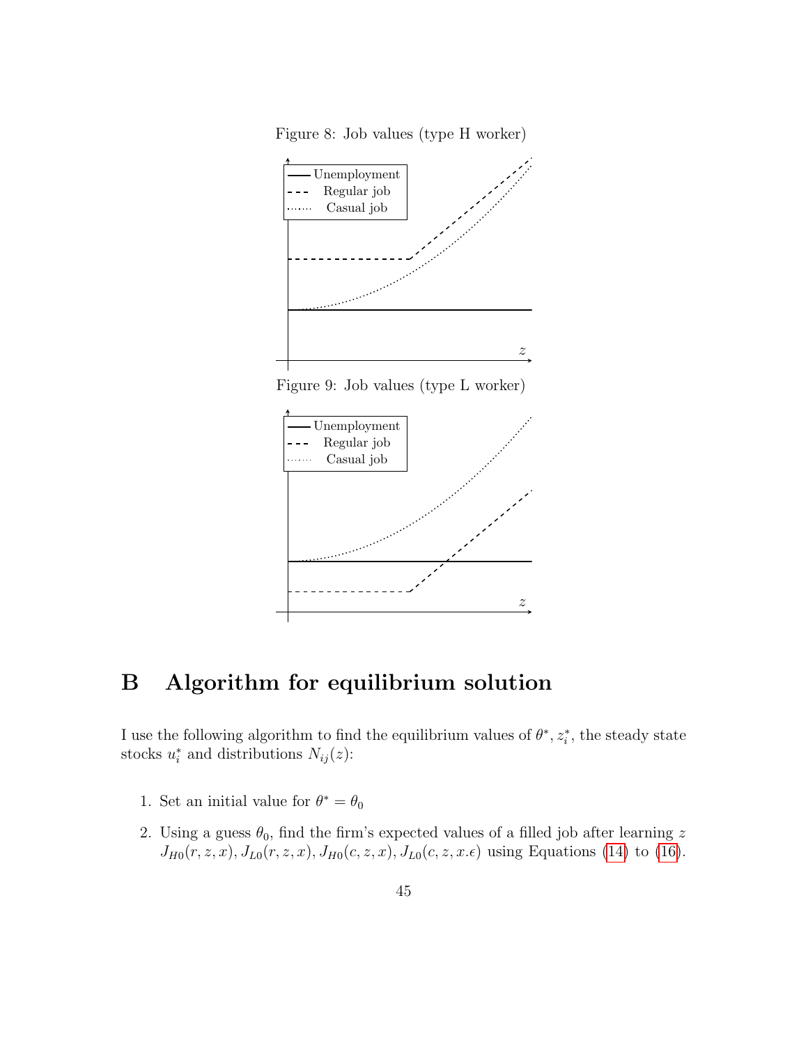Figure 8: Job values (type H worker)

Figure 9: Job values (type L worker)

# B Algorithm for equilibrium solution

I use the following algorithm to find the equilibrium values of $\theta^*$, $z_i^*$, the steady state stocks $u_i^*$ and distributions $N_{ij}(z)$:

1. Set an initial value for $\theta^* = \theta_0$
2. Using a guess $\theta_0$, find the firm's expected values of a filled job after learning $z$ $J_{H0}(r, z, x)$, $J_{L0}(r, z, x)$, $J_{H0}(c, z, x)$, $J_{L0}(c, z, x.\epsilon)$ using Equations (14) to (16).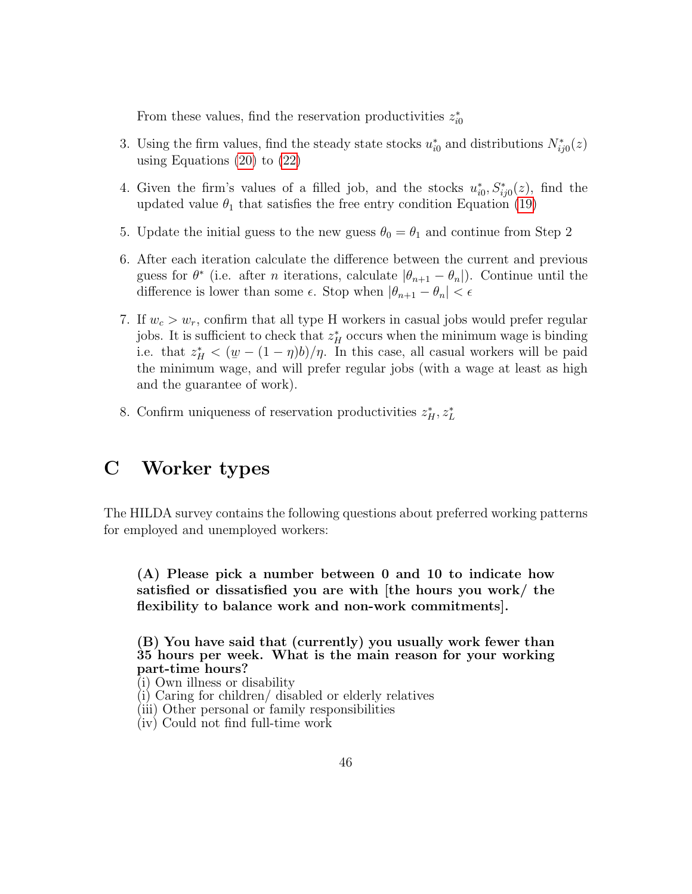From these values, find the reservation productivities $z_{i0}^*$

3. Using the firm values, find the steady state stocks $u_{i0}^*$ and distributions $N_{ij0}^*(z)$ using Equations (20) to (22)

4. Given the firm's values of a filled job, and the stocks $u_{i0}^*, S_{ij0}^*(z)$, find the updated value $\theta_1$ that satisfies the free entry condition Equation (19)

5. Update the initial guess to the new guess $\theta_0 = \theta_1$ and continue from Step 2

6. After each iteration calculate the difference between the current and previous guess for $\theta^*$ (i.e. after $n$ iterations, calculate $|\theta_{n+1} - \theta_n|$). Continue until the difference is lower than some $\epsilon$. Stop when $|\theta_{n+1} - \theta_n| < \epsilon$

7. If $w_c > w_r$, confirm that all type H workers in casual jobs would prefer regular jobs. It is sufficient to check that $z_H^*$ occurs when the minimum wage is binding i.e. that $z_H^* < (\underline{w} - (1-\eta)b)/\eta$. In this case, all casual workers will be paid the minimum wage, and will prefer regular jobs (with a wage at least as high and the guarantee of work).

8. Confirm uniqueness of reservation productivities $z_H^*, z_L^*$

# C Worker types

The HILDA survey contains the following questions about preferred working patterns for employed and unemployed workers:

> **(A) Please pick a number between 0 and 10 to indicate how satisfied or dissatisfied you are with [the hours you work/ the flexibility to balance work and non-work commitments].**

> **(B) You have said that (currently) you usually work fewer than 35 hours per week. What is the main reason for your working part-time hours?**
> (i) Own illness or disability
> (i) Caring for children/ disabled or elderly relatives
> (iii) Other personal or family responsibilities
> (iv) Could not find full-time work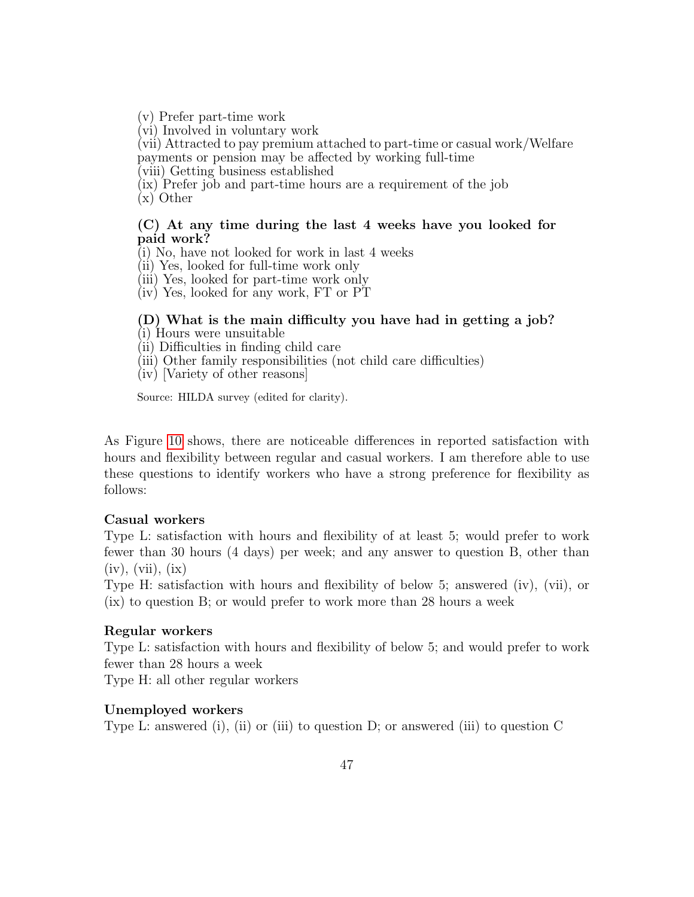(v) Prefer part-time work
(vi) Involved in voluntary work
(vii) Attracted to pay premium attached to part-time or casual work/Welfare payments or pension may be affected by working full-time
(viii) Getting business established
(ix) Prefer job and part-time hours are a requirement of the job
(x) Other

**(C) At any time during the last 4 weeks have you looked for paid work?**
(i) No, have not looked for work in last 4 weeks
(ii) Yes, looked for full-time work only
(iii) Yes, looked for part-time work only
(iv) Yes, looked for any work, FT or PT

**(D) What is the main difficulty you have had in getting a job?**
(i) Hours were unsuitable
(ii) Difficulties in finding child care
(iii) Other family responsibilities (not child care difficulties)
(iv) [Variety of other reasons]

Source: HILDA survey (edited for clarity).

As Figure 10 shows, there are noticeable differences in reported satisfaction with hours and flexibility between regular and casual workers. I am therefore able to use these questions to identify workers who have a strong preference for flexibility as follows:

**Casual workers**
Type L: satisfaction with hours and flexibility of at least 5; would prefer to work fewer than 30 hours (4 days) per week; and any answer to question B, other than (iv), (vii), (ix)
Type H: satisfaction with hours and flexibility of below 5; answered (iv), (vii), or (ix) to question B; or would prefer to work more than 28 hours a week

**Regular workers**
Type L: satisfaction with hours and flexibility of below 5; and would prefer to work fewer than 28 hours a week
Type H: all other regular workers

**Unemployed workers**
Type L: answered (i), (ii) or (iii) to question D; or answered (iii) to question C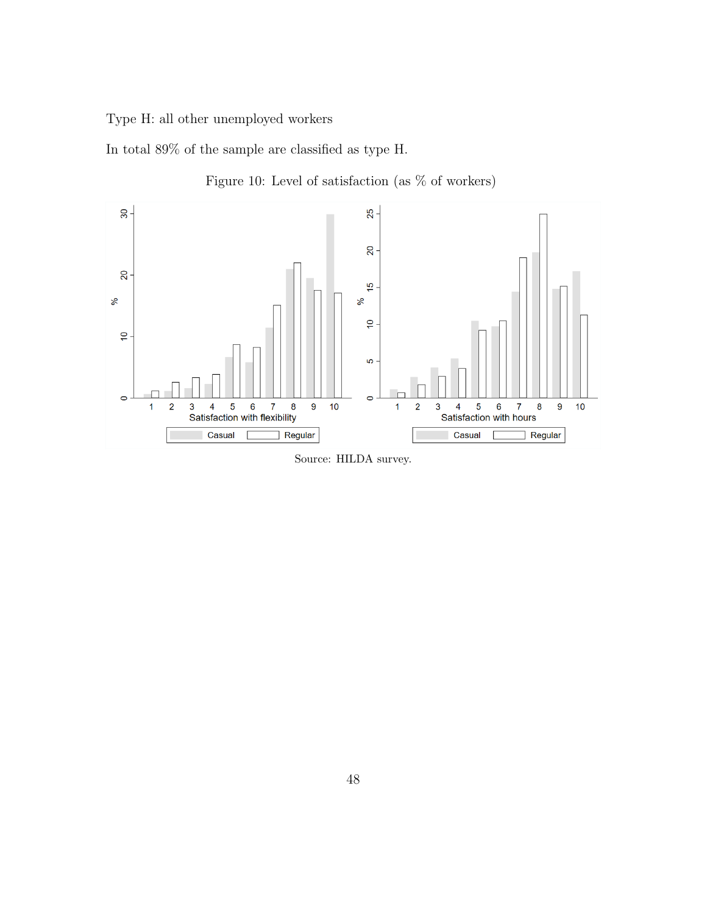Type H: all other unemployed workers

In total 89% of the sample are classified as type H.

Figure 10: Level of satisfaction (as % of workers)

%

30
20
10
0

1 2 3 4 5 6 7 8 9 10

Satisfaction with flexibility

Casual Regular

%

25
20
15
10
5
0

1 2 3 4 5 6 7 8 9 10

Satisfaction with hours

Casual Regular

Source: HILDA survey.